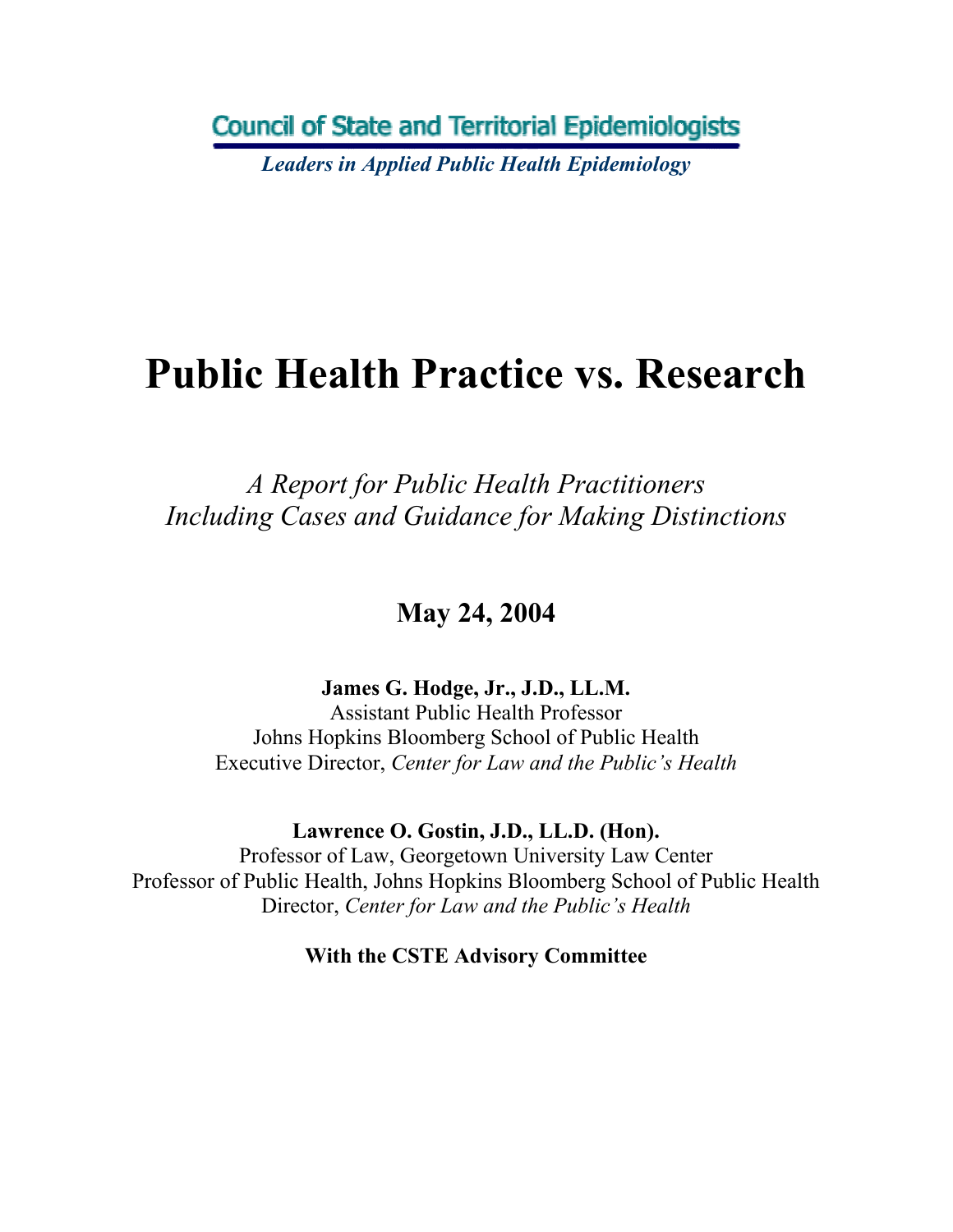Council of State and Territorial Epidemiologists

*Leaders in Applied Public Health Epidemiology*

# Public Health Practice vs. Research

*A Report for Public Health Practitioners*
*Including Cases and Guidance for Making Distinctions*

**May 24, 2004**

**James G. Hodge, Jr., J.D., LL.M.**
Assistant Public Health Professor
Johns Hopkins Bloomberg School of Public Health
Executive Director, *Center for Law and the Public's Health*

**Lawrence O. Gostin, J.D., LL.D. (Hon).**
Professor of Law, Georgetown University Law Center
Professor of Public Health, Johns Hopkins Bloomberg School of Public Health
Director, *Center for Law and the Public's Health*

**With the CSTE Advisory Committee**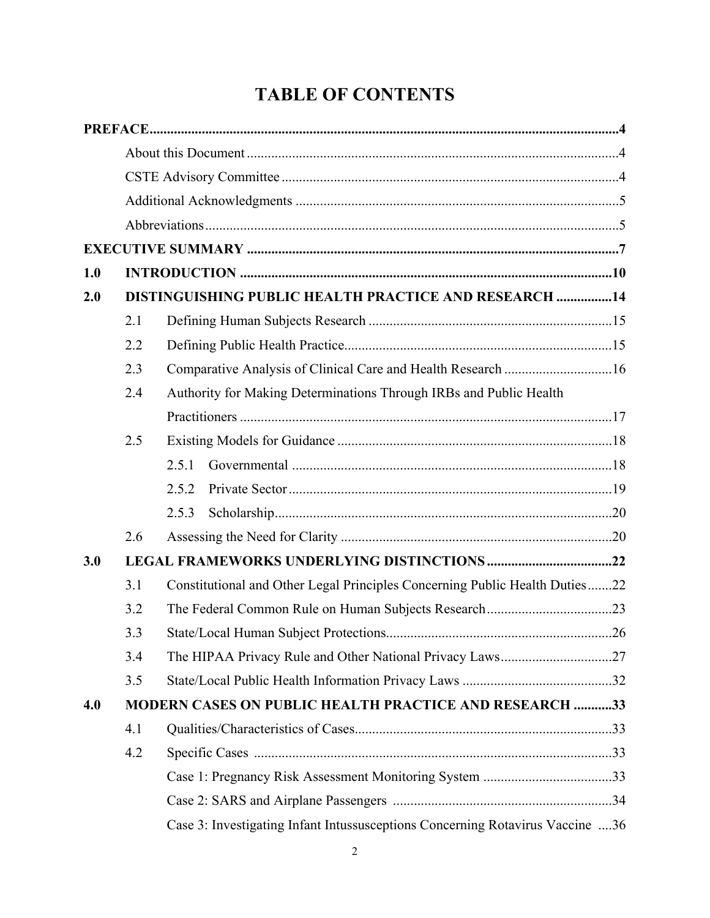# TABLE OF CONTENTS

**PREFACE** ..... 4

- About this Document ..... 4
- CSTE Advisory Committee ..... 4
- Additional Acknowledgments ..... 5
- Abbreviations ..... 5

**EXECUTIVE SUMMARY** ..... 7

**1.0 INTRODUCTION** ..... 10

**2.0 DISTINGUISHING PUBLIC HEALTH PRACTICE AND RESEARCH** ..... 14

- 2.1 Defining Human Subjects Research ..... 15
- 2.2 Defining Public Health Practice ..... 15
- 2.3 Comparative Analysis of Clinical Care and Health Research ..... 16
- 2.4 Authority for Making Determinations Through IRBs and Public Health Practitioners ..... 17
- 2.5 Existing Models for Guidance ..... 18
  - 2.5.1 Governmental ..... 18
  - 2.5.2 Private Sector ..... 19
  - 2.5.3 Scholarship ..... 20
- 2.6 Assessing the Need for Clarity ..... 20

**3.0 LEGAL FRAMEWORKS UNDERLYING DISTINCTIONS** ..... 22

- 3.1 Constitutional and Other Legal Principles Concerning Public Health Duties ..... 22
- 3.2 The Federal Common Rule on Human Subjects Research ..... 23
- 3.3 State/Local Human Subject Protections ..... 26
- 3.4 The HIPAA Privacy Rule and Other National Privacy Laws ..... 27
- 3.5 State/Local Public Health Information Privacy Laws ..... 32

**4.0 MODERN CASES ON PUBLIC HEALTH PRACTICE AND RESEARCH** ..... 33

- 4.1 Qualities/Characteristics of Cases ..... 33
- 4.2 Specific Cases ..... 33
  - Case 1: Pregnancy Risk Assessment Monitoring System ..... 33
  - Case 2: SARS and Airplane Passengers ..... 34
  - Case 3: Investigating Infant Intussusceptions Concerning Rotavirus Vaccine ..... 36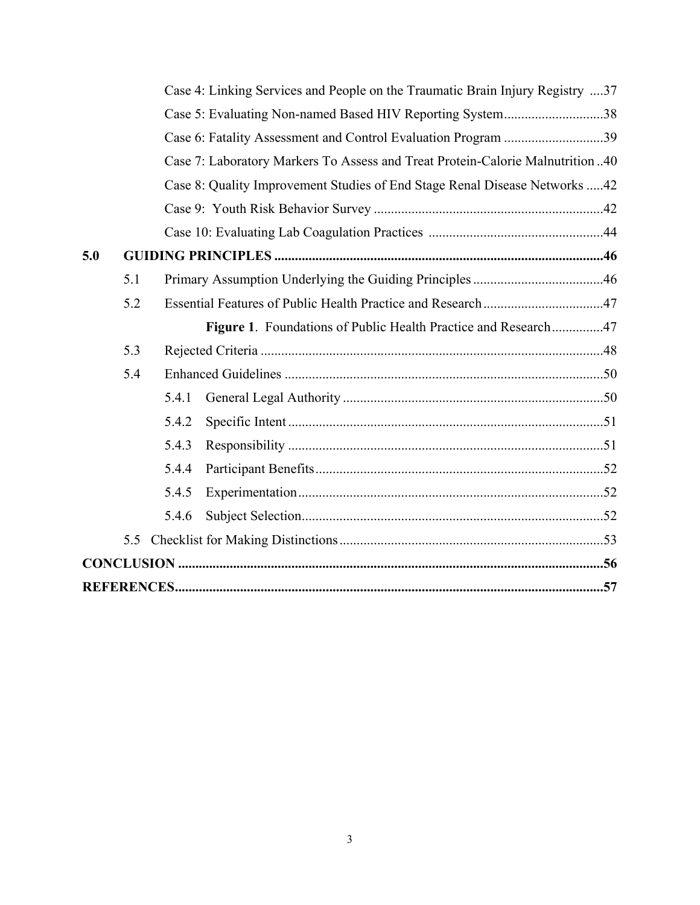Case 4: Linking Services and People on the Traumatic Brain Injury Registry ....37

Case 5: Evaluating Non-named Based HIV Reporting System............................38

Case 6: Fatality Assessment and Control Evaluation Program ............................39

Case 7: Laboratory Markers To Assess and Treat Protein-Calorie Malnutrition ..40

Case 8: Quality Improvement Studies of End Stage Renal Disease Networks .....42

Case 9: Youth Risk Behavior Survey ..................................................................42

Case 10: Evaluating Lab Coagulation Practices ..................................................44

**5.0 GUIDING PRINCIPLES ................................................................................46**

5.1 Primary Assumption Underlying the Guiding Principles ......................................46

5.2 Essential Features of Public Health Practice and Research ...................................47

**Figure 1**. Foundations of Public Health Practice and Research...............47

5.3 Rejected Criteria ....................................................................................................48

5.4 Enhanced Guidelines .............................................................................................50

5.4.1 General Legal Authority ............................................................................50

5.4.2 Specific Intent ............................................................................................51

5.4.3 Responsibility ............................................................................................51

5.4.4 Participant Benefits....................................................................................52

5.4.5 Experimentation.........................................................................................52

5.4.6 Subject Selection........................................................................................52

5.5 Checklist for Making Distinctions .............................................................................53

**CONCLUSION ............................................................................................................56**

**REFERENCES.............................................................................................................57**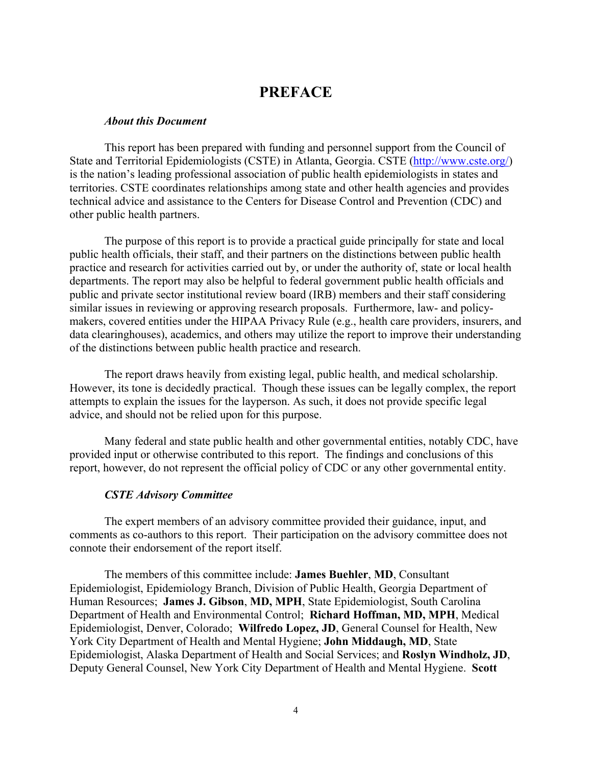# PREFACE

***About this Document***

This report has been prepared with funding and personnel support from the Council of State and Territorial Epidemiologists (CSTE) in Atlanta, Georgia. CSTE (http://www.cste.org/) is the nation's leading professional association of public health epidemiologists in states and territories. CSTE coordinates relationships among state and other health agencies and provides technical advice and assistance to the Centers for Disease Control and Prevention (CDC) and other public health partners.

The purpose of this report is to provide a practical guide principally for state and local public health officials, their staff, and their partners on the distinctions between public health practice and research for activities carried out by, or under the authority of, state or local health departments. The report may also be helpful to federal government public health officials and public and private sector institutional review board (IRB) members and their staff considering similar issues in reviewing or approving research proposals. Furthermore, law- and policy-makers, covered entities under the HIPAA Privacy Rule (e.g., health care providers, insurers, and data clearinghouses), academics, and others may utilize the report to improve their understanding of the distinctions between public health practice and research.

The report draws heavily from existing legal, public health, and medical scholarship. However, its tone is decidedly practical. Though these issues can be legally complex, the report attempts to explain the issues for the layperson. As such, it does not provide specific legal advice, and should not be relied upon for this purpose.

Many federal and state public health and other governmental entities, notably CDC, have provided input or otherwise contributed to this report. The findings and conclusions of this report, however, do not represent the official policy of CDC or any other governmental entity.

***CSTE Advisory Committee***

The expert members of an advisory committee provided their guidance, input, and comments as co-authors to this report. Their participation on the advisory committee does not connote their endorsement of the report itself.

The members of this committee include: **James Buehler**, **MD**, Consultant Epidemiologist, Epidemiology Branch, Division of Public Health, Georgia Department of Human Resources; **James J. Gibson**, **MD, MPH**, State Epidemiologist, South Carolina Department of Health and Environmental Control; **Richard Hoffman, MD, MPH**, Medical Epidemiologist, Denver, Colorado; **Wilfredo Lopez, JD**, General Counsel for Health, New York City Department of Health and Mental Hygiene; **John Middaugh, MD**, State Epidemiologist, Alaska Department of Health and Social Services; and **Roslyn Windholz, JD**, Deputy General Counsel, New York City Department of Health and Mental Hygiene. **Scott**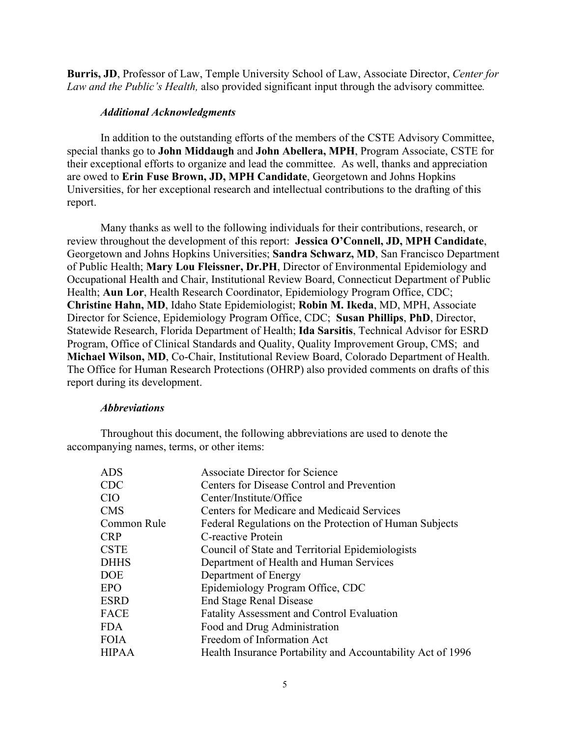**Burris, JD**, Professor of Law, Temple University School of Law, Associate Director, *Center for Law and the Public's Health,* also provided significant input through the advisory committee.

### *Additional Acknowledgments*

In addition to the outstanding efforts of the members of the CSTE Advisory Committee, special thanks go to **John Middaugh** and **John Abellera, MPH**, Program Associate, CSTE for their exceptional efforts to organize and lead the committee. As well, thanks and appreciation are owed to **Erin Fuse Brown, JD, MPH Candidate**, Georgetown and Johns Hopkins Universities, for her exceptional research and intellectual contributions to the drafting of this report.

Many thanks as well to the following individuals for their contributions, research, or review throughout the development of this report: **Jessica O'Connell, JD, MPH Candidate**, Georgetown and Johns Hopkins Universities; **Sandra Schwarz, MD**, San Francisco Department of Public Health; **Mary Lou Fleissner, Dr.PH**, Director of Environmental Epidemiology and Occupational Health and Chair, Institutional Review Board, Connecticut Department of Public Health; **Aun Lor**, Health Research Coordinator, Epidemiology Program Office, CDC; **Christine Hahn, MD**, Idaho State Epidemiologist; **Robin M. Ikeda**, MD, MPH, Associate Director for Science, Epidemiology Program Office, CDC; **Susan Phillips**, **PhD**, Director, Statewide Research, Florida Department of Health; **Ida Sarsitis**, Technical Advisor for ESRD Program, Office of Clinical Standards and Quality, Quality Improvement Group, CMS; and **Michael Wilson, MD**, Co-Chair, Institutional Review Board, Colorado Department of Health. The Office for Human Research Protections (OHRP) also provided comments on drafts of this report during its development.

### *Abbreviations*

Throughout this document, the following abbreviations are used to denote the accompanying names, terms, or other items:

| | |
|---|---|
| ADS | Associate Director for Science |
| CDC | Centers for Disease Control and Prevention |
| CIO | Center/Institute/Office |
| CMS | Centers for Medicare and Medicaid Services |
| Common Rule | Federal Regulations on the Protection of Human Subjects |
| CRP | C-reactive Protein |
| CSTE | Council of State and Territorial Epidemiologists |
| DHHS | Department of Health and Human Services |
| DOE | Department of Energy |
| EPO | Epidemiology Program Office, CDC |
| ESRD | End Stage Renal Disease |
| FACE | Fatality Assessment and Control Evaluation |
| FDA | Food and Drug Administration |
| FOIA | Freedom of Information Act |
| HIPAA | Health Insurance Portability and Accountability Act of 1996 |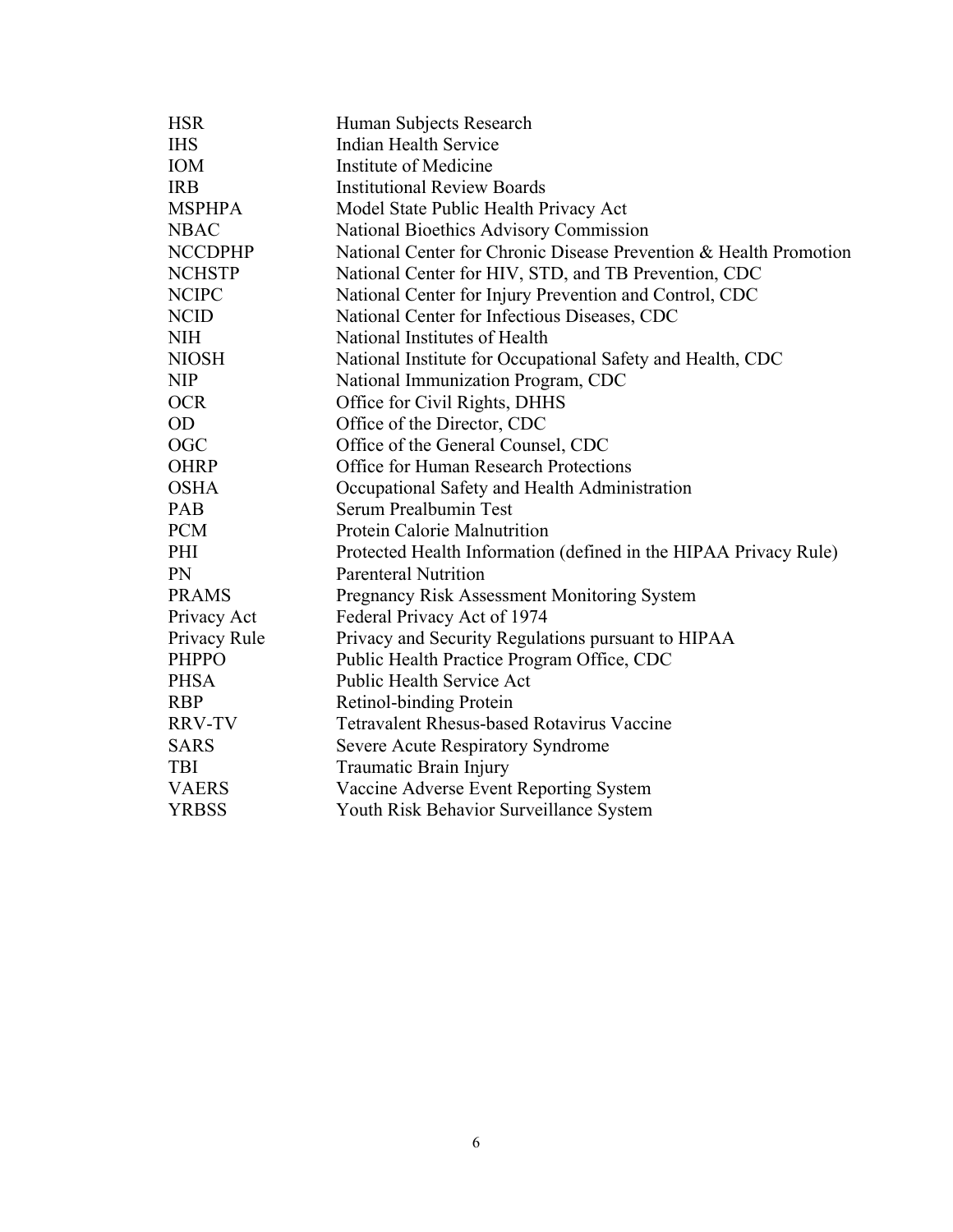| | |
|---|---|
| HSR | Human Subjects Research |
| IHS | Indian Health Service |
| IOM | Institute of Medicine |
| IRB | Institutional Review Boards |
| MSPHPA | Model State Public Health Privacy Act |
| NBAC | National Bioethics Advisory Commission |
| NCCDPHP | National Center for Chronic Disease Prevention & Health Promotion |
| NCHSTP | National Center for HIV, STD, and TB Prevention, CDC |
| NCIPC | National Center for Injury Prevention and Control, CDC |
| NCID | National Center for Infectious Diseases, CDC |
| NIH | National Institutes of Health |
| NIOSH | National Institute for Occupational Safety and Health, CDC |
| NIP | National Immunization Program, CDC |
| OCR | Office for Civil Rights, DHHS |
| OD | Office of the Director, CDC |
| OGC | Office of the General Counsel, CDC |
| OHRP | Office for Human Research Protections |
| OSHA | Occupational Safety and Health Administration |
| PAB | Serum Prealbumin Test |
| PCM | Protein Calorie Malnutrition |
| PHI | Protected Health Information (defined in the HIPAA Privacy Rule) |
| PN | Parenteral Nutrition |
| PRAMS | Pregnancy Risk Assessment Monitoring System |
| Privacy Act | Federal Privacy Act of 1974 |
| Privacy Rule | Privacy and Security Regulations pursuant to HIPAA |
| PHPPO | Public Health Practice Program Office, CDC |
| PHSA | Public Health Service Act |
| RBP | Retinol-binding Protein |
| RRV-TV | Tetravalent Rhesus-based Rotavirus Vaccine |
| SARS | Severe Acute Respiratory Syndrome |
| TBI | Traumatic Brain Injury |
| VAERS | Vaccine Adverse Event Reporting System |
| YRBSS | Youth Risk Behavior Surveillance System |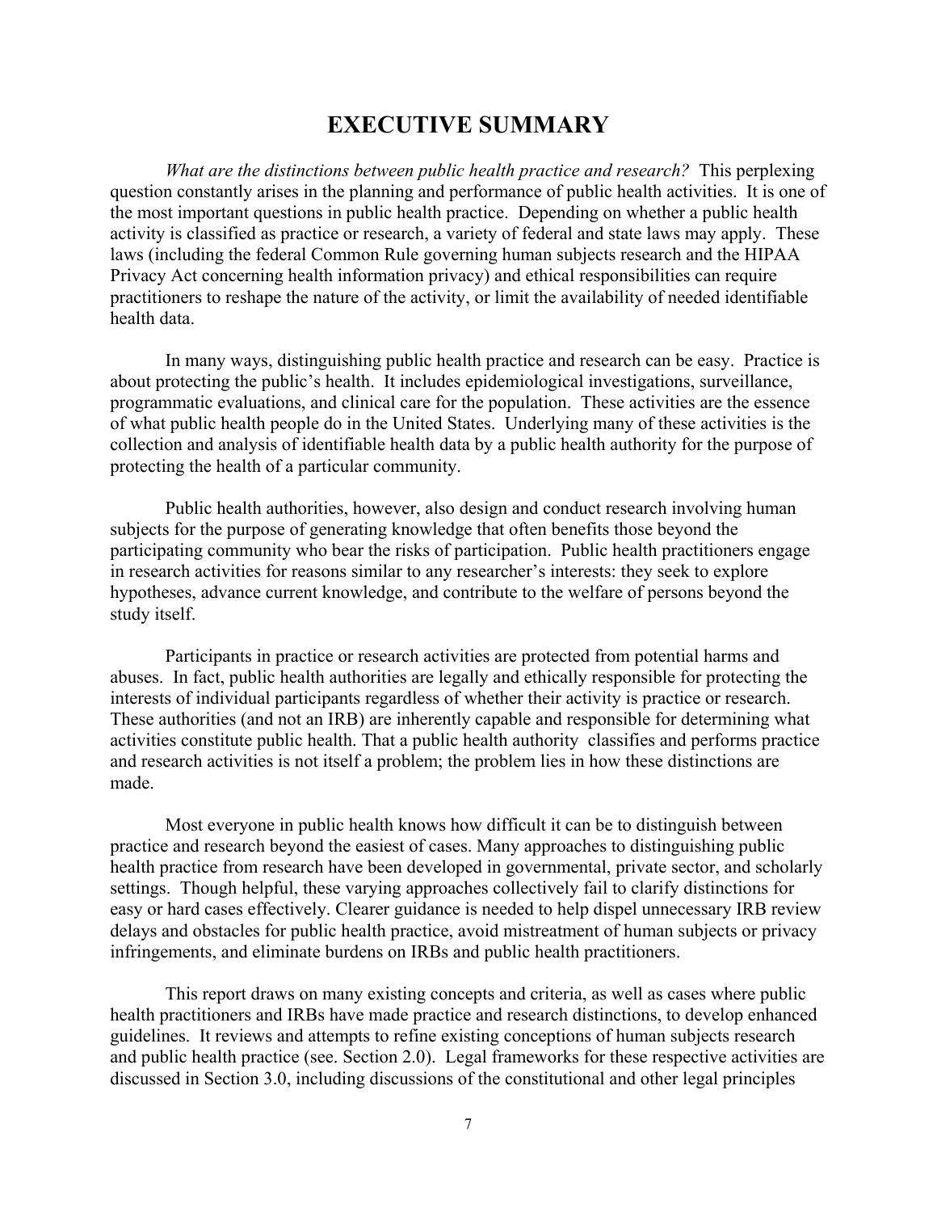# EXECUTIVE SUMMARY

*What are the distinctions between public health practice and research?* This perplexing question constantly arises in the planning and performance of public health activities. It is one of the most important questions in public health practice. Depending on whether a public health activity is classified as practice or research, a variety of federal and state laws may apply. These laws (including the federal Common Rule governing human subjects research and the HIPAA Privacy Act concerning health information privacy) and ethical responsibilities can require practitioners to reshape the nature of the activity, or limit the availability of needed identifiable health data.

In many ways, distinguishing public health practice and research can be easy. Practice is about protecting the public's health. It includes epidemiological investigations, surveillance, programmatic evaluations, and clinical care for the population. These activities are the essence of what public health people do in the United States. Underlying many of these activities is the collection and analysis of identifiable health data by a public health authority for the purpose of protecting the health of a particular community.

Public health authorities, however, also design and conduct research involving human subjects for the purpose of generating knowledge that often benefits those beyond the participating community who bear the risks of participation. Public health practitioners engage in research activities for reasons similar to any researcher's interests: they seek to explore hypotheses, advance current knowledge, and contribute to the welfare of persons beyond the study itself.

Participants in practice or research activities are protected from potential harms and abuses. In fact, public health authorities are legally and ethically responsible for protecting the interests of individual participants regardless of whether their activity is practice or research. These authorities (and not an IRB) are inherently capable and responsible for determining what activities constitute public health. That a public health authority classifies and performs practice and research activities is not itself a problem; the problem lies in how these distinctions are made.

Most everyone in public health knows how difficult it can be to distinguish between practice and research beyond the easiest of cases. Many approaches to distinguishing public health practice from research have been developed in governmental, private sector, and scholarly settings. Though helpful, these varying approaches collectively fail to clarify distinctions for easy or hard cases effectively. Clearer guidance is needed to help dispel unnecessary IRB review delays and obstacles for public health practice, avoid mistreatment of human subjects or privacy infringements, and eliminate burdens on IRBs and public health practitioners.

This report draws on many existing concepts and criteria, as well as cases where public health practitioners and IRBs have made practice and research distinctions, to develop enhanced guidelines. It reviews and attempts to refine existing conceptions of human subjects research and public health practice (see. Section 2.0). Legal frameworks for these respective activities are discussed in Section 3.0, including discussions of the constitutional and other legal principles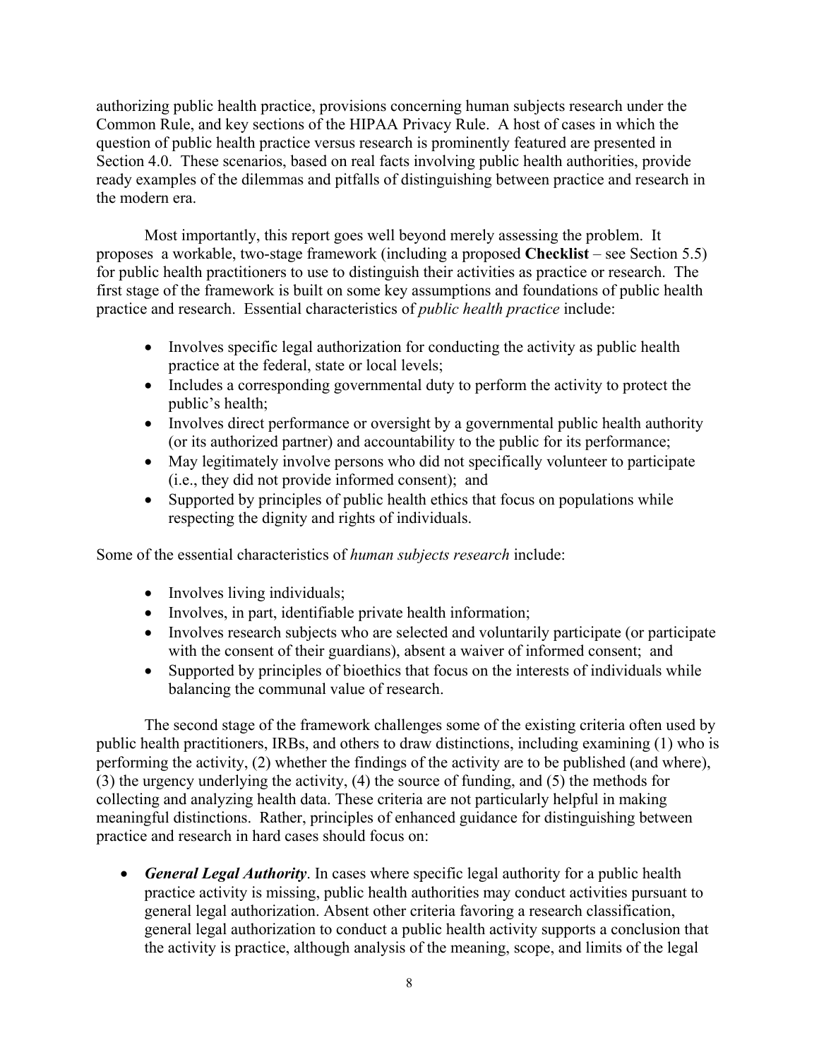authorizing public health practice, provisions concerning human subjects research under the Common Rule, and key sections of the HIPAA Privacy Rule. A host of cases in which the question of public health practice versus research is prominently featured are presented in Section 4.0. These scenarios, based on real facts involving public health authorities, provide ready examples of the dilemmas and pitfalls of distinguishing between practice and research in the modern era.

Most importantly, this report goes well beyond merely assessing the problem. It proposes a workable, two-stage framework (including a proposed **Checklist** – see Section 5.5) for public health practitioners to use to distinguish their activities as practice or research. The first stage of the framework is built on some key assumptions and foundations of public health practice and research. Essential characteristics of *public health practice* include:

- Involves specific legal authorization for conducting the activity as public health practice at the federal, state or local levels;
- Includes a corresponding governmental duty to perform the activity to protect the public's health;
- Involves direct performance or oversight by a governmental public health authority (or its authorized partner) and accountability to the public for its performance;
- May legitimately involve persons who did not specifically volunteer to participate (i.e., they did not provide informed consent); and
- Supported by principles of public health ethics that focus on populations while respecting the dignity and rights of individuals.

Some of the essential characteristics of *human subjects research* include:

- Involves living individuals;
- Involves, in part, identifiable private health information;
- Involves research subjects who are selected and voluntarily participate (or participate with the consent of their guardians), absent a waiver of informed consent; and
- Supported by principles of bioethics that focus on the interests of individuals while balancing the communal value of research.

The second stage of the framework challenges some of the existing criteria often used by public health practitioners, IRBs, and others to draw distinctions, including examining (1) who is performing the activity, (2) whether the findings of the activity are to be published (and where), (3) the urgency underlying the activity, (4) the source of funding, and (5) the methods for collecting and analyzing health data. These criteria are not particularly helpful in making meaningful distinctions. Rather, principles of enhanced guidance for distinguishing between practice and research in hard cases should focus on:

- ***General Legal Authority***. In cases where specific legal authority for a public health practice activity is missing, public health authorities may conduct activities pursuant to general legal authorization. Absent other criteria favoring a research classification, general legal authorization to conduct a public health activity supports a conclusion that the activity is practice, although analysis of the meaning, scope, and limits of the legal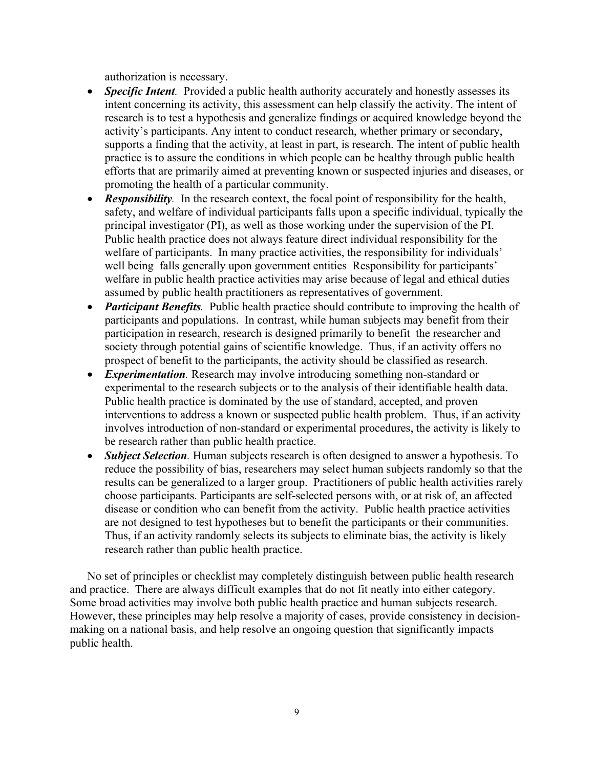authorization is necessary.

- ***Specific Intent**.* Provided a public health authority accurately and honestly assesses its intent concerning its activity, this assessment can help classify the activity. The intent of research is to test a hypothesis and generalize findings or acquired knowledge beyond the activity's participants. Any intent to conduct research, whether primary or secondary, supports a finding that the activity, at least in part, is research. The intent of public health practice is to assure the conditions in which people can be healthy through public health efforts that are primarily aimed at preventing known or suspected injuries and diseases, or promoting the health of a particular community.
- ***Responsibility**.* In the research context, the focal point of responsibility for the health, safety, and welfare of individual participants falls upon a specific individual, typically the principal investigator (PI), as well as those working under the supervision of the PI. Public health practice does not always feature direct individual responsibility for the welfare of participants. In many practice activities, the responsibility for individuals' well being falls generally upon government entities Responsibility for participants' welfare in public health practice activities may arise because of legal and ethical duties assumed by public health practitioners as representatives of government.
- ***Participant Benefits**.* Public health practice should contribute to improving the health of participants and populations. In contrast, while human subjects may benefit from their participation in research, research is designed primarily to benefit the researcher and society through potential gains of scientific knowledge. Thus, if an activity offers no prospect of benefit to the participants, the activity should be classified as research.
- ***Experimentation**.* Research may involve introducing something non-standard or experimental to the research subjects or to the analysis of their identifiable health data. Public health practice is dominated by the use of standard, accepted, and proven interventions to address a known or suspected public health problem. Thus, if an activity involves introduction of non-standard or experimental procedures, the activity is likely to be research rather than public health practice.
- ***Subject Selection**.* Human subjects research is often designed to answer a hypothesis. To reduce the possibility of bias, researchers may select human subjects randomly so that the results can be generalized to a larger group. Practitioners of public health activities rarely choose participants. Participants are self-selected persons with, or at risk of, an affected disease or condition who can benefit from the activity. Public health practice activities are not designed to test hypotheses but to benefit the participants or their communities. Thus, if an activity randomly selects its subjects to eliminate bias, the activity is likely research rather than public health practice.

No set of principles or checklist may completely distinguish between public health research and practice. There are always difficult examples that do not fit neatly into either category. Some broad activities may involve both public health practice and human subjects research. However, these principles may help resolve a majority of cases, provide consistency in decision-making on a national basis, and help resolve an ongoing question that significantly impacts public health.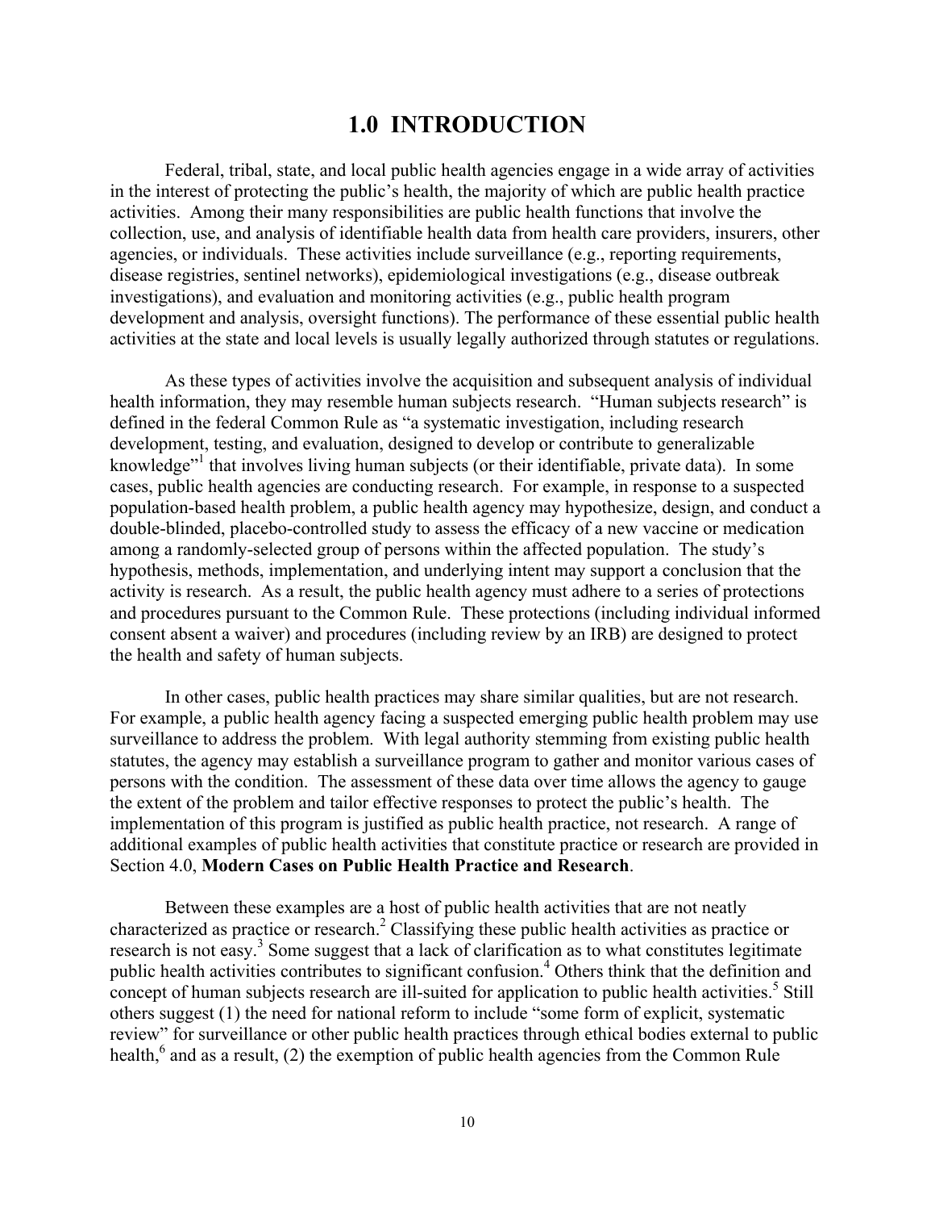# 1.0 INTRODUCTION

Federal, tribal, state, and local public health agencies engage in a wide array of activities in the interest of protecting the public's health, the majority of which are public health practice activities. Among their many responsibilities are public health functions that involve the collection, use, and analysis of identifiable health data from health care providers, insurers, other agencies, or individuals. These activities include surveillance (e.g., reporting requirements, disease registries, sentinel networks), epidemiological investigations (e.g., disease outbreak investigations), and evaluation and monitoring activities (e.g., public health program development and analysis, oversight functions). The performance of these essential public health activities at the state and local levels is usually legally authorized through statutes or regulations.

As these types of activities involve the acquisition and subsequent analysis of individual health information, they may resemble human subjects research. "Human subjects research" is defined in the federal Common Rule as "a systematic investigation, including research development, testing, and evaluation, designed to develop or contribute to generalizable knowledge"[1] that involves living human subjects (or their identifiable, private data). In some cases, public health agencies are conducting research. For example, in response to a suspected population-based health problem, a public health agency may hypothesize, design, and conduct a double-blinded, placebo-controlled study to assess the efficacy of a new vaccine or medication among a randomly-selected group of persons within the affected population. The study's hypothesis, methods, implementation, and underlying intent may support a conclusion that the activity is research. As a result, the public health agency must adhere to a series of protections and procedures pursuant to the Common Rule. These protections (including individual informed consent absent a waiver) and procedures (including review by an IRB) are designed to protect the health and safety of human subjects.

In other cases, public health practices may share similar qualities, but are not research. For example, a public health agency facing a suspected emerging public health problem may use surveillance to address the problem. With legal authority stemming from existing public health statutes, the agency may establish a surveillance program to gather and monitor various cases of persons with the condition. The assessment of these data over time allows the agency to gauge the extent of the problem and tailor effective responses to protect the public's health. The implementation of this program is justified as public health practice, not research. A range of additional examples of public health activities that constitute practice or research are provided in Section 4.0, **Modern Cases on Public Health Practice and Research**.

Between these examples are a host of public health activities that are not neatly characterized as practice or research.[2] Classifying these public health activities as practice or research is not easy.[3] Some suggest that a lack of clarification as to what constitutes legitimate public health activities contributes to significant confusion.[4] Others think that the definition and concept of human subjects research are ill-suited for application to public health activities.[5] Still others suggest (1) the need for national reform to include "some form of explicit, systematic review" for surveillance or other public health practices through ethical bodies external to public health,[6] and as a result, (2) the exemption of public health agencies from the Common Rule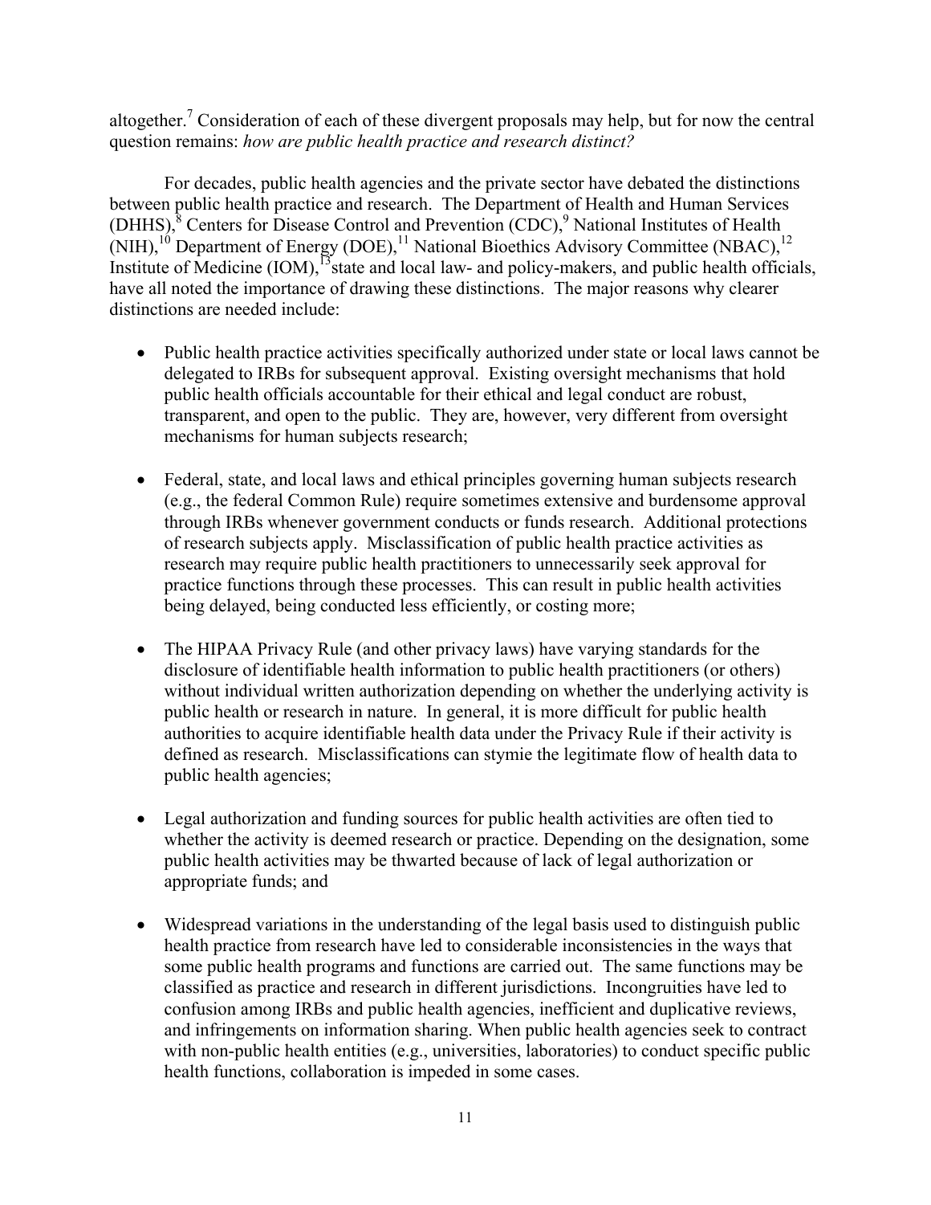altogether.[7] Consideration of each of these divergent proposals may help, but for now the central question remains: *how are public health practice and research distinct?*

For decades, public health agencies and the private sector have debated the distinctions between public health practice and research. The Department of Health and Human Services (DHHS),[8] Centers for Disease Control and Prevention (CDC),[9] National Institutes of Health (NIH),[10] Department of Energy (DOE),[11] National Bioethics Advisory Committee (NBAC),[12] Institute of Medicine (IOM),[13] state and local law- and policy-makers, and public health officials, have all noted the importance of drawing these distinctions. The major reasons why clearer distinctions are needed include:

- Public health practice activities specifically authorized under state or local laws cannot be delegated to IRBs for subsequent approval. Existing oversight mechanisms that hold public health officials accountable for their ethical and legal conduct are robust, transparent, and open to the public. They are, however, very different from oversight mechanisms for human subjects research;

- Federal, state, and local laws and ethical principles governing human subjects research (e.g., the federal Common Rule) require sometimes extensive and burdensome approval through IRBs whenever government conducts or funds research. Additional protections of research subjects apply. Misclassification of public health practice activities as research may require public health practitioners to unnecessarily seek approval for practice functions through these processes. This can result in public health activities being delayed, being conducted less efficiently, or costing more;

- The HIPAA Privacy Rule (and other privacy laws) have varying standards for the disclosure of identifiable health information to public health practitioners (or others) without individual written authorization depending on whether the underlying activity is public health or research in nature. In general, it is more difficult for public health authorities to acquire identifiable health data under the Privacy Rule if their activity is defined as research. Misclassifications can stymie the legitimate flow of health data to public health agencies;

- Legal authorization and funding sources for public health activities are often tied to whether the activity is deemed research or practice. Depending on the designation, some public health activities may be thwarted because of lack of legal authorization or appropriate funds; and

- Widespread variations in the understanding of the legal basis used to distinguish public health practice from research have led to considerable inconsistencies in the ways that some public health programs and functions are carried out. The same functions may be classified as practice and research in different jurisdictions. Incongruities have led to confusion among IRBs and public health agencies, inefficient and duplicative reviews, and infringements on information sharing. When public health agencies seek to contract with non-public health entities (e.g., universities, laboratories) to conduct specific public health functions, collaboration is impeded in some cases.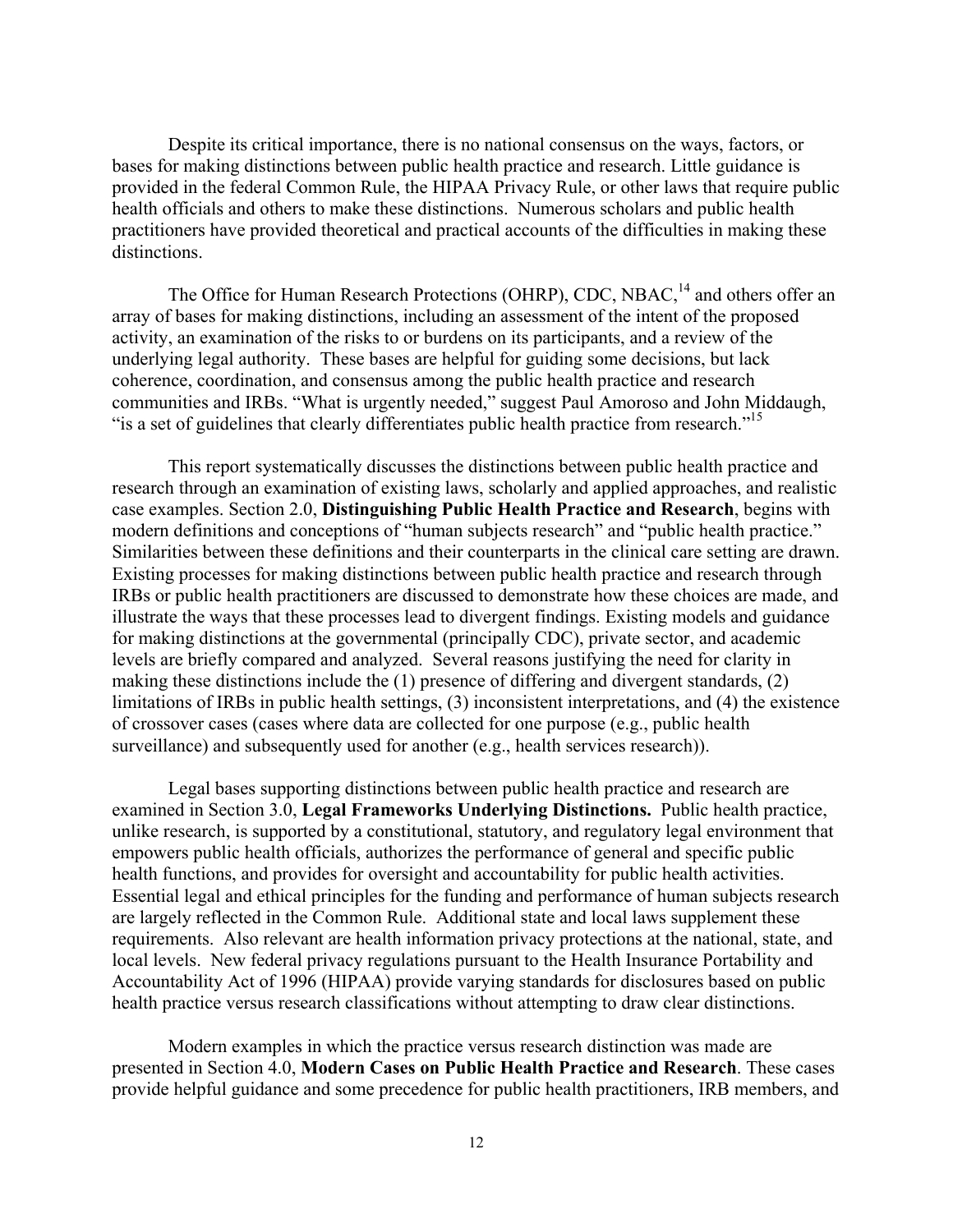Despite its critical importance, there is no national consensus on the ways, factors, or bases for making distinctions between public health practice and research. Little guidance is provided in the federal Common Rule, the HIPAA Privacy Rule, or other laws that require public health officials and others to make these distinctions. Numerous scholars and public health practitioners have provided theoretical and practical accounts of the difficulties in making these distinctions.

The Office for Human Research Protections (OHRP), CDC, NBAC,[14] and others offer an array of bases for making distinctions, including an assessment of the intent of the proposed activity, an examination of the risks to or burdens on its participants, and a review of the underlying legal authority. These bases are helpful for guiding some decisions, but lack coherence, coordination, and consensus among the public health practice and research communities and IRBs. "What is urgently needed," suggest Paul Amoroso and John Middaugh, "is a set of guidelines that clearly differentiates public health practice from research."[15]

This report systematically discusses the distinctions between public health practice and research through an examination of existing laws, scholarly and applied approaches, and realistic case examples. Section 2.0, **Distinguishing Public Health Practice and Research**, begins with modern definitions and conceptions of "human subjects research" and "public health practice." Similarities between these definitions and their counterparts in the clinical care setting are drawn. Existing processes for making distinctions between public health practice and research through IRBs or public health practitioners are discussed to demonstrate how these choices are made, and illustrate the ways that these processes lead to divergent findings. Existing models and guidance for making distinctions at the governmental (principally CDC), private sector, and academic levels are briefly compared and analyzed. Several reasons justifying the need for clarity in making these distinctions include the (1) presence of differing and divergent standards, (2) limitations of IRBs in public health settings, (3) inconsistent interpretations, and (4) the existence of crossover cases (cases where data are collected for one purpose (e.g., public health surveillance) and subsequently used for another (e.g., health services research)).

Legal bases supporting distinctions between public health practice and research are examined in Section 3.0, **Legal Frameworks Underlying Distinctions.** Public health practice, unlike research, is supported by a constitutional, statutory, and regulatory legal environment that empowers public health officials, authorizes the performance of general and specific public health functions, and provides for oversight and accountability for public health activities. Essential legal and ethical principles for the funding and performance of human subjects research are largely reflected in the Common Rule. Additional state and local laws supplement these requirements. Also relevant are health information privacy protections at the national, state, and local levels. New federal privacy regulations pursuant to the Health Insurance Portability and Accountability Act of 1996 (HIPAA) provide varying standards for disclosures based on public health practice versus research classifications without attempting to draw clear distinctions.

Modern examples in which the practice versus research distinction was made are presented in Section 4.0, **Modern Cases on Public Health Practice and Research**. These cases provide helpful guidance and some precedence for public health practitioners, IRB members, and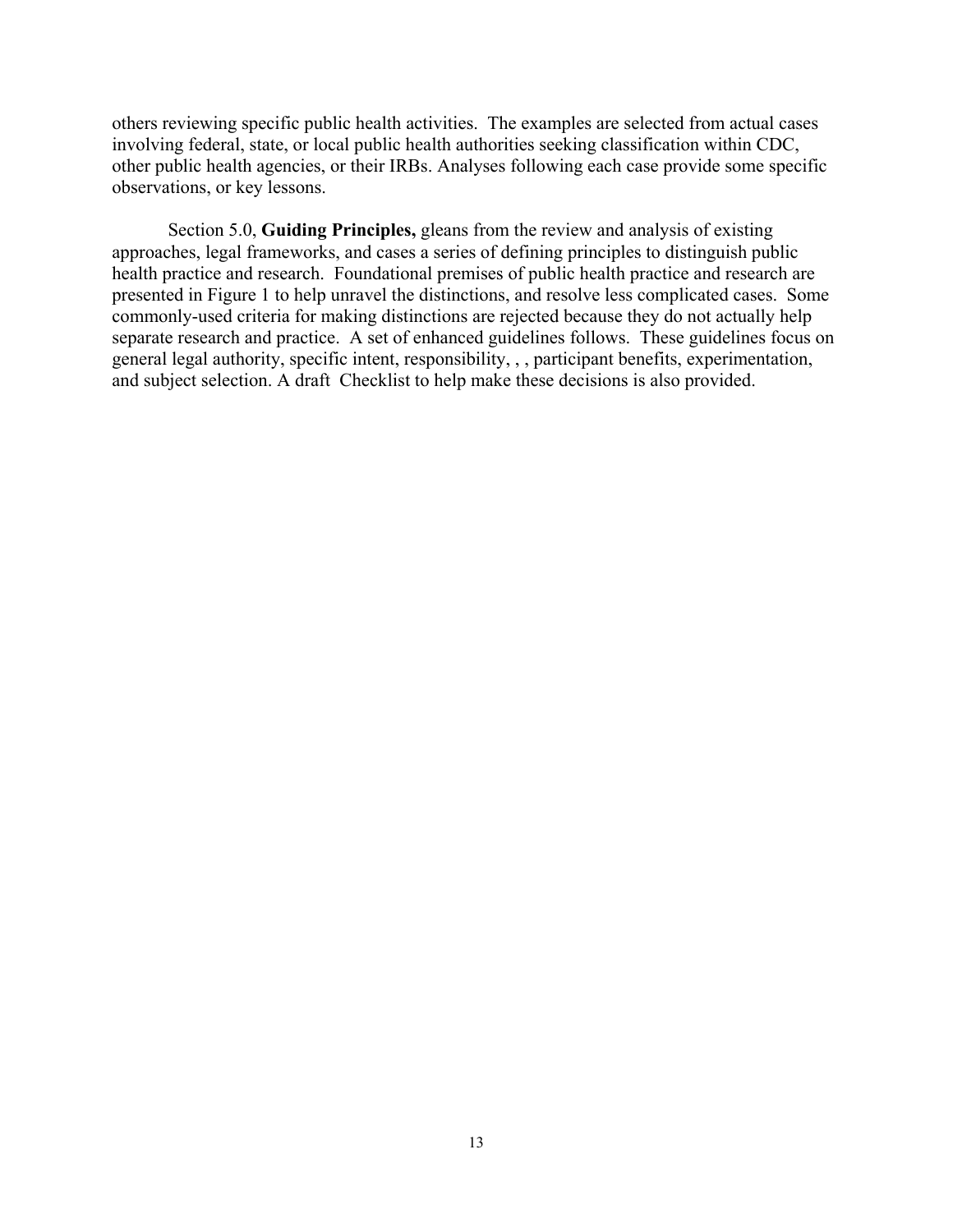others reviewing specific public health activities. The examples are selected from actual cases involving federal, state, or local public health authorities seeking classification within CDC, other public health agencies, or their IRBs. Analyses following each case provide some specific observations, or key lessons.

Section 5.0, **Guiding Principles,** gleans from the review and analysis of existing approaches, legal frameworks, and cases a series of defining principles to distinguish public health practice and research. Foundational premises of public health practice and research are presented in Figure 1 to help unravel the distinctions, and resolve less complicated cases. Some commonly-used criteria for making distinctions are rejected because they do not actually help separate research and practice. A set of enhanced guidelines follows. These guidelines focus on general legal authority, specific intent, responsibility, , , participant benefits, experimentation, and subject selection. A draft Checklist to help make these decisions is also provided.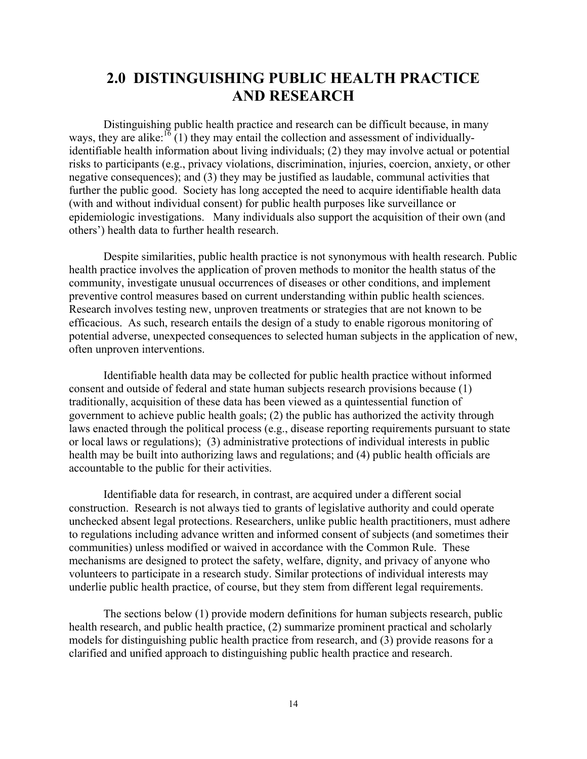# 2.0 DISTINGUISHING PUBLIC HEALTH PRACTICE AND RESEARCH

Distinguishing public health practice and research can be difficult because, in many ways, they are alike:[16] (1) they may entail the collection and assessment of individually-identifiable health information about living individuals; (2) they may involve actual or potential risks to participants (e.g., privacy violations, discrimination, injuries, coercion, anxiety, or other negative consequences); and (3) they may be justified as laudable, communal activities that further the public good. Society has long accepted the need to acquire identifiable health data (with and without individual consent) for public health purposes like surveillance or epidemiologic investigations. Many individuals also support the acquisition of their own (and others') health data to further health research.

Despite similarities, public health practice is not synonymous with health research. Public health practice involves the application of proven methods to monitor the health status of the community, investigate unusual occurrences of diseases or other conditions, and implement preventive control measures based on current understanding within public health sciences. Research involves testing new, unproven treatments or strategies that are not known to be efficacious. As such, research entails the design of a study to enable rigorous monitoring of potential adverse, unexpected consequences to selected human subjects in the application of new, often unproven interventions.

Identifiable health data may be collected for public health practice without informed consent and outside of federal and state human subjects research provisions because (1) traditionally, acquisition of these data has been viewed as a quintessential function of government to achieve public health goals; (2) the public has authorized the activity through laws enacted through the political process (e.g., disease reporting requirements pursuant to state or local laws or regulations); (3) administrative protections of individual interests in public health may be built into authorizing laws and regulations; and (4) public health officials are accountable to the public for their activities.

Identifiable data for research, in contrast, are acquired under a different social construction. Research is not always tied to grants of legislative authority and could operate unchecked absent legal protections. Researchers, unlike public health practitioners, must adhere to regulations including advance written and informed consent of subjects (and sometimes their communities) unless modified or waived in accordance with the Common Rule. These mechanisms are designed to protect the safety, welfare, dignity, and privacy of anyone who volunteers to participate in a research study. Similar protections of individual interests may underlie public health practice, of course, but they stem from different legal requirements.

The sections below (1) provide modern definitions for human subjects research, public health research, and public health practice, (2) summarize prominent practical and scholarly models for distinguishing public health practice from research, and (3) provide reasons for a clarified and unified approach to distinguishing public health practice and research.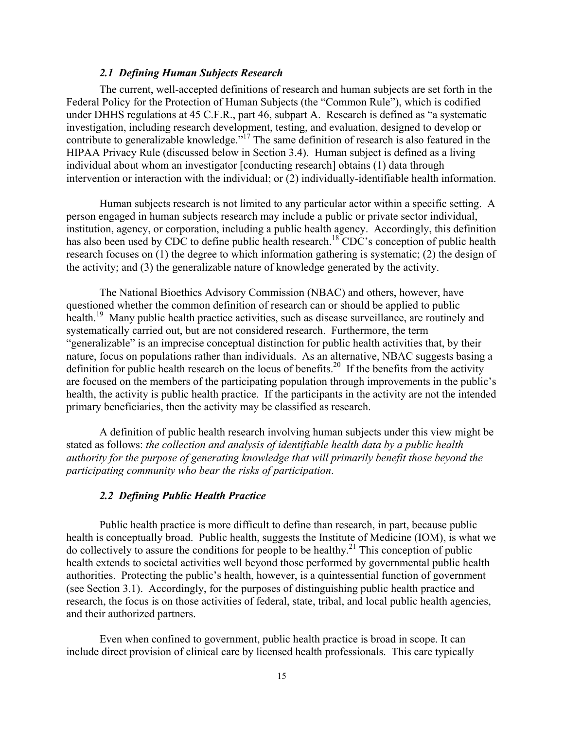### *2.1 Defining Human Subjects Research*

The current, well-accepted definitions of research and human subjects are set forth in the Federal Policy for the Protection of Human Subjects (the "Common Rule"), which is codified under DHHS regulations at 45 C.F.R., part 46, subpart A. Research is defined as "a systematic investigation, including research development, testing, and evaluation, designed to develop or contribute to generalizable knowledge."[17] The same definition of research is also featured in the HIPAA Privacy Rule (discussed below in Section 3.4). Human subject is defined as a living individual about whom an investigator [conducting research] obtains (1) data through intervention or interaction with the individual; or (2) individually-identifiable health information.

Human subjects research is not limited to any particular actor within a specific setting. A person engaged in human subjects research may include a public or private sector individual, institution, agency, or corporation, including a public health agency. Accordingly, this definition has also been used by CDC to define public health research.[18] CDC's conception of public health research focuses on (1) the degree to which information gathering is systematic; (2) the design of the activity; and (3) the generalizable nature of knowledge generated by the activity.

The National Bioethics Advisory Commission (NBAC) and others, however, have questioned whether the common definition of research can or should be applied to public health.[19] Many public health practice activities, such as disease surveillance, are routinely and systematically carried out, but are not considered research. Furthermore, the term "generalizable" is an imprecise conceptual distinction for public health activities that, by their nature, focus on populations rather than individuals. As an alternative, NBAC suggests basing a definition for public health research on the locus of benefits.[20] If the benefits from the activity are focused on the members of the participating population through improvements in the public's health, the activity is public health practice. If the participants in the activity are not the intended primary beneficiaries, then the activity may be classified as research.

A definition of public health research involving human subjects under this view might be stated as follows: *the collection and analysis of identifiable health data by a public health authority for the purpose of generating knowledge that will primarily benefit those beyond the participating community who bear the risks of participation*.

### *2.2 Defining Public Health Practice*

Public health practice is more difficult to define than research, in part, because public health is conceptually broad. Public health, suggests the Institute of Medicine (IOM), is what we do collectively to assure the conditions for people to be healthy.[21] This conception of public health extends to societal activities well beyond those performed by governmental public health authorities. Protecting the public's health, however, is a quintessential function of government (see Section 3.1). Accordingly, for the purposes of distinguishing public health practice and research, the focus is on those activities of federal, state, tribal, and local public health agencies, and their authorized partners.

Even when confined to government, public health practice is broad in scope. It can include direct provision of clinical care by licensed health professionals. This care typically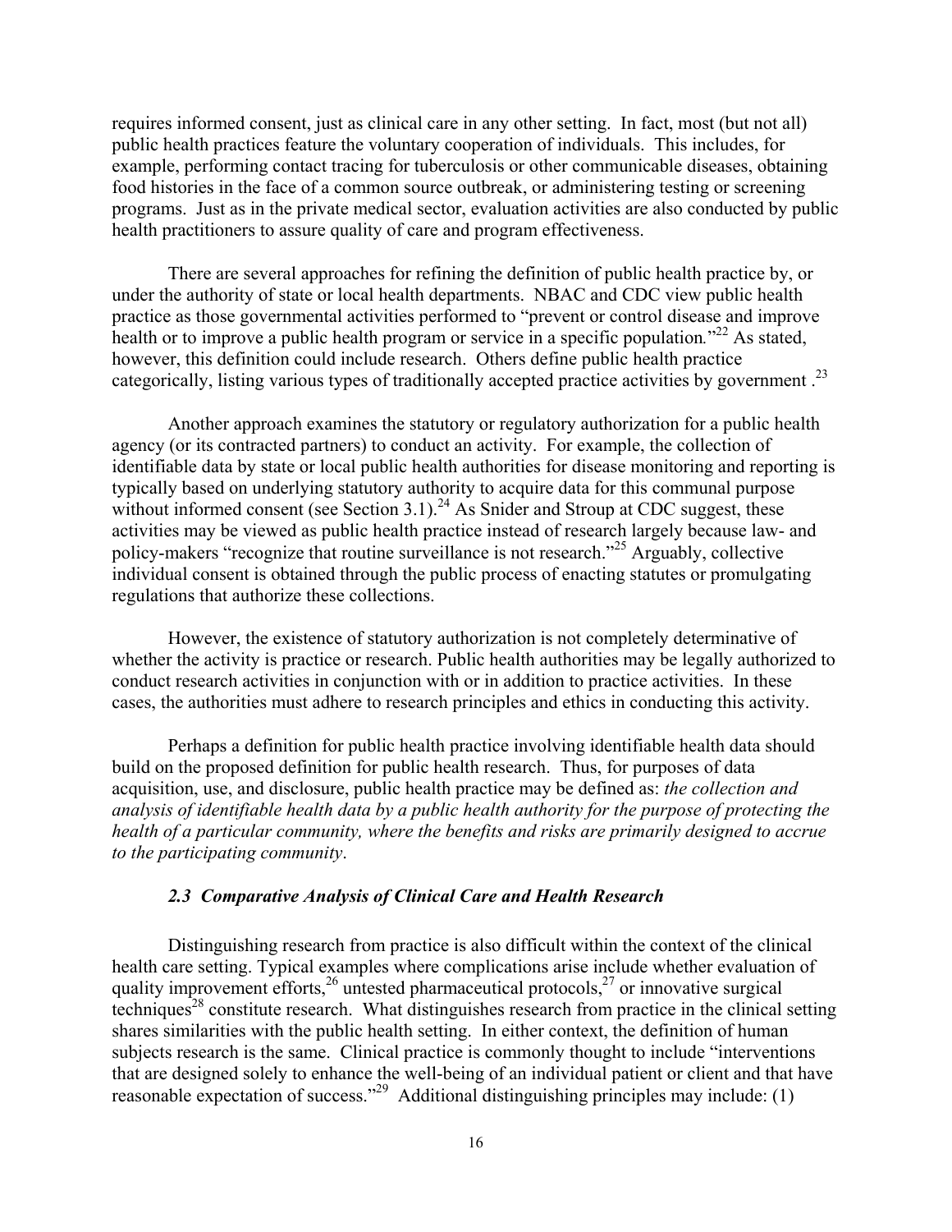requires informed consent, just as clinical care in any other setting. In fact, most (but not all) public health practices feature the voluntary cooperation of individuals. This includes, for example, performing contact tracing for tuberculosis or other communicable diseases, obtaining food histories in the face of a common source outbreak, or administering testing or screening programs. Just as in the private medical sector, evaluation activities are also conducted by public health practitioners to assure quality of care and program effectiveness.

There are several approaches for refining the definition of public health practice by, or under the authority of state or local health departments. NBAC and CDC view public health practice as those governmental activities performed to "prevent or control disease and improve health or to improve a public health program or service in a specific population."[22] As stated, however, this definition could include research. Others define public health practice categorically, listing various types of traditionally accepted practice activities by government .[23]

Another approach examines the statutory or regulatory authorization for a public health agency (or its contracted partners) to conduct an activity. For example, the collection of identifiable data by state or local public health authorities for disease monitoring and reporting is typically based on underlying statutory authority to acquire data for this communal purpose without informed consent (see Section 3.1).[24] As Snider and Stroup at CDC suggest, these activities may be viewed as public health practice instead of research largely because law- and policy-makers "recognize that routine surveillance is not research."[25] Arguably, collective individual consent is obtained through the public process of enacting statutes or promulgating regulations that authorize these collections.

However, the existence of statutory authorization is not completely determinative of whether the activity is practice or research. Public health authorities may be legally authorized to conduct research activities in conjunction with or in addition to practice activities. In these cases, the authorities must adhere to research principles and ethics in conducting this activity.

Perhaps a definition for public health practice involving identifiable health data should build on the proposed definition for public health research. Thus, for purposes of data acquisition, use, and disclosure, public health practice may be defined as: *the collection and analysis of identifiable health data by a public health authority for the purpose of protecting the health of a particular community, where the benefits and risks are primarily designed to accrue to the participating community*.

### *2.3 Comparative Analysis of Clinical Care and Health Research*

Distinguishing research from practice is also difficult within the context of the clinical health care setting. Typical examples where complications arise include whether evaluation of quality improvement efforts,[26] untested pharmaceutical protocols,[27] or innovative surgical techniques[28] constitute research. What distinguishes research from practice in the clinical setting shares similarities with the public health setting. In either context, the definition of human subjects research is the same. Clinical practice is commonly thought to include "interventions that are designed solely to enhance the well-being of an individual patient or client and that have reasonable expectation of success."[29] Additional distinguishing principles may include: (1)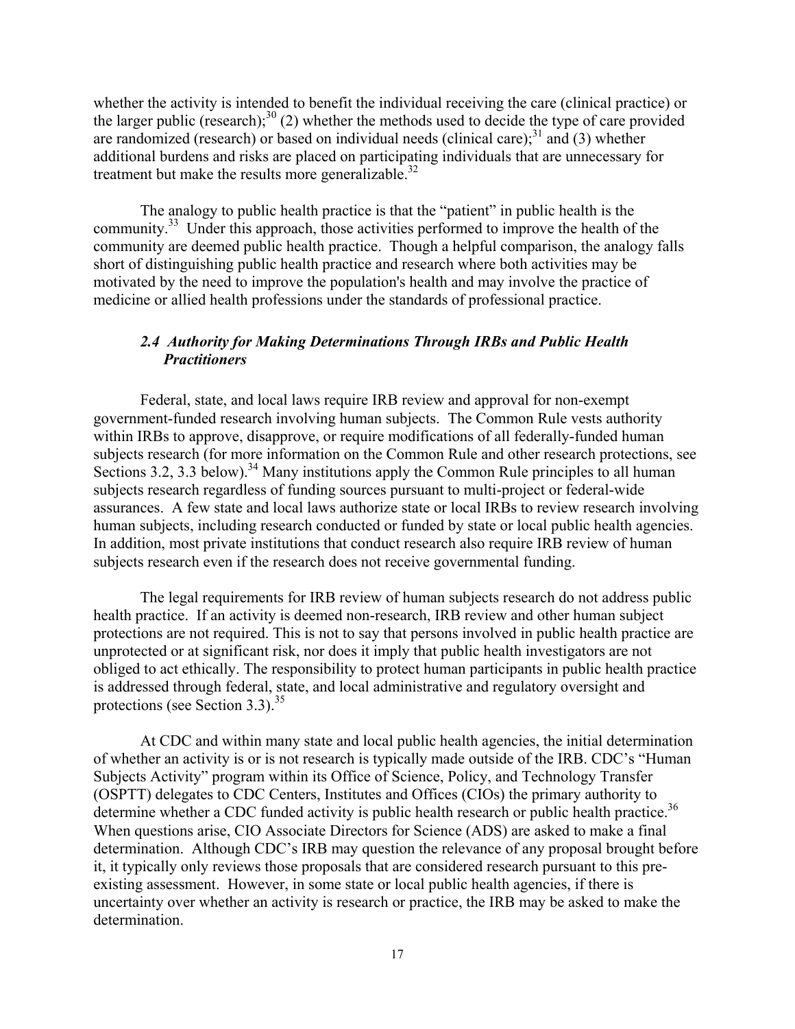whether the activity is intended to benefit the individual receiving the care (clinical practice) or the larger public (research);[30] (2) whether the methods used to decide the type of care provided are randomized (research) or based on individual needs (clinical care);[31] and (3) whether additional burdens and risks are placed on participating individuals that are unnecessary for treatment but make the results more generalizable.[32]

The analogy to public health practice is that the "patient" in public health is the community.[33] Under this approach, those activities performed to improve the health of the community are deemed public health practice. Though a helpful comparison, the analogy falls short of distinguishing public health practice and research where both activities may be motivated by the need to improve the population's health and may involve the practice of medicine or allied health professions under the standards of professional practice.

### *2.4 Authority for Making Determinations Through IRBs and Public Health Practitioners*

Federal, state, and local laws require IRB review and approval for non-exempt government-funded research involving human subjects. The Common Rule vests authority within IRBs to approve, disapprove, or require modifications of all federally-funded human subjects research (for more information on the Common Rule and other research protections, see Sections 3.2, 3.3 below).[34] Many institutions apply the Common Rule principles to all human subjects research regardless of funding sources pursuant to multi-project or federal-wide assurances. A few state and local laws authorize state or local IRBs to review research involving human subjects, including research conducted or funded by state or local public health agencies. In addition, most private institutions that conduct research also require IRB review of human subjects research even if the research does not receive governmental funding.

The legal requirements for IRB review of human subjects research do not address public health practice. If an activity is deemed non-research, IRB review and other human subject protections are not required. This is not to say that persons involved in public health practice are unprotected or at significant risk, nor does it imply that public health investigators are not obliged to act ethically. The responsibility to protect human participants in public health practice is addressed through federal, state, and local administrative and regulatory oversight and protections (see Section 3.3).[35]

At CDC and within many state and local public health agencies, the initial determination of whether an activity is or is not research is typically made outside of the IRB. CDC's "Human Subjects Activity" program within its Office of Science, Policy, and Technology Transfer (OSPTT) delegates to CDC Centers, Institutes and Offices (CIOs) the primary authority to determine whether a CDC funded activity is public health research or public health practice.[36] When questions arise, CIO Associate Directors for Science (ADS) are asked to make a final determination. Although CDC's IRB may question the relevance of any proposal brought before it, it typically only reviews those proposals that are considered research pursuant to this pre-existing assessment. However, in some state or local public health agencies, if there is uncertainty over whether an activity is research or practice, the IRB may be asked to make the determination.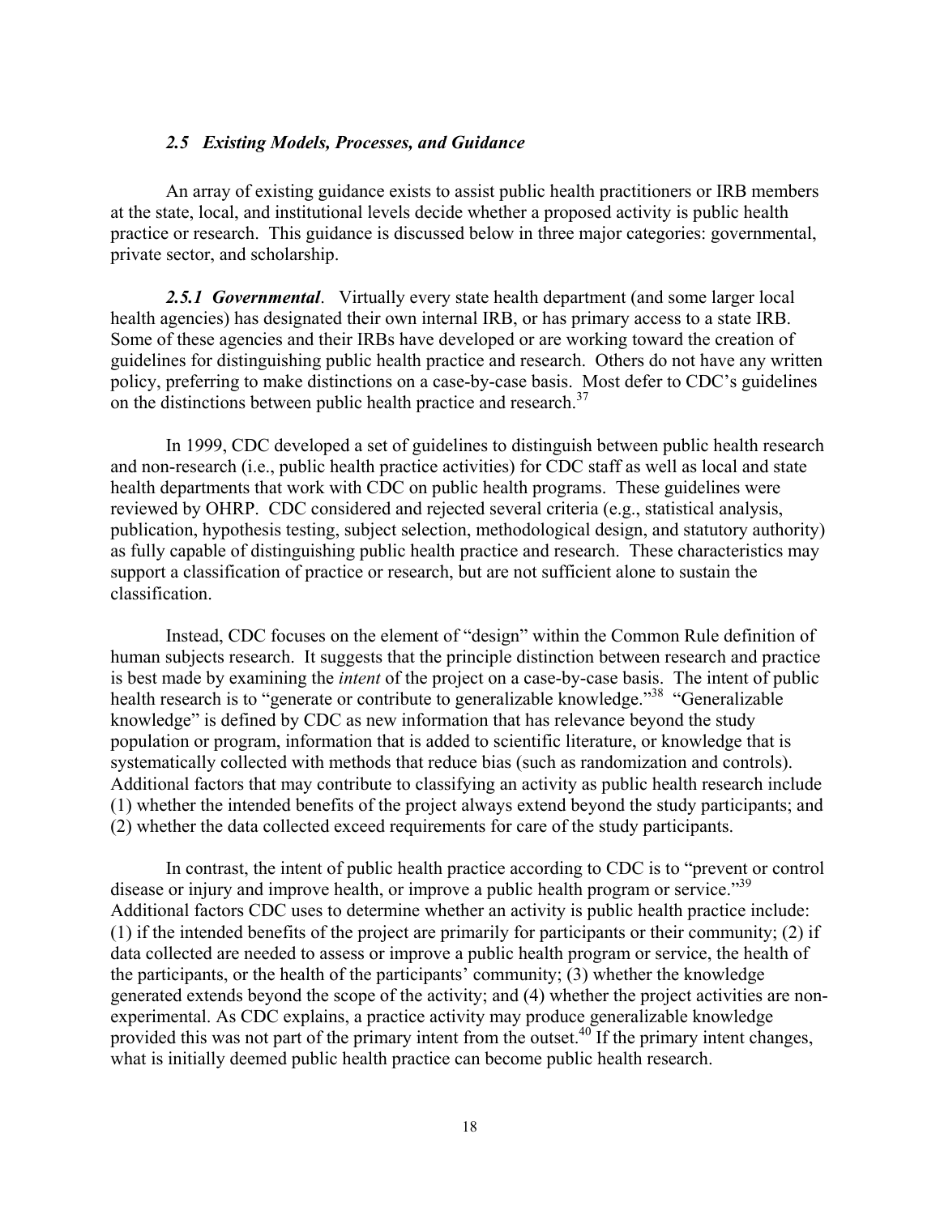### *2.5 Existing Models, Processes, and Guidance*

An array of existing guidance exists to assist public health practitioners or IRB members at the state, local, and institutional levels decide whether a proposed activity is public health practice or research. This guidance is discussed below in three major categories: governmental, private sector, and scholarship.

***2.5.1 Governmental***. Virtually every state health department (and some larger local health agencies) has designated their own internal IRB, or has primary access to a state IRB. Some of these agencies and their IRBs have developed or are working toward the creation of guidelines for distinguishing public health practice and research. Others do not have any written policy, preferring to make distinctions on a case-by-case basis. Most defer to CDC's guidelines on the distinctions between public health practice and research.[37]

In 1999, CDC developed a set of guidelines to distinguish between public health research and non-research (i.e., public health practice activities) for CDC staff as well as local and state health departments that work with CDC on public health programs. These guidelines were reviewed by OHRP. CDC considered and rejected several criteria (e.g., statistical analysis, publication, hypothesis testing, subject selection, methodological design, and statutory authority) as fully capable of distinguishing public health practice and research. These characteristics may support a classification of practice or research, but are not sufficient alone to sustain the classification.

Instead, CDC focuses on the element of "design" within the Common Rule definition of human subjects research. It suggests that the principle distinction between research and practice is best made by examining the *intent* of the project on a case-by-case basis. The intent of public health research is to "generate or contribute to generalizable knowledge."[38] "Generalizable knowledge" is defined by CDC as new information that has relevance beyond the study population or program, information that is added to scientific literature, or knowledge that is systematically collected with methods that reduce bias (such as randomization and controls). Additional factors that may contribute to classifying an activity as public health research include (1) whether the intended benefits of the project always extend beyond the study participants; and (2) whether the data collected exceed requirements for care of the study participants.

In contrast, the intent of public health practice according to CDC is to "prevent or control disease or injury and improve health, or improve a public health program or service."[39] Additional factors CDC uses to determine whether an activity is public health practice include: (1) if the intended benefits of the project are primarily for participants or their community; (2) if data collected are needed to assess or improve a public health program or service, the health of the participants, or the health of the participants' community; (3) whether the knowledge generated extends beyond the scope of the activity; and (4) whether the project activities are non-experimental. As CDC explains, a practice activity may produce generalizable knowledge provided this was not part of the primary intent from the outset.[40] If the primary intent changes, what is initially deemed public health practice can become public health research.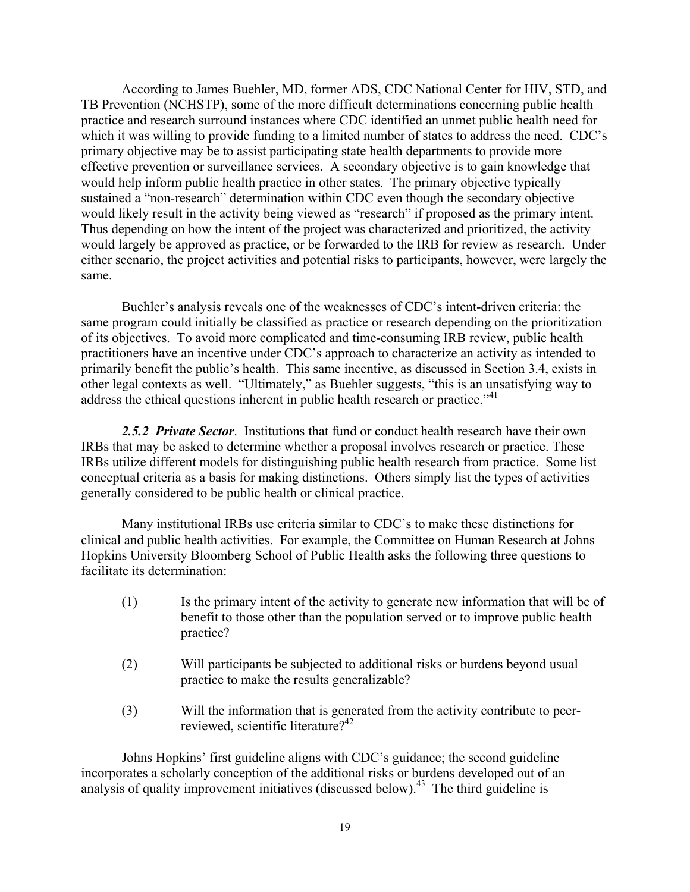According to James Buehler, MD, former ADS, CDC National Center for HIV, STD, and TB Prevention (NCHSTP), some of the more difficult determinations concerning public health practice and research surround instances where CDC identified an unmet public health need for which it was willing to provide funding to a limited number of states to address the need. CDC's primary objective may be to assist participating state health departments to provide more effective prevention or surveillance services. A secondary objective is to gain knowledge that would help inform public health practice in other states. The primary objective typically sustained a "non-research" determination within CDC even though the secondary objective would likely result in the activity being viewed as "research" if proposed as the primary intent. Thus depending on how the intent of the project was characterized and prioritized, the activity would largely be approved as practice, or be forwarded to the IRB for review as research. Under either scenario, the project activities and potential risks to participants, however, were largely the same.

Buehler's analysis reveals one of the weaknesses of CDC's intent-driven criteria: the same program could initially be classified as practice or research depending on the prioritization of its objectives. To avoid more complicated and time-consuming IRB review, public health practitioners have an incentive under CDC's approach to characterize an activity as intended to primarily benefit the public's health. This same incentive, as discussed in Section 3.4, exists in other legal contexts as well. "Ultimately," as Buehler suggests, "this is an unsatisfying way to address the ethical questions inherent in public health research or practice."[41]

***2.5.2 Private Sector***. Institutions that fund or conduct health research have their own IRBs that may be asked to determine whether a proposal involves research or practice. These IRBs utilize different models for distinguishing public health research from practice. Some list conceptual criteria as a basis for making distinctions. Others simply list the types of activities generally considered to be public health or clinical practice.

Many institutional IRBs use criteria similar to CDC's to make these distinctions for clinical and public health activities. For example, the Committee on Human Research at Johns Hopkins University Bloomberg School of Public Health asks the following three questions to facilitate its determination:

(1) Is the primary intent of the activity to generate new information that will be of benefit to those other than the population served or to improve public health practice?

(2) Will participants be subjected to additional risks or burdens beyond usual practice to make the results generalizable?

(3) Will the information that is generated from the activity contribute to peer-reviewed, scientific literature?[42]

Johns Hopkins' first guideline aligns with CDC's guidance; the second guideline incorporates a scholarly conception of the additional risks or burdens developed out of an analysis of quality improvement initiatives (discussed below).[43] The third guideline is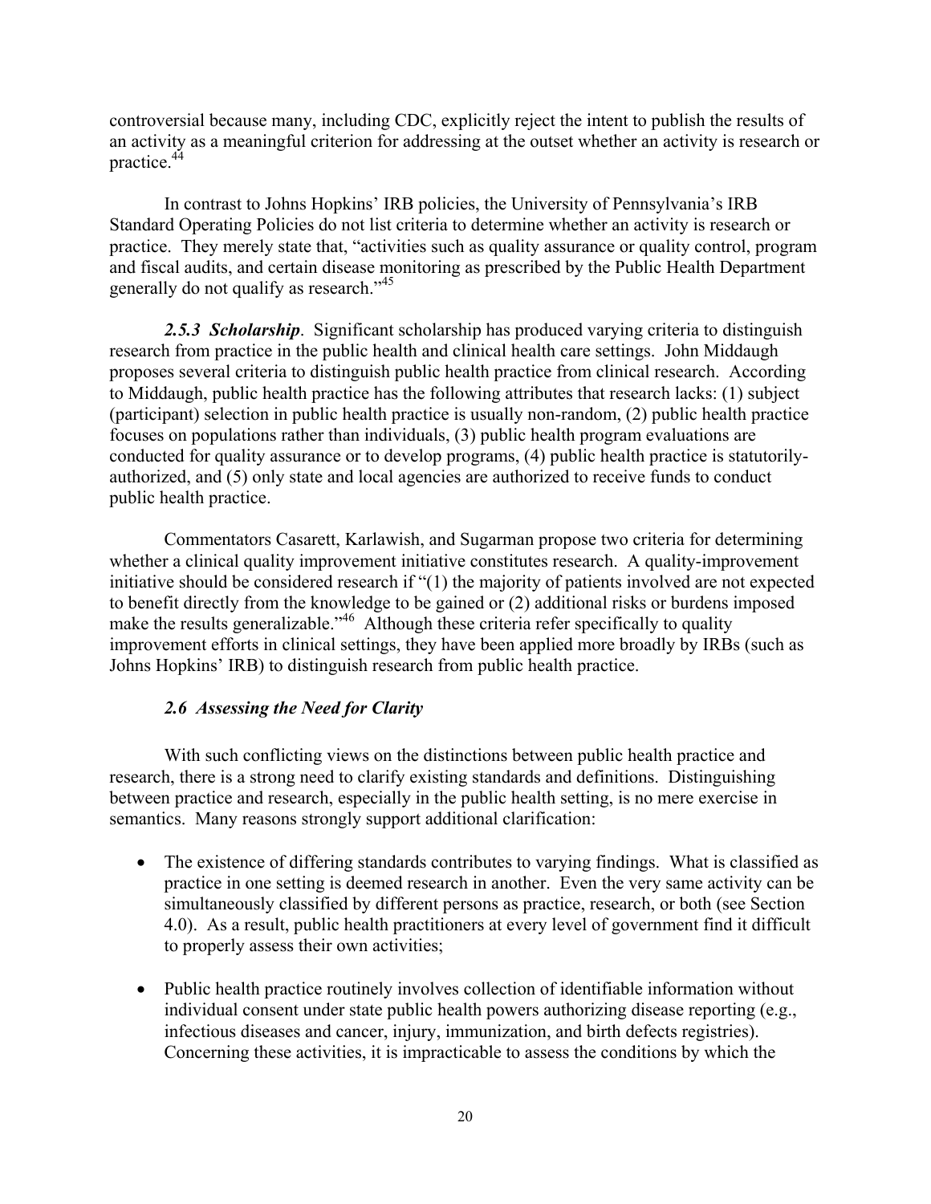controversial because many, including CDC, explicitly reject the intent to publish the results of an activity as a meaningful criterion for addressing at the outset whether an activity is research or practice.[44]

In contrast to Johns Hopkins' IRB policies, the University of Pennsylvania's IRB Standard Operating Policies do not list criteria to determine whether an activity is research or practice. They merely state that, "activities such as quality assurance or quality control, program and fiscal audits, and certain disease monitoring as prescribed by the Public Health Department generally do not qualify as research."[45]

***2.5.3 Scholarship***. Significant scholarship has produced varying criteria to distinguish research from practice in the public health and clinical health care settings. John Middaugh proposes several criteria to distinguish public health practice from clinical research. According to Middaugh, public health practice has the following attributes that research lacks: (1) subject (participant) selection in public health practice is usually non-random, (2) public health practice focuses on populations rather than individuals, (3) public health program evaluations are conducted for quality assurance or to develop programs, (4) public health practice is statutorily-authorized, and (5) only state and local agencies are authorized to receive funds to conduct public health practice.

Commentators Casarett, Karlawish, and Sugarman propose two criteria for determining whether a clinical quality improvement initiative constitutes research. A quality-improvement initiative should be considered research if "(1) the majority of patients involved are not expected to benefit directly from the knowledge to be gained or (2) additional risks or burdens imposed make the results generalizable."[46] Although these criteria refer specifically to quality improvement efforts in clinical settings, they have been applied more broadly by IRBs (such as Johns Hopkins' IRB) to distinguish research from public health practice.

### *2.6 Assessing the Need for Clarity*

With such conflicting views on the distinctions between public health practice and research, there is a strong need to clarify existing standards and definitions. Distinguishing between practice and research, especially in the public health setting, is no mere exercise in semantics. Many reasons strongly support additional clarification:

- The existence of differing standards contributes to varying findings. What is classified as practice in one setting is deemed research in another. Even the very same activity can be simultaneously classified by different persons as practice, research, or both (see Section 4.0). As a result, public health practitioners at every level of government find it difficult to properly assess their own activities;

- Public health practice routinely involves collection of identifiable information without individual consent under state public health powers authorizing disease reporting (e.g., infectious diseases and cancer, injury, immunization, and birth defects registries). Concerning these activities, it is impracticable to assess the conditions by which the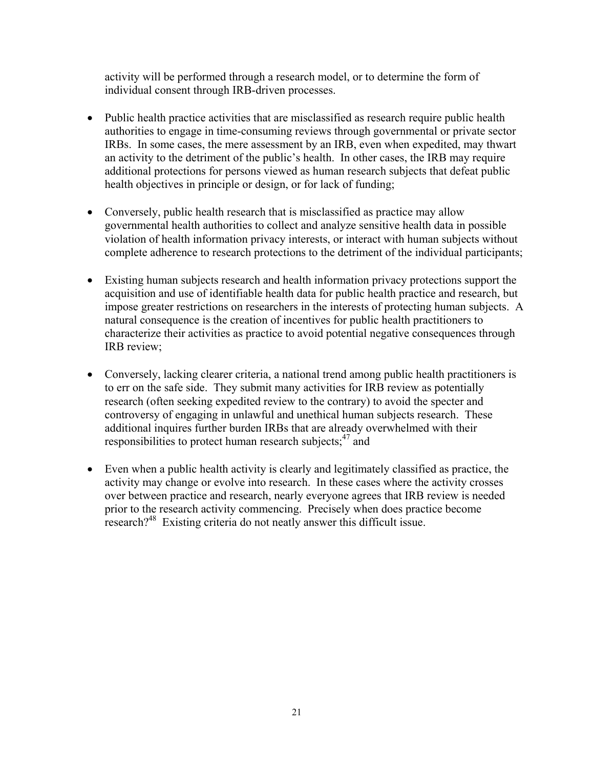activity will be performed through a research model, or to determine the form of individual consent through IRB-driven processes.

- Public health practice activities that are misclassified as research require public health authorities to engage in time-consuming reviews through governmental or private sector IRBs. In some cases, the mere assessment by an IRB, even when expedited, may thwart an activity to the detriment of the public's health. In other cases, the IRB may require additional protections for persons viewed as human research subjects that defeat public health objectives in principle or design, or for lack of funding;

- Conversely, public health research that is misclassified as practice may allow governmental health authorities to collect and analyze sensitive health data in possible violation of health information privacy interests, or interact with human subjects without complete adherence to research protections to the detriment of the individual participants;

- Existing human subjects research and health information privacy protections support the acquisition and use of identifiable health data for public health practice and research, but impose greater restrictions on researchers in the interests of protecting human subjects. A natural consequence is the creation of incentives for public health practitioners to characterize their activities as practice to avoid potential negative consequences through IRB review;

- Conversely, lacking clearer criteria, a national trend among public health practitioners is to err on the safe side. They submit many activities for IRB review as potentially research (often seeking expedited review to the contrary) to avoid the specter and controversy of engaging in unlawful and unethical human subjects research. These additional inquires further burden IRBs that are already overwhelmed with their responsibilities to protect human research subjects;[47] and

- Even when a public health activity is clearly and legitimately classified as practice, the activity may change or evolve into research. In these cases where the activity crosses over between practice and research, nearly everyone agrees that IRB review is needed prior to the research activity commencing. Precisely when does practice become research?[48] Existing criteria do not neatly answer this difficult issue.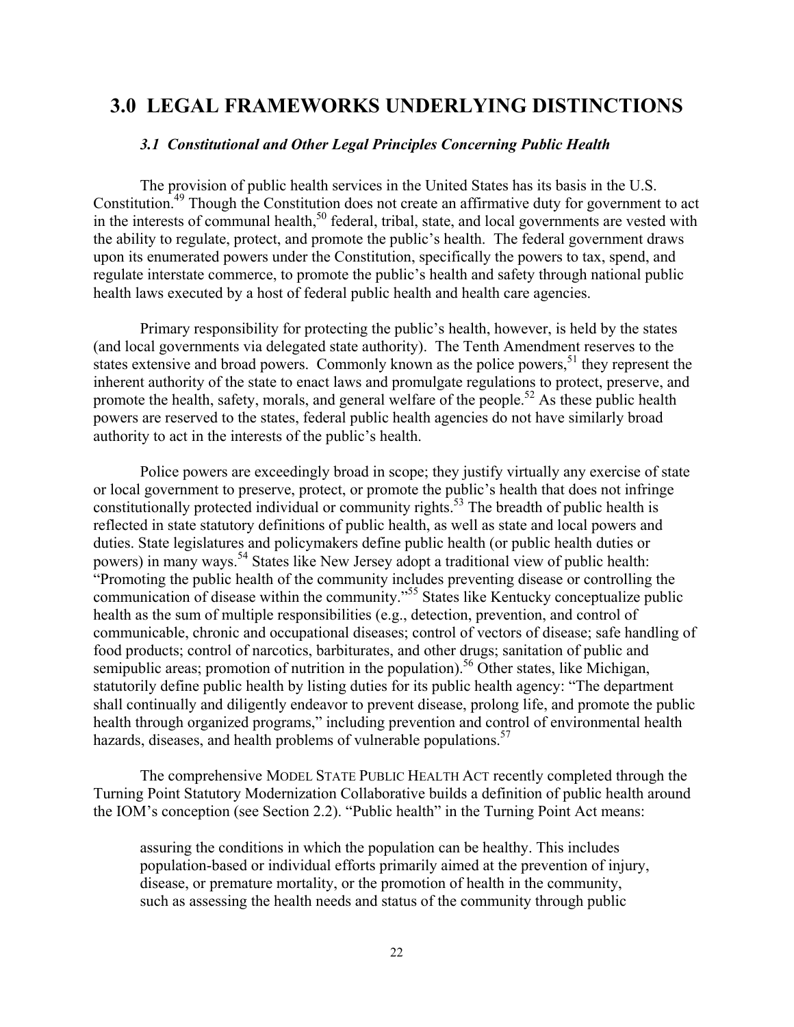# 3.0 LEGAL FRAMEWORKS UNDERLYING DISTINCTIONS

### *3.1 Constitutional and Other Legal Principles Concerning Public Health*

The provision of public health services in the United States has its basis in the U.S. Constitution.[49] Though the Constitution does not create an affirmative duty for government to act in the interests of communal health,[50] federal, tribal, state, and local governments are vested with the ability to regulate, protect, and promote the public's health. The federal government draws upon its enumerated powers under the Constitution, specifically the powers to tax, spend, and regulate interstate commerce, to promote the public's health and safety through national public health laws executed by a host of federal public health and health care agencies.

Primary responsibility for protecting the public's health, however, is held by the states (and local governments via delegated state authority). The Tenth Amendment reserves to the states extensive and broad powers. Commonly known as the police powers,[51] they represent the inherent authority of the state to enact laws and promulgate regulations to protect, preserve, and promote the health, safety, morals, and general welfare of the people.[52] As these public health powers are reserved to the states, federal public health agencies do not have similarly broad authority to act in the interests of the public's health.

Police powers are exceedingly broad in scope; they justify virtually any exercise of state or local government to preserve, protect, or promote the public's health that does not infringe constitutionally protected individual or community rights.[53] The breadth of public health is reflected in state statutory definitions of public health, as well as state and local powers and duties. State legislatures and policymakers define public health (or public health duties or powers) in many ways.[54] States like New Jersey adopt a traditional view of public health: "Promoting the public health of the community includes preventing disease or controlling the communication of disease within the community."[55] States like Kentucky conceptualize public health as the sum of multiple responsibilities (e.g., detection, prevention, and control of communicable, chronic and occupational diseases; control of vectors of disease; safe handling of food products; control of narcotics, barbiturates, and other drugs; sanitation of public and semipublic areas; promotion of nutrition in the population).[56] Other states, like Michigan, statutorily define public health by listing duties for its public health agency: "The department shall continually and diligently endeavor to prevent disease, prolong life, and promote the public health through organized programs," including prevention and control of environmental health hazards, diseases, and health problems of vulnerable populations.[57]

The comprehensive MODEL STATE PUBLIC HEALTH ACT recently completed through the Turning Point Statutory Modernization Collaborative builds a definition of public health around the IOM's conception (see Section 2.2). "Public health" in the Turning Point Act means:

> assuring the conditions in which the population can be healthy. This includes population-based or individual efforts primarily aimed at the prevention of injury, disease, or premature mortality, or the promotion of health in the community, such as assessing the health needs and status of the community through public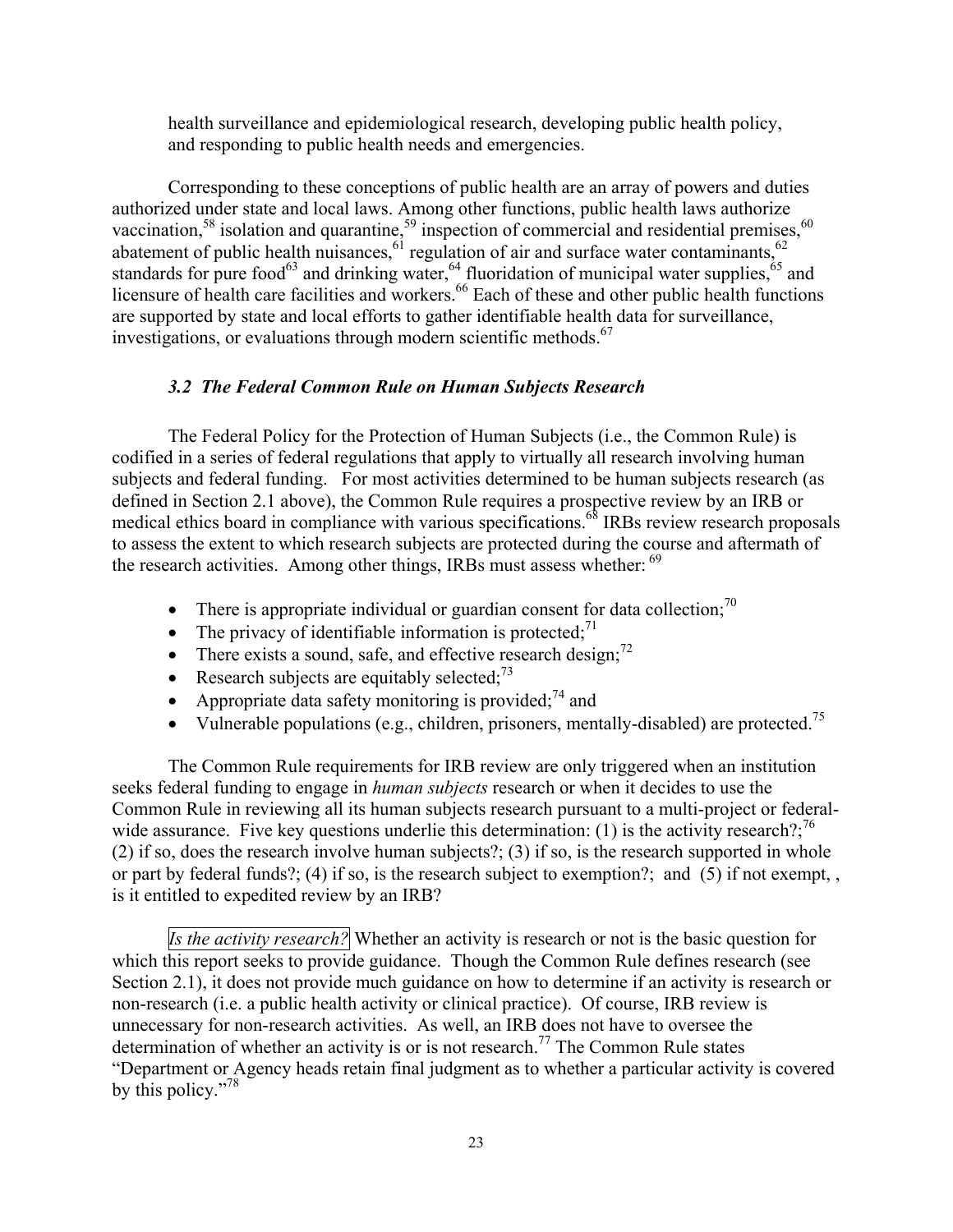health surveillance and epidemiological research, developing public health policy, and responding to public health needs and emergencies.

Corresponding to these conceptions of public health are an array of powers and duties authorized under state and local laws. Among other functions, public health laws authorize vaccination,[58] isolation and quarantine,[59] inspection of commercial and residential premises,[60] abatement of public health nuisances,[61] regulation of air and surface water contaminants,[62] standards for pure food[63] and drinking water,[64] fluoridation of municipal water supplies,[65] and licensure of health care facilities and workers.[66] Each of these and other public health functions are supported by state and local efforts to gather identifiable health data for surveillance, investigations, or evaluations through modern scientific methods.[67]

### *3.2 The Federal Common Rule on Human Subjects Research*

The Federal Policy for the Protection of Human Subjects (i.e., the Common Rule) is codified in a series of federal regulations that apply to virtually all research involving human subjects and federal funding. For most activities determined to be human subjects research (as defined in Section 2.1 above), the Common Rule requires a prospective review by an IRB or medical ethics board in compliance with various specifications.[68] IRBs review research proposals to assess the extent to which research subjects are protected during the course and aftermath of the research activities. Among other things, IRBs must assess whether: [69]

- There is appropriate individual or guardian consent for data collection;[70]
- The privacy of identifiable information is protected;[71]
- There exists a sound, safe, and effective research design;[72]
- Research subjects are equitably selected;[73]
- Appropriate data safety monitoring is provided;[74] and
- Vulnerable populations (e.g., children, prisoners, mentally-disabled) are protected.[75]

The Common Rule requirements for IRB review are only triggered when an institution seeks federal funding to engage in *human subjects* research or when it decides to use the Common Rule in reviewing all its human subjects research pursuant to a multi-project or federal-wide assurance. Five key questions underlie this determination: (1) is the activity research?;[76] (2) if so, does the research involve human subjects?; (3) if so, is the research supported in whole or part by federal funds?; (4) if so, is the research subject to exemption?; and (5) if not exempt, , is it entitled to expedited review by an IRB?

*Is the activity research?* Whether an activity is research or not is the basic question for which this report seeks to provide guidance. Though the Common Rule defines research (see Section 2.1), it does not provide much guidance on how to determine if an activity is research or non-research (i.e. a public health activity or clinical practice). Of course, IRB review is unnecessary for non-research activities. As well, an IRB does not have to oversee the determination of whether an activity is or is not research.[77] The Common Rule states "Department or Agency heads retain final judgment as to whether a particular activity is covered by this policy."[78]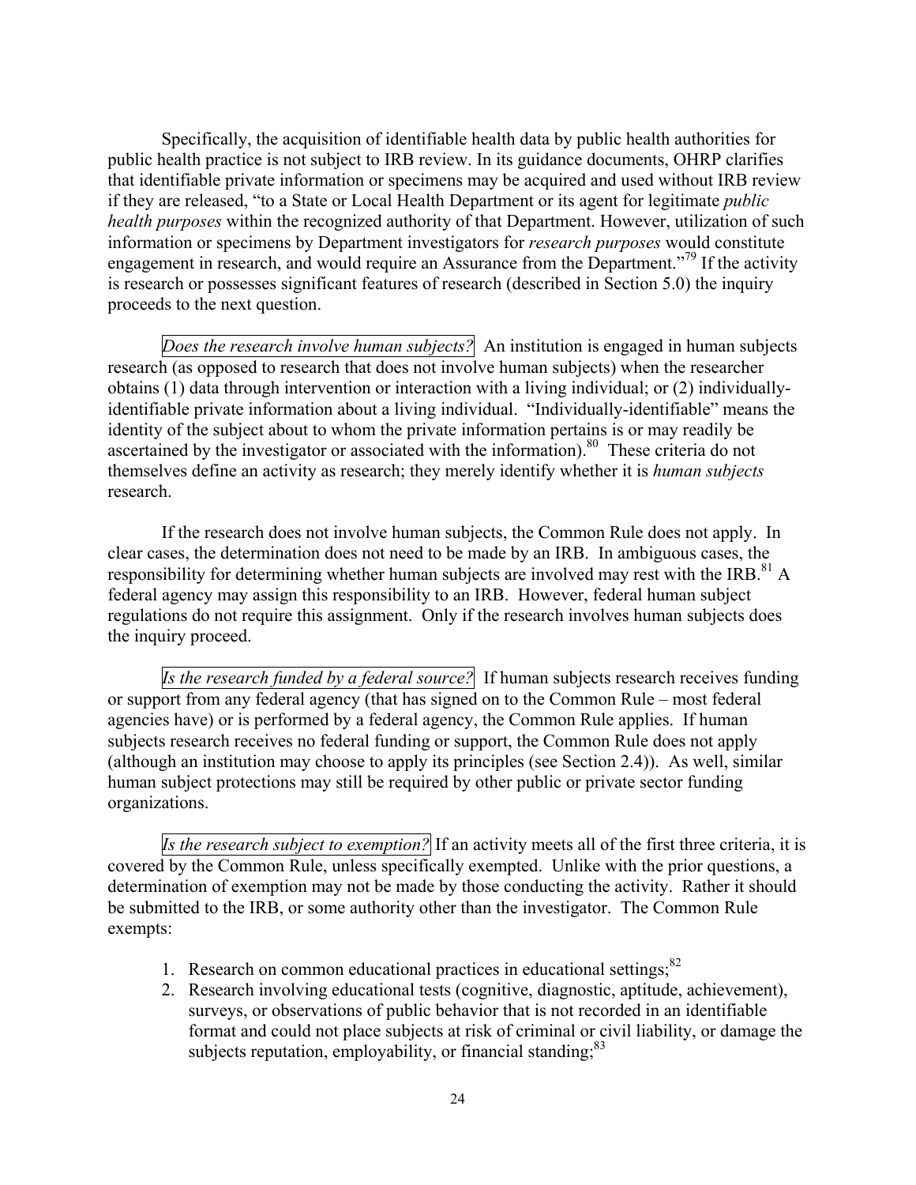Specifically, the acquisition of identifiable health data by public health authorities for public health practice is not subject to IRB review. In its guidance documents, OHRP clarifies that identifiable private information or specimens may be acquired and used without IRB review if they are released, "to a State or Local Health Department or its agent for legitimate *public health purposes* within the recognized authority of that Department. However, utilization of such information or specimens by Department investigators for *research purposes* would constitute engagement in research, and would require an Assurance from the Department."[79] If the activity is research or possesses significant features of research (described in Section 5.0) the inquiry proceeds to the next question.

*Does the research involve human subjects?* An institution is engaged in human subjects research (as opposed to research that does not involve human subjects) when the researcher obtains (1) data through intervention or interaction with a living individual; or (2) individually-identifiable private information about a living individual. "Individually-identifiable" means the identity of the subject about to whom the private information pertains is or may readily be ascertained by the investigator or associated with the information).[80] These criteria do not themselves define an activity as research; they merely identify whether it is *human subjects* research.

If the research does not involve human subjects, the Common Rule does not apply. In clear cases, the determination does not need to be made by an IRB. In ambiguous cases, the responsibility for determining whether human subjects are involved may rest with the IRB.[81] A federal agency may assign this responsibility to an IRB. However, federal human subject regulations do not require this assignment. Only if the research involves human subjects does the inquiry proceed.

*Is the research funded by a federal source?* If human subjects research receives funding or support from any federal agency (that has signed on to the Common Rule – most federal agencies have) or is performed by a federal agency, the Common Rule applies. If human subjects research receives no federal funding or support, the Common Rule does not apply (although an institution may choose to apply its principles (see Section 2.4)). As well, similar human subject protections may still be required by other public or private sector funding organizations.

*Is the research subject to exemption?* If an activity meets all of the first three criteria, it is covered by the Common Rule, unless specifically exempted. Unlike with the prior questions, a determination of exemption may not be made by those conducting the activity. Rather it should be submitted to the IRB, or some authority other than the investigator. The Common Rule exempts:

1. Research on common educational practices in educational settings;[82]
2. Research involving educational tests (cognitive, diagnostic, aptitude, achievement), surveys, or observations of public behavior that is not recorded in an identifiable format and could not place subjects at risk of criminal or civil liability, or damage the subjects reputation, employability, or financial standing;[83]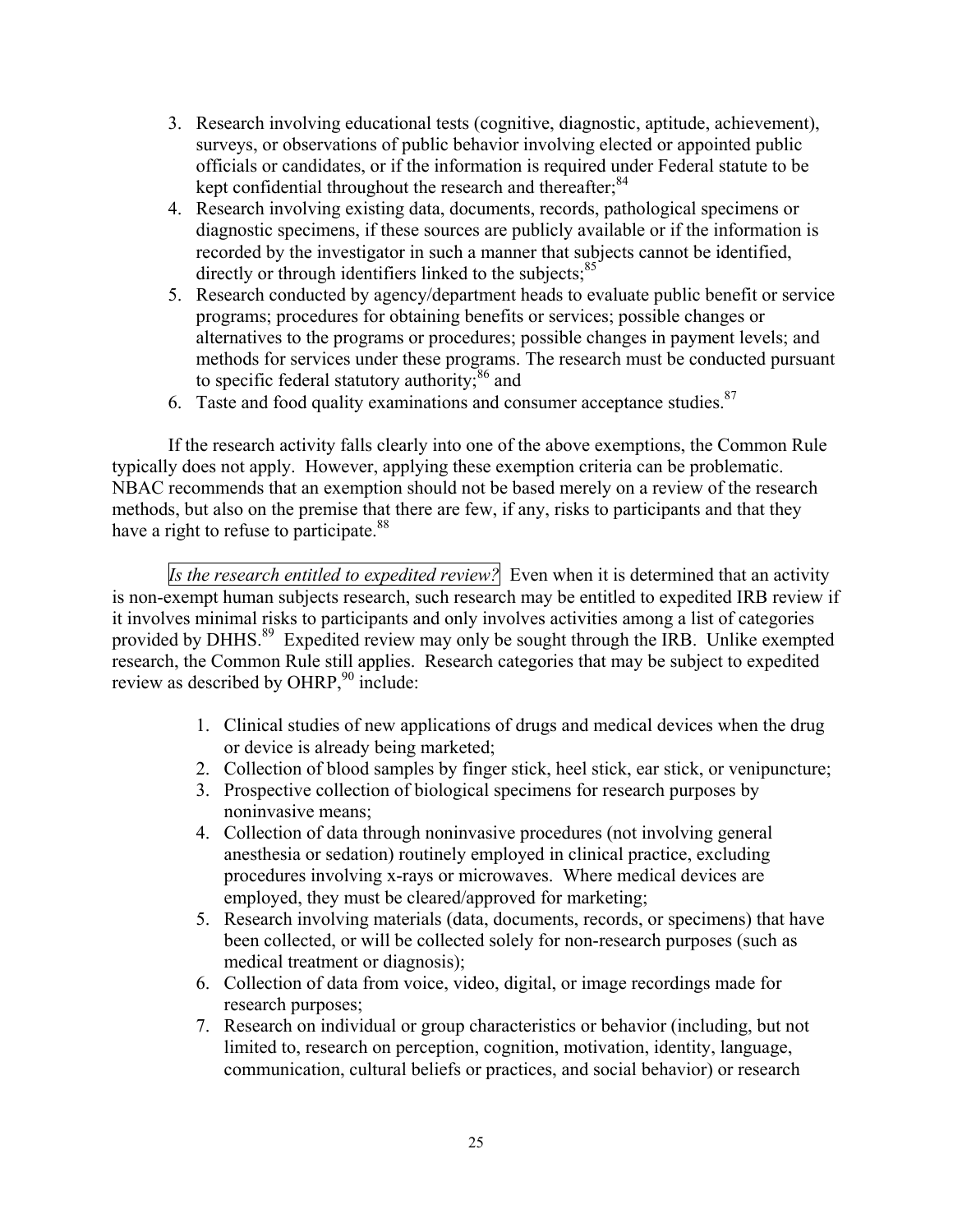3. Research involving educational tests (cognitive, diagnostic, aptitude, achievement), surveys, or observations of public behavior involving elected or appointed public officials or candidates, or if the information is required under Federal statute to be kept confidential throughout the research and thereafter;[84]
4. Research involving existing data, documents, records, pathological specimens or diagnostic specimens, if these sources are publicly available or if the information is recorded by the investigator in such a manner that subjects cannot be identified, directly or through identifiers linked to the subjects;[85]
5. Research conducted by agency/department heads to evaluate public benefit or service programs; procedures for obtaining benefits or services; possible changes or alternatives to the programs or procedures; possible changes in payment levels; and methods for services under these programs. The research must be conducted pursuant to specific federal statutory authority;[86] and
6. Taste and food quality examinations and consumer acceptance studies.[87]

If the research activity falls clearly into one of the above exemptions, the Common Rule typically does not apply. However, applying these exemption criteria can be problematic. NBAC recommends that an exemption should not be based merely on a review of the research methods, but also on the premise that there are few, if any, risks to participants and that they have a right to refuse to participate.[88]

*Is the research entitled to expedited review?* Even when it is determined that an activity is non-exempt human subjects research, such research may be entitled to expedited IRB review if it involves minimal risks to participants and only involves activities among a list of categories provided by DHHS.[89] Expedited review may only be sought through the IRB. Unlike exempted research, the Common Rule still applies. Research categories that may be subject to expedited review as described by OHRP,[90] include:

1. Clinical studies of new applications of drugs and medical devices when the drug or device is already being marketed;
2. Collection of blood samples by finger stick, heel stick, ear stick, or venipuncture;
3. Prospective collection of biological specimens for research purposes by noninvasive means;
4. Collection of data through noninvasive procedures (not involving general anesthesia or sedation) routinely employed in clinical practice, excluding procedures involving x-rays or microwaves. Where medical devices are employed, they must be cleared/approved for marketing;
5. Research involving materials (data, documents, records, or specimens) that have been collected, or will be collected solely for non-research purposes (such as medical treatment or diagnosis);
6. Collection of data from voice, video, digital, or image recordings made for research purposes;
7. Research on individual or group characteristics or behavior (including, but not limited to, research on perception, cognition, motivation, identity, language, communication, cultural beliefs or practices, and social behavior) or research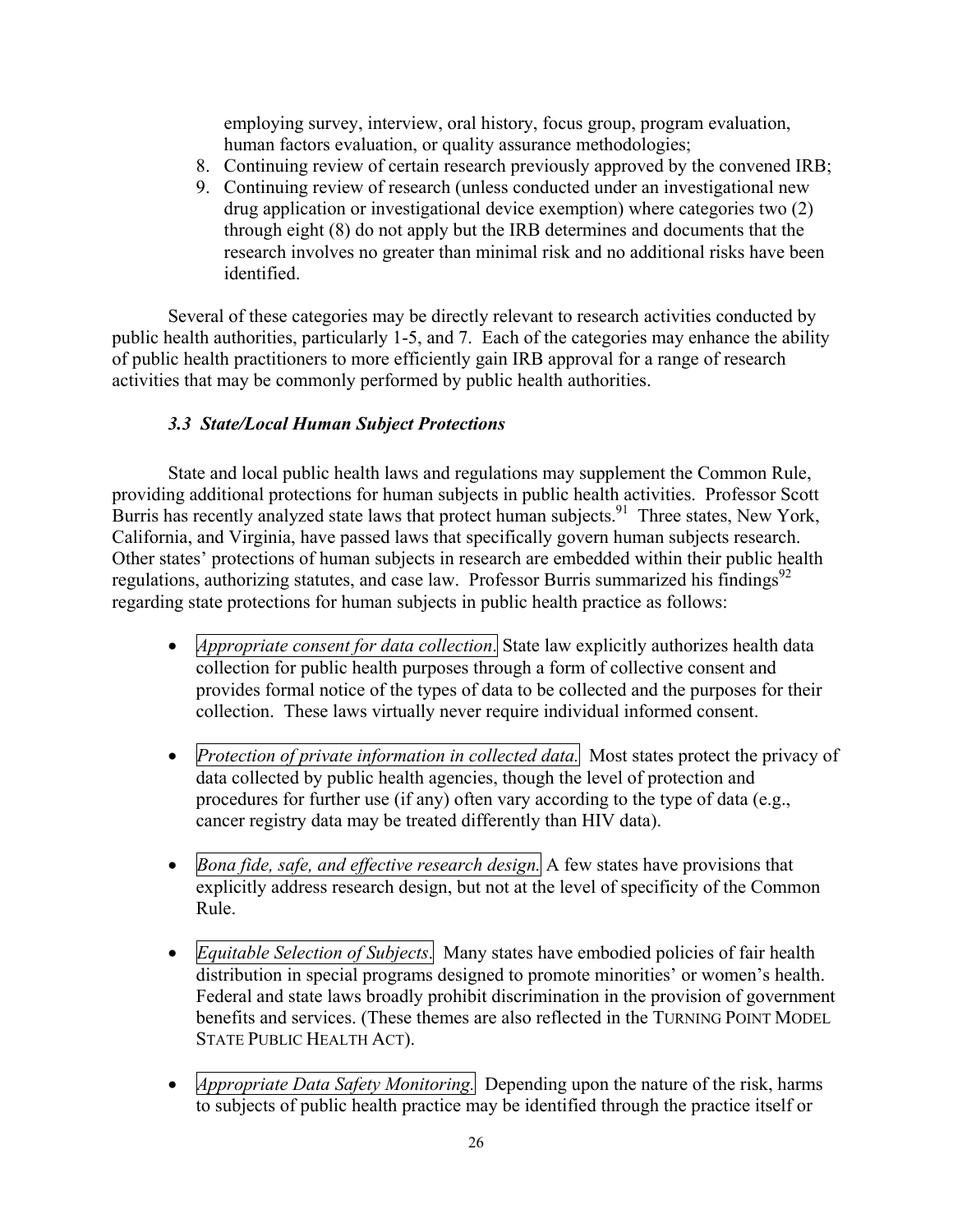employing survey, interview, oral history, focus group, program evaluation, human factors evaluation, or quality assurance methodologies;

8. Continuing review of certain research previously approved by the convened IRB;
9. Continuing review of research (unless conducted under an investigational new drug application or investigational device exemption) where categories two (2) through eight (8) do not apply but the IRB determines and documents that the research involves no greater than minimal risk and no additional risks have been identified.

Several of these categories may be directly relevant to research activities conducted by public health authorities, particularly 1-5, and 7. Each of the categories may enhance the ability of public health practitioners to more efficiently gain IRB approval for a range of research activities that may be commonly performed by public health authorities.

### *3.3 State/Local Human Subject Protections*

State and local public health laws and regulations may supplement the Common Rule, providing additional protections for human subjects in public health activities. Professor Scott Burris has recently analyzed state laws that protect human subjects.[91] Three states, New York, California, and Virginia, have passed laws that specifically govern human subjects research. Other states' protections of human subjects in research are embedded within their public health regulations, authorizing statutes, and case law. Professor Burris summarized his findings[92] regarding state protections for human subjects in public health practice as follows:

- *Appropriate consent for data collection*. State law explicitly authorizes health data collection for public health purposes through a form of collective consent and provides formal notice of the types of data to be collected and the purposes for their collection. These laws virtually never require individual informed consent.

- *Protection of private information in collected data.* Most states protect the privacy of data collected by public health agencies, though the level of protection and procedures for further use (if any) often vary according to the type of data (e.g., cancer registry data may be treated differently than HIV data).

- *Bona fide, safe, and effective research design.* A few states have provisions that explicitly address research design, but not at the level of specificity of the Common Rule.

- *Equitable Selection of Subjects*. Many states have embodied policies of fair health distribution in special programs designed to promote minorities' or women's health. Federal and state laws broadly prohibit discrimination in the provision of government benefits and services. (These themes are also reflected in the TURNING POINT MODEL STATE PUBLIC HEALTH ACT).

- *Appropriate Data Safety Monitoring.* Depending upon the nature of the risk, harms to subjects of public health practice may be identified through the practice itself or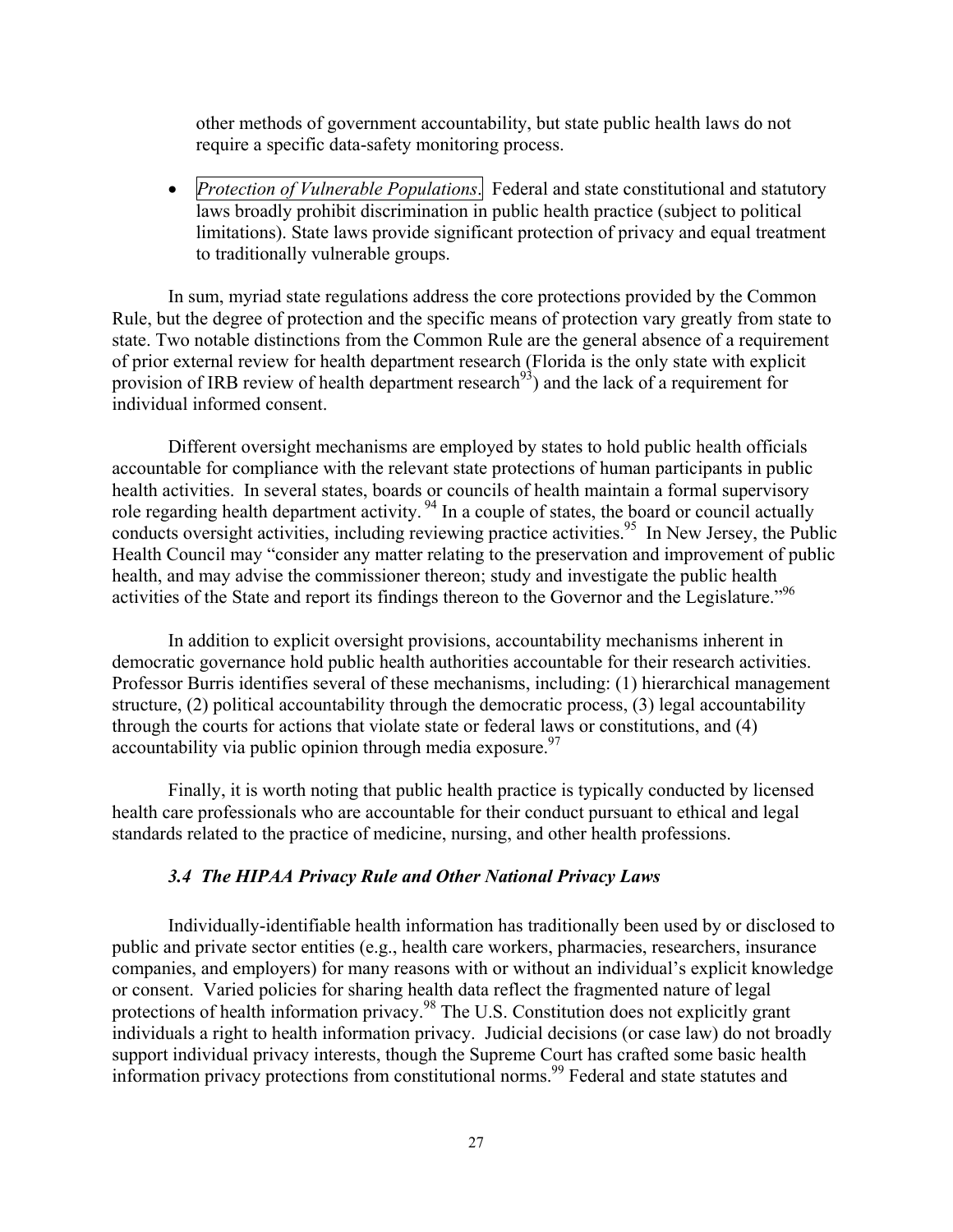other methods of government accountability, but state public health laws do not require a specific data-safety monitoring process.

- *Protection of Vulnerable Populations*. Federal and state constitutional and statutory laws broadly prohibit discrimination in public health practice (subject to political limitations). State laws provide significant protection of privacy and equal treatment to traditionally vulnerable groups.

In sum, myriad state regulations address the core protections provided by the Common Rule, but the degree of protection and the specific means of protection vary greatly from state to state. Two notable distinctions from the Common Rule are the general absence of a requirement of prior external review for health department research (Florida is the only state with explicit provision of IRB review of health department research[93]) and the lack of a requirement for individual informed consent.

Different oversight mechanisms are employed by states to hold public health officials accountable for compliance with the relevant state protections of human participants in public health activities. In several states, boards or councils of health maintain a formal supervisory role regarding health department activity.[94] In a couple of states, the board or council actually conducts oversight activities, including reviewing practice activities.[95] In New Jersey, the Public Health Council may "consider any matter relating to the preservation and improvement of public health, and may advise the commissioner thereon; study and investigate the public health activities of the State and report its findings thereon to the Governor and the Legislature."[96]

In addition to explicit oversight provisions, accountability mechanisms inherent in democratic governance hold public health authorities accountable for their research activities. Professor Burris identifies several of these mechanisms, including: (1) hierarchical management structure, (2) political accountability through the democratic process, (3) legal accountability through the courts for actions that violate state or federal laws or constitutions, and (4) accountability via public opinion through media exposure.[97]

Finally, it is worth noting that public health practice is typically conducted by licensed health care professionals who are accountable for their conduct pursuant to ethical and legal standards related to the practice of medicine, nursing, and other health professions.

### *3.4 The HIPAA Privacy Rule and Other National Privacy Laws*

Individually-identifiable health information has traditionally been used by or disclosed to public and private sector entities (e.g., health care workers, pharmacies, researchers, insurance companies, and employers) for many reasons with or without an individual's explicit knowledge or consent. Varied policies for sharing health data reflect the fragmented nature of legal protections of health information privacy.[98] The U.S. Constitution does not explicitly grant individuals a right to health information privacy. Judicial decisions (or case law) do not broadly support individual privacy interests, though the Supreme Court has crafted some basic health information privacy protections from constitutional norms.[99] Federal and state statutes and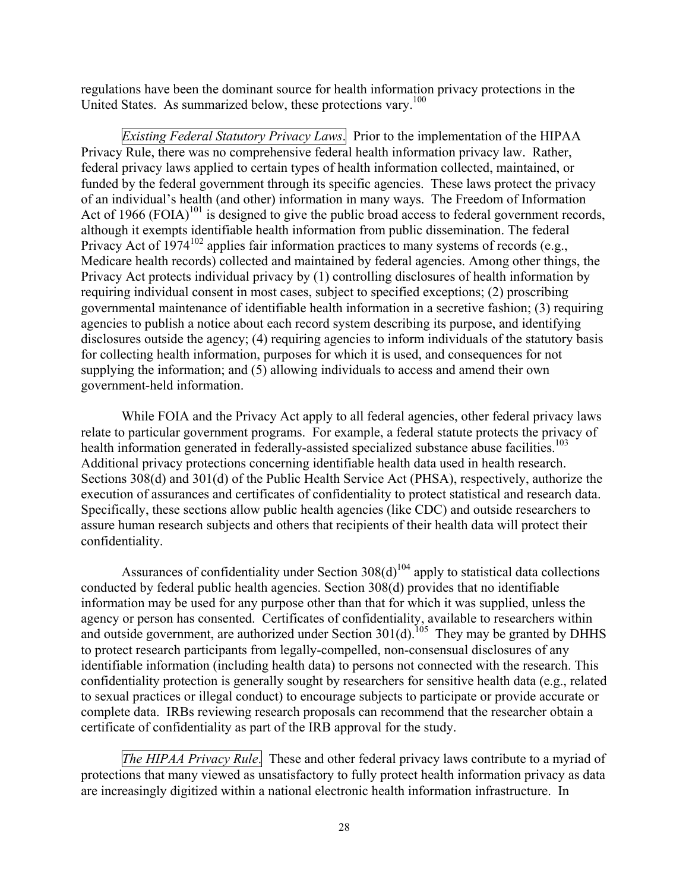regulations have been the dominant source for health information privacy protections in the United States. As summarized below, these protections vary.[100]

*Existing Federal Statutory Privacy Laws*. Prior to the implementation of the HIPAA Privacy Rule, there was no comprehensive federal health information privacy law. Rather, federal privacy laws applied to certain types of health information collected, maintained, or funded by the federal government through its specific agencies. These laws protect the privacy of an individual's health (and other) information in many ways. The Freedom of Information Act of 1966 (FOIA)[101] is designed to give the public broad access to federal government records, although it exempts identifiable health information from public dissemination. The federal Privacy Act of 1974[102] applies fair information practices to many systems of records (e.g., Medicare health records) collected and maintained by federal agencies. Among other things, the Privacy Act protects individual privacy by (1) controlling disclosures of health information by requiring individual consent in most cases, subject to specified exceptions; (2) proscribing governmental maintenance of identifiable health information in a secretive fashion; (3) requiring agencies to publish a notice about each record system describing its purpose, and identifying disclosures outside the agency; (4) requiring agencies to inform individuals of the statutory basis for collecting health information, purposes for which it is used, and consequences for not supplying the information; and (5) allowing individuals to access and amend their own government-held information.

While FOIA and the Privacy Act apply to all federal agencies, other federal privacy laws relate to particular government programs. For example, a federal statute protects the privacy of health information generated in federally-assisted specialized substance abuse facilities.[103] Additional privacy protections concerning identifiable health data used in health research. Sections 308(d) and 301(d) of the Public Health Service Act (PHSA), respectively, authorize the execution of assurances and certificates of confidentiality to protect statistical and research data. Specifically, these sections allow public health agencies (like CDC) and outside researchers to assure human research subjects and others that recipients of their health data will protect their confidentiality.

Assurances of confidentiality under Section 308(d)[104] apply to statistical data collections conducted by federal public health agencies. Section 308(d) provides that no identifiable information may be used for any purpose other than that for which it was supplied, unless the agency or person has consented. Certificates of confidentiality, available to researchers within and outside government, are authorized under Section 301(d).[105] They may be granted by DHHS to protect research participants from legally-compelled, non-consensual disclosures of any identifiable information (including health data) to persons not connected with the research. This confidentiality protection is generally sought by researchers for sensitive health data (e.g., related to sexual practices or illegal conduct) to encourage subjects to participate or provide accurate or complete data. IRBs reviewing research proposals can recommend that the researcher obtain a certificate of confidentiality as part of the IRB approval for the study.

*The HIPAA Privacy Rule*. These and other federal privacy laws contribute to a myriad of protections that many viewed as unsatisfactory to fully protect health information privacy as data are increasingly digitized within a national electronic health information infrastructure. In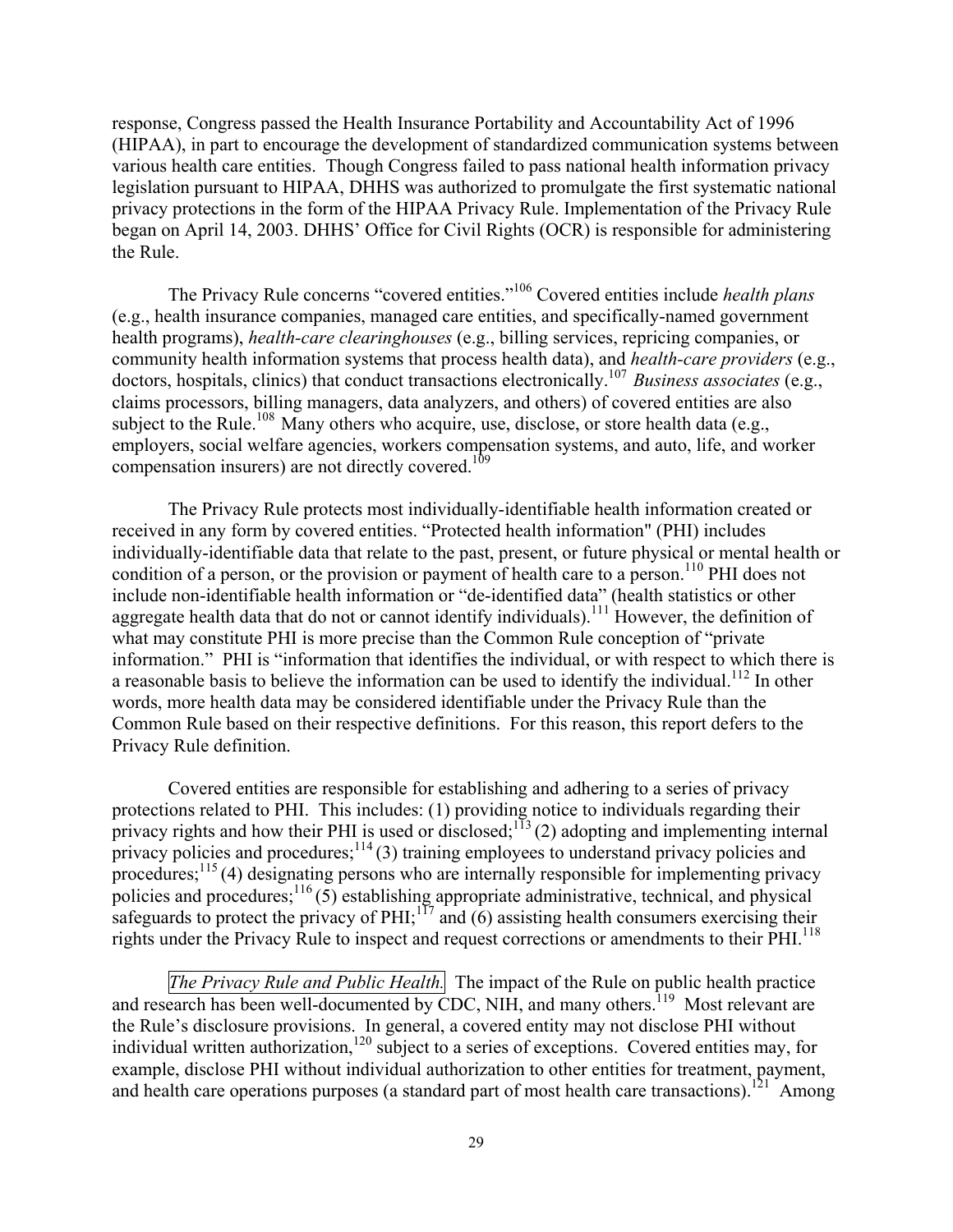response, Congress passed the Health Insurance Portability and Accountability Act of 1996 (HIPAA), in part to encourage the development of standardized communication systems between various health care entities. Though Congress failed to pass national health information privacy legislation pursuant to HIPAA, DHHS was authorized to promulgate the first systematic national privacy protections in the form of the HIPAA Privacy Rule. Implementation of the Privacy Rule began on April 14, 2003. DHHS' Office for Civil Rights (OCR) is responsible for administering the Rule.

The Privacy Rule concerns "covered entities."[106] Covered entities include *health plans* (e.g., health insurance companies, managed care entities, and specifically-named government health programs), *health-care clearinghouses* (e.g., billing services, repricing companies, or community health information systems that process health data), and *health-care providers* (e.g., doctors, hospitals, clinics) that conduct transactions electronically.[107] *Business associates* (e.g., claims processors, billing managers, data analyzers, and others) of covered entities are also subject to the Rule.[108] Many others who acquire, use, disclose, or store health data (e.g., employers, social welfare agencies, workers compensation systems, and auto, life, and worker compensation insurers) are not directly covered.[109]

The Privacy Rule protects most individually-identifiable health information created or received in any form by covered entities. "Protected health information" (PHI) includes individually-identifiable data that relate to the past, present, or future physical or mental health or condition of a person, or the provision or payment of health care to a person.[110] PHI does not include non-identifiable health information or "de-identified data" (health statistics or other aggregate health data that do not or cannot identify individuals).[111] However, the definition of what may constitute PHI is more precise than the Common Rule conception of "private information." PHI is "information that identifies the individual, or with respect to which there is a reasonable basis to believe the information can be used to identify the individual.[112] In other words, more health data may be considered identifiable under the Privacy Rule than the Common Rule based on their respective definitions. For this reason, this report defers to the Privacy Rule definition.

Covered entities are responsible for establishing and adhering to a series of privacy protections related to PHI. This includes: (1) providing notice to individuals regarding their privacy rights and how their PHI is used or disclosed;[113] (2) adopting and implementing internal privacy policies and procedures;[114] (3) training employees to understand privacy policies and procedures;[115] (4) designating persons who are internally responsible for implementing privacy policies and procedures;[116] (5) establishing appropriate administrative, technical, and physical safeguards to protect the privacy of PHI;[117] and (6) assisting health consumers exercising their rights under the Privacy Rule to inspect and request corrections or amendments to their PHI.[118]

*The Privacy Rule and Public Health.* The impact of the Rule on public health practice and research has been well-documented by CDC, NIH, and many others.[119] Most relevant are the Rule's disclosure provisions. In general, a covered entity may not disclose PHI without individual written authorization,[120] subject to a series of exceptions. Covered entities may, for example, disclose PHI without individual authorization to other entities for treatment, payment, and health care operations purposes (a standard part of most health care transactions).[121] Among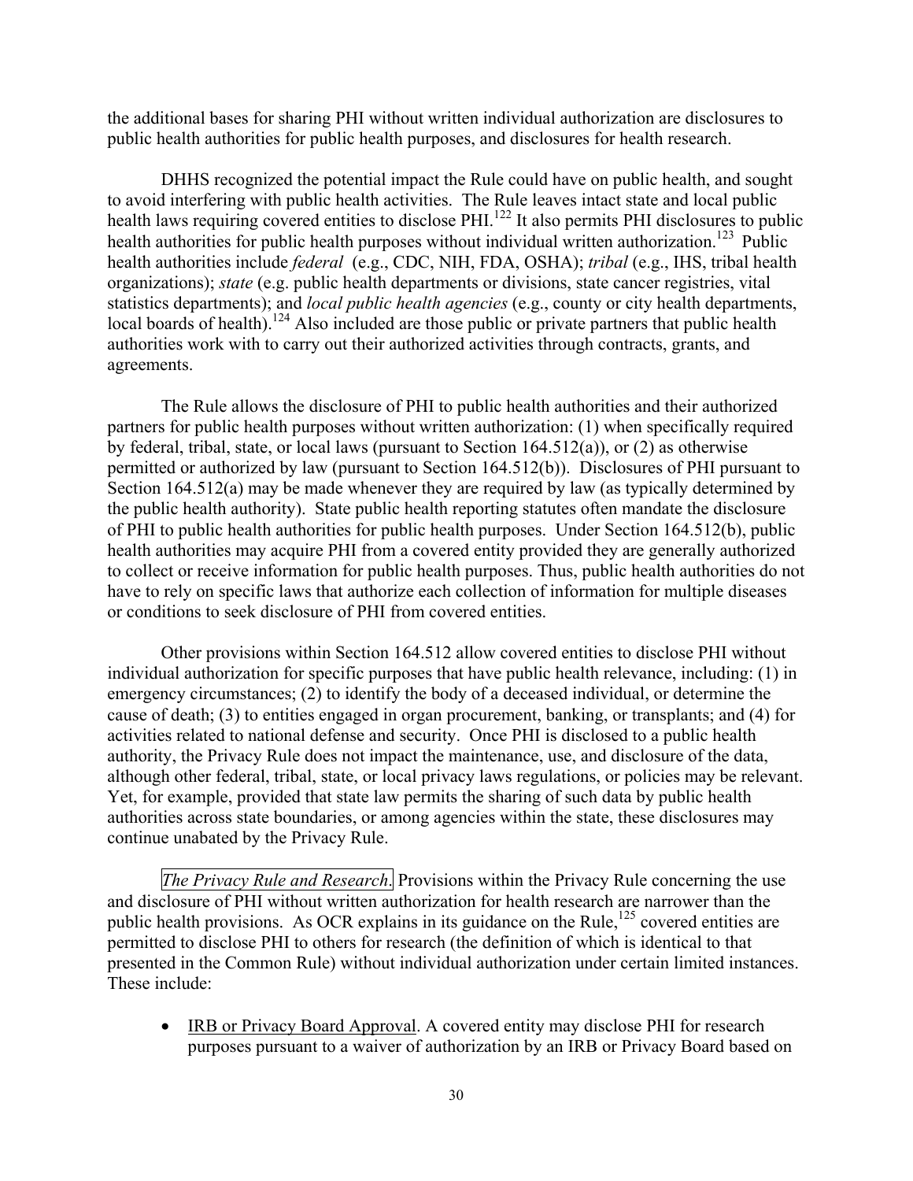the additional bases for sharing PHI without written individual authorization are disclosures to public health authorities for public health purposes, and disclosures for health research.

DHHS recognized the potential impact the Rule could have on public health, and sought to avoid interfering with public health activities. The Rule leaves intact state and local public health laws requiring covered entities to disclose PHI.[122] It also permits PHI disclosures to public health authorities for public health purposes without individual written authorization.[123] Public health authorities include *federal* (e.g., CDC, NIH, FDA, OSHA); *tribal* (e.g., IHS, tribal health organizations); *state* (e.g. public health departments or divisions, state cancer registries, vital statistics departments); and *local public health agencies* (e.g., county or city health departments, local boards of health).[124] Also included are those public or private partners that public health authorities work with to carry out their authorized activities through contracts, grants, and agreements.

The Rule allows the disclosure of PHI to public health authorities and their authorized partners for public health purposes without written authorization: (1) when specifically required by federal, tribal, state, or local laws (pursuant to Section 164.512(a)), or (2) as otherwise permitted or authorized by law (pursuant to Section 164.512(b)). Disclosures of PHI pursuant to Section 164.512(a) may be made whenever they are required by law (as typically determined by the public health authority). State public health reporting statutes often mandate the disclosure of PHI to public health authorities for public health purposes. Under Section 164.512(b), public health authorities may acquire PHI from a covered entity provided they are generally authorized to collect or receive information for public health purposes. Thus, public health authorities do not have to rely on specific laws that authorize each collection of information for multiple diseases or conditions to seek disclosure of PHI from covered entities.

Other provisions within Section 164.512 allow covered entities to disclose PHI without individual authorization for specific purposes that have public health relevance, including: (1) in emergency circumstances; (2) to identify the body of a deceased individual, or determine the cause of death; (3) to entities engaged in organ procurement, banking, or transplants; and (4) for activities related to national defense and security. Once PHI is disclosed to a public health authority, the Privacy Rule does not impact the maintenance, use, and disclosure of the data, although other federal, tribal, state, or local privacy laws regulations, or policies may be relevant. Yet, for example, provided that state law permits the sharing of such data by public health authorities across state boundaries, or among agencies within the state, these disclosures may continue unabated by the Privacy Rule.

*The Privacy Rule and Research*. Provisions within the Privacy Rule concerning the use and disclosure of PHI without written authorization for health research are narrower than the public health provisions. As OCR explains in its guidance on the Rule,[125] covered entities are permitted to disclose PHI to others for research (the definition of which is identical to that presented in the Common Rule) without individual authorization under certain limited instances. These include:

- IRB or Privacy Board Approval. A covered entity may disclose PHI for research purposes pursuant to a waiver of authorization by an IRB or Privacy Board based on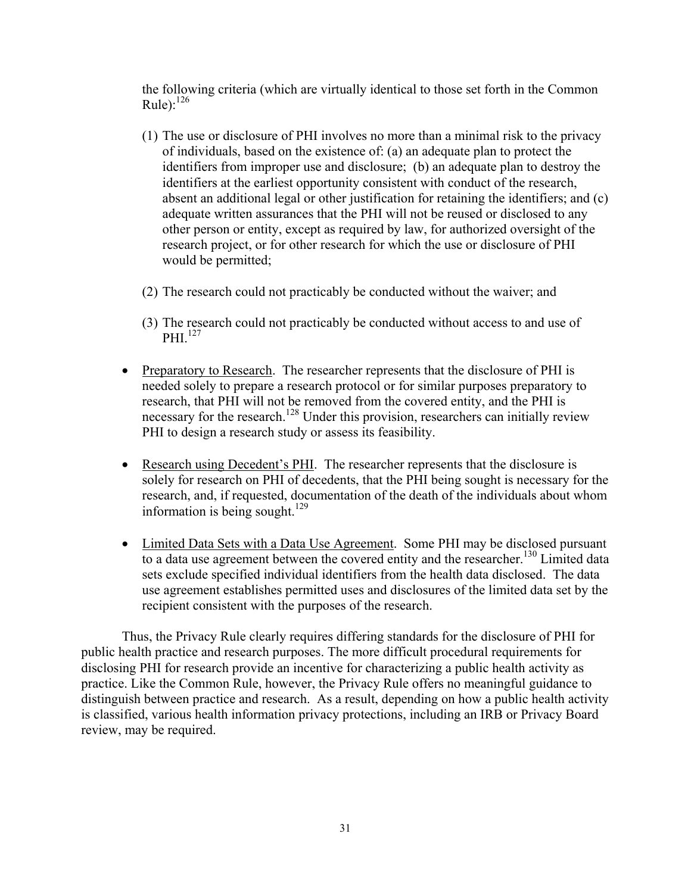the following criteria (which are virtually identical to those set forth in the Common Rule):[126]

(1) The use or disclosure of PHI involves no more than a minimal risk to the privacy of individuals, based on the existence of: (a) an adequate plan to protect the identifiers from improper use and disclosure; (b) an adequate plan to destroy the identifiers at the earliest opportunity consistent with conduct of the research, absent an additional legal or other justification for retaining the identifiers; and (c) adequate written assurances that the PHI will not be reused or disclosed to any other person or entity, except as required by law, for authorized oversight of the research project, or for other research for which the use or disclosure of PHI would be permitted;

(2) The research could not practicably be conducted without the waiver; and

(3) The research could not practicably be conducted without access to and use of PHI.[127]

- Preparatory to Research. The researcher represents that the disclosure of PHI is needed solely to prepare a research protocol or for similar purposes preparatory to research, that PHI will not be removed from the covered entity, and the PHI is necessary for the research.[128] Under this provision, researchers can initially review PHI to design a research study or assess its feasibility.

- Research using Decedent's PHI. The researcher represents that the disclosure is solely for research on PHI of decedents, that the PHI being sought is necessary for the research, and, if requested, documentation of the death of the individuals about whom information is being sought.[129]

- Limited Data Sets with a Data Use Agreement. Some PHI may be disclosed pursuant to a data use agreement between the covered entity and the researcher.[130] Limited data sets exclude specified individual identifiers from the health data disclosed. The data use agreement establishes permitted uses and disclosures of the limited data set by the recipient consistent with the purposes of the research.

Thus, the Privacy Rule clearly requires differing standards for the disclosure of PHI for public health practice and research purposes. The more difficult procedural requirements for disclosing PHI for research provide an incentive for characterizing a public health activity as practice. Like the Common Rule, however, the Privacy Rule offers no meaningful guidance to distinguish between practice and research. As a result, depending on how a public health activity is classified, various health information privacy protections, including an IRB or Privacy Board review, may be required.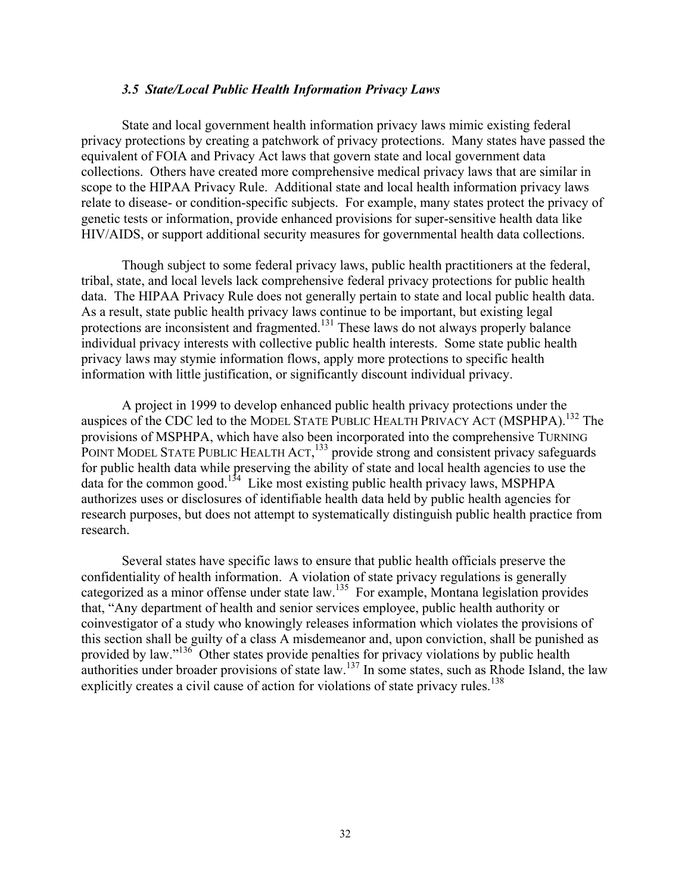### *3.5 State/Local Public Health Information Privacy Laws*

State and local government health information privacy laws mimic existing federal privacy protections by creating a patchwork of privacy protections. Many states have passed the equivalent of FOIA and Privacy Act laws that govern state and local government data collections. Others have created more comprehensive medical privacy laws that are similar in scope to the HIPAA Privacy Rule. Additional state and local health information privacy laws relate to disease- or condition-specific subjects. For example, many states protect the privacy of genetic tests or information, provide enhanced provisions for super-sensitive health data like HIV/AIDS, or support additional security measures for governmental health data collections.

Though subject to some federal privacy laws, public health practitioners at the federal, tribal, state, and local levels lack comprehensive federal privacy protections for public health data. The HIPAA Privacy Rule does not generally pertain to state and local public health data. As a result, state public health privacy laws continue to be important, but existing legal protections are inconsistent and fragmented.[131] These laws do not always properly balance individual privacy interests with collective public health interests. Some state public health privacy laws may stymie information flows, apply more protections to specific health information with little justification, or significantly discount individual privacy.

A project in 1999 to develop enhanced public health privacy protections under the auspices of the CDC led to the MODEL STATE PUBLIC HEALTH PRIVACY ACT (MSPHPA).[132] The provisions of MSPHPA, which have also been incorporated into the comprehensive TURNING POINT MODEL STATE PUBLIC HEALTH ACT,[133] provide strong and consistent privacy safeguards for public health data while preserving the ability of state and local health agencies to use the data for the common good.[134] Like most existing public health privacy laws, MSPHPA authorizes uses or disclosures of identifiable health data held by public health agencies for research purposes, but does not attempt to systematically distinguish public health practice from research.

Several states have specific laws to ensure that public health officials preserve the confidentiality of health information. A violation of state privacy regulations is generally categorized as a minor offense under state law.[135] For example, Montana legislation provides that, "Any department of health and senior services employee, public health authority or coinvestigator of a study who knowingly releases information which violates the provisions of this section shall be guilty of a class A misdemeanor and, upon conviction, shall be punished as provided by law."[136] Other states provide penalties for privacy violations by public health authorities under broader provisions of state law.[137] In some states, such as Rhode Island, the law explicitly creates a civil cause of action for violations of state privacy rules.[138]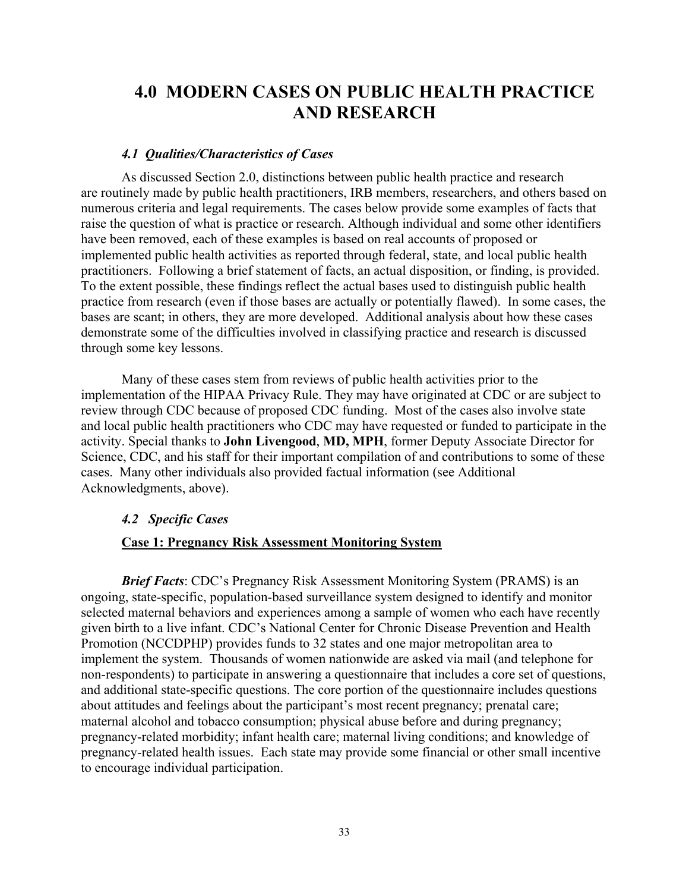# 4.0 MODERN CASES ON PUBLIC HEALTH PRACTICE AND RESEARCH

### *4.1 Qualities/Characteristics of Cases*

As discussed Section 2.0, distinctions between public health practice and research are routinely made by public health practitioners, IRB members, researchers, and others based on numerous criteria and legal requirements. The cases below provide some examples of facts that raise the question of what is practice or research. Although individual and some other identifiers have been removed, each of these examples is based on real accounts of proposed or implemented public health activities as reported through federal, state, and local public health practitioners. Following a brief statement of facts, an actual disposition, or finding, is provided. To the extent possible, these findings reflect the actual bases used to distinguish public health practice from research (even if those bases are actually or potentially flawed). In some cases, the bases are scant; in others, they are more developed. Additional analysis about how these cases demonstrate some of the difficulties involved in classifying practice and research is discussed through some key lessons.

Many of these cases stem from reviews of public health activities prior to the implementation of the HIPAA Privacy Rule. They may have originated at CDC or are subject to review through CDC because of proposed CDC funding. Most of the cases also involve state and local public health practitioners who CDC may have requested or funded to participate in the activity. Special thanks to **John Livengood**, **MD, MPH**, former Deputy Associate Director for Science, CDC, and his staff for their important compilation of and contributions to some of these cases. Many other individuals also provided factual information (see Additional Acknowledgments, above).

### *4.2 Specific Cases*

**Case 1: Pregnancy Risk Assessment Monitoring System**

***Brief Facts***: CDC's Pregnancy Risk Assessment Monitoring System (PRAMS) is an ongoing, state-specific, population-based surveillance system designed to identify and monitor selected maternal behaviors and experiences among a sample of women who each have recently given birth to a live infant. CDC's National Center for Chronic Disease Prevention and Health Promotion (NCCDPHP) provides funds to 32 states and one major metropolitan area to implement the system. Thousands of women nationwide are asked via mail (and telephone for non-respondents) to participate in answering a questionnaire that includes a core set of questions, and additional state-specific questions. The core portion of the questionnaire includes questions about attitudes and feelings about the participant's most recent pregnancy; prenatal care; maternal alcohol and tobacco consumption; physical abuse before and during pregnancy; pregnancy-related morbidity; infant health care; maternal living conditions; and knowledge of pregnancy-related health issues. Each state may provide some financial or other small incentive to encourage individual participation.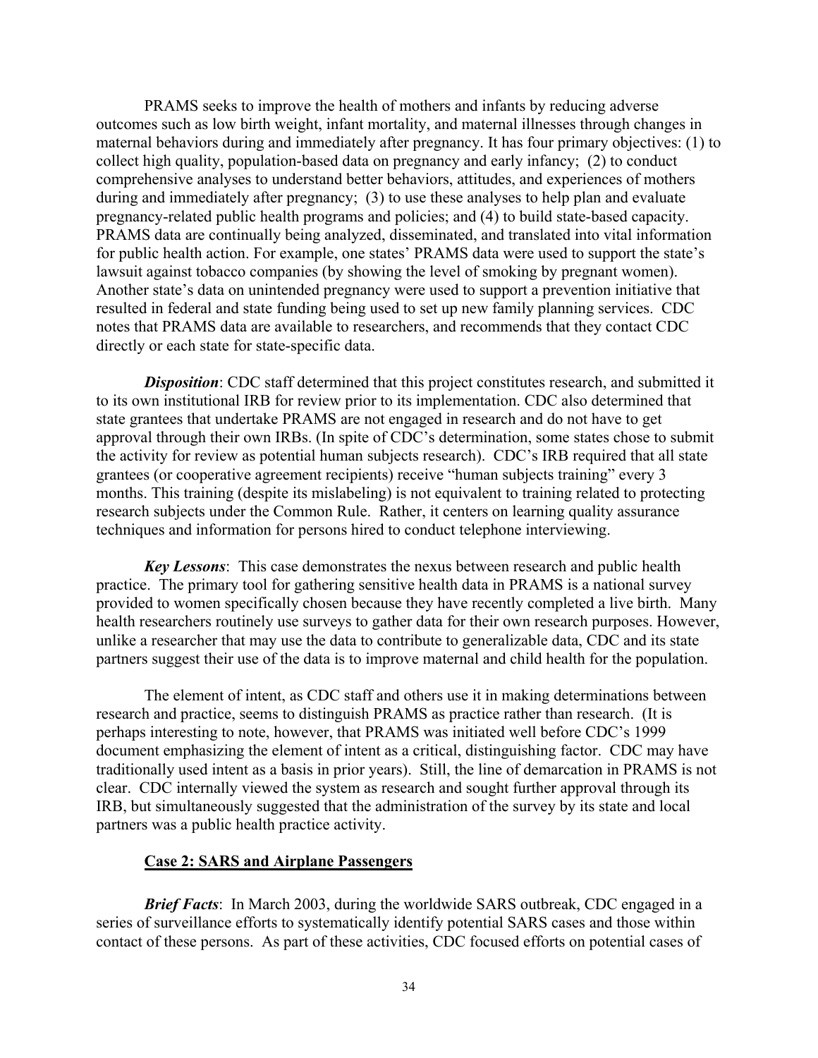PRAMS seeks to improve the health of mothers and infants by reducing adverse outcomes such as low birth weight, infant mortality, and maternal illnesses through changes in maternal behaviors during and immediately after pregnancy. It has four primary objectives: (1) to collect high quality, population-based data on pregnancy and early infancy; (2) to conduct comprehensive analyses to understand better behaviors, attitudes, and experiences of mothers during and immediately after pregnancy; (3) to use these analyses to help plan and evaluate pregnancy-related public health programs and policies; and (4) to build state-based capacity. PRAMS data are continually being analyzed, disseminated, and translated into vital information for public health action. For example, one states' PRAMS data were used to support the state's lawsuit against tobacco companies (by showing the level of smoking by pregnant women). Another state's data on unintended pregnancy were used to support a prevention initiative that resulted in federal and state funding being used to set up new family planning services. CDC notes that PRAMS data are available to researchers, and recommends that they contact CDC directly or each state for state-specific data.

***Disposition***: CDC staff determined that this project constitutes research, and submitted it to its own institutional IRB for review prior to its implementation. CDC also determined that state grantees that undertake PRAMS are not engaged in research and do not have to get approval through their own IRBs. (In spite of CDC's determination, some states chose to submit the activity for review as potential human subjects research). CDC's IRB required that all state grantees (or cooperative agreement recipients) receive "human subjects training" every 3 months. This training (despite its mislabeling) is not equivalent to training related to protecting research subjects under the Common Rule. Rather, it centers on learning quality assurance techniques and information for persons hired to conduct telephone interviewing.

***Key Lessons***: This case demonstrates the nexus between research and public health practice. The primary tool for gathering sensitive health data in PRAMS is a national survey provided to women specifically chosen because they have recently completed a live birth. Many health researchers routinely use surveys to gather data for their own research purposes. However, unlike a researcher that may use the data to contribute to generalizable data, CDC and its state partners suggest their use of the data is to improve maternal and child health for the population.

The element of intent, as CDC staff and others use it in making determinations between research and practice, seems to distinguish PRAMS as practice rather than research. (It is perhaps interesting to note, however, that PRAMS was initiated well before CDC's 1999 document emphasizing the element of intent as a critical, distinguishing factor. CDC may have traditionally used intent as a basis in prior years). Still, the line of demarcation in PRAMS is not clear. CDC internally viewed the system as research and sought further approval through its IRB, but simultaneously suggested that the administration of the survey by its state and local partners was a public health practice activity.

### <u>Case 2: SARS and Airplane Passengers</u>

***Brief Facts***: In March 2003, during the worldwide SARS outbreak, CDC engaged in a series of surveillance efforts to systematically identify potential SARS cases and those within contact of these persons. As part of these activities, CDC focused efforts on potential cases of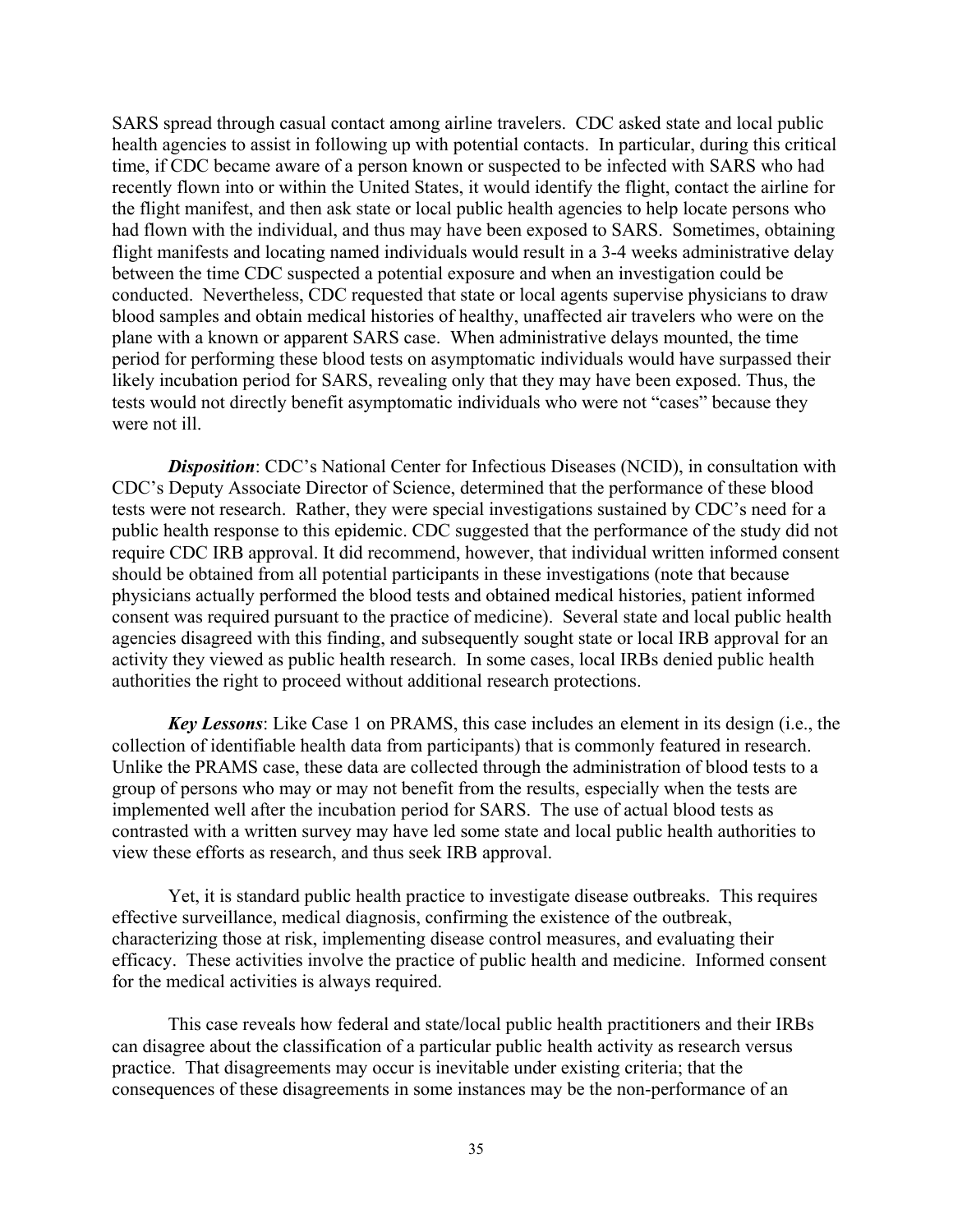SARS spread through casual contact among airline travelers. CDC asked state and local public health agencies to assist in following up with potential contacts. In particular, during this critical time, if CDC became aware of a person known or suspected to be infected with SARS who had recently flown into or within the United States, it would identify the flight, contact the airline for the flight manifest, and then ask state or local public health agencies to help locate persons who had flown with the individual, and thus may have been exposed to SARS. Sometimes, obtaining flight manifests and locating named individuals would result in a 3-4 weeks administrative delay between the time CDC suspected a potential exposure and when an investigation could be conducted. Nevertheless, CDC requested that state or local agents supervise physicians to draw blood samples and obtain medical histories of healthy, unaffected air travelers who were on the plane with a known or apparent SARS case. When administrative delays mounted, the time period for performing these blood tests on asymptomatic individuals would have surpassed their likely incubation period for SARS, revealing only that they may have been exposed. Thus, the tests would not directly benefit asymptomatic individuals who were not "cases" because they were not ill.

***Disposition***: CDC's National Center for Infectious Diseases (NCID), in consultation with CDC's Deputy Associate Director of Science, determined that the performance of these blood tests were not research. Rather, they were special investigations sustained by CDC's need for a public health response to this epidemic. CDC suggested that the performance of the study did not require CDC IRB approval. It did recommend, however, that individual written informed consent should be obtained from all potential participants in these investigations (note that because physicians actually performed the blood tests and obtained medical histories, patient informed consent was required pursuant to the practice of medicine). Several state and local public health agencies disagreed with this finding, and subsequently sought state or local IRB approval for an activity they viewed as public health research. In some cases, local IRBs denied public health authorities the right to proceed without additional research protections.

***Key Lessons***: Like Case 1 on PRAMS, this case includes an element in its design (i.e., the collection of identifiable health data from participants) that is commonly featured in research. Unlike the PRAMS case, these data are collected through the administration of blood tests to a group of persons who may or may not benefit from the results, especially when the tests are implemented well after the incubation period for SARS. The use of actual blood tests as contrasted with a written survey may have led some state and local public health authorities to view these efforts as research, and thus seek IRB approval.

Yet, it is standard public health practice to investigate disease outbreaks. This requires effective surveillance, medical diagnosis, confirming the existence of the outbreak, characterizing those at risk, implementing disease control measures, and evaluating their efficacy. These activities involve the practice of public health and medicine. Informed consent for the medical activities is always required.

This case reveals how federal and state/local public health practitioners and their IRBs can disagree about the classification of a particular public health activity as research versus practice. That disagreements may occur is inevitable under existing criteria; that the consequences of these disagreements in some instances may be the non-performance of an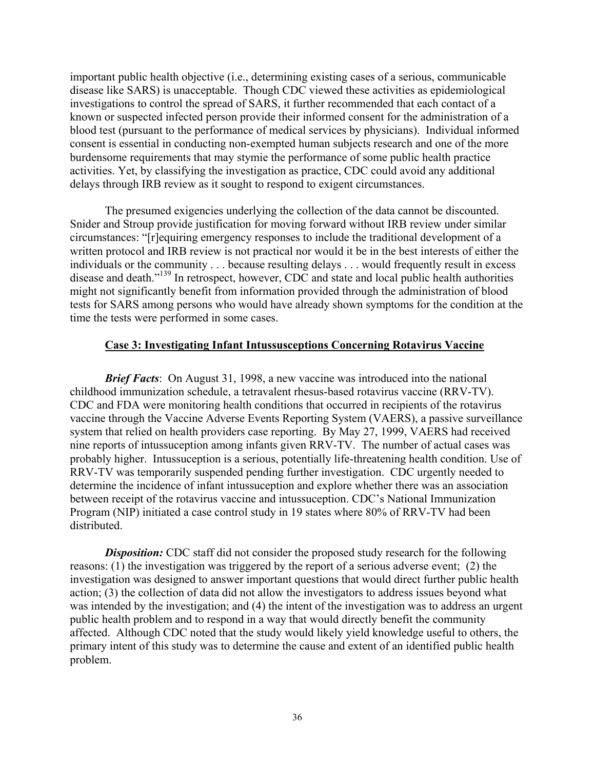important public health objective (i.e., determining existing cases of a serious, communicable disease like SARS) is unacceptable. Though CDC viewed these activities as epidemiological investigations to control the spread of SARS, it further recommended that each contact of a known or suspected infected person provide their informed consent for the administration of a blood test (pursuant to the performance of medical services by physicians). Individual informed consent is essential in conducting non-exempted human subjects research and one of the more burdensome requirements that may stymie the performance of some public health practice activities. Yet, by classifying the investigation as practice, CDC could avoid any additional delays through IRB review as it sought to respond to exigent circumstances.

The presumed exigencies underlying the collection of the data cannot be discounted. Snider and Stroup provide justification for moving forward without IRB review under similar circumstances: "[r]equiring emergency responses to include the traditional development of a written protocol and IRB review is not practical nor would it be in the best interests of either the individuals or the community . . . because resulting delays . . . would frequently result in excess disease and death."[139] In retrospect, however, CDC and state and local public health authorities might not significantly benefit from information provided through the administration of blood tests for SARS among persons who would have already shown symptoms for the condition at the time the tests were performed in some cases.

**Case 3: Investigating Infant Intussusceptions Concerning Rotavirus Vaccine**

***Brief Facts***: On August 31, 1998, a new vaccine was introduced into the national childhood immunization schedule, a tetravalent rhesus-based rotavirus vaccine (RRV-TV). CDC and FDA were monitoring health conditions that occurred in recipients of the rotavirus vaccine through the Vaccine Adverse Events Reporting System (VAERS), a passive surveillance system that relied on health providers case reporting. By May 27, 1999, VAERS had received nine reports of intussuception among infants given RRV-TV. The number of actual cases was probably higher. Intussuception is a serious, potentially life-threatening health condition. Use of RRV-TV was temporarily suspended pending further investigation. CDC urgently needed to determine the incidence of infant intussuception and explore whether there was an association between receipt of the rotavirus vaccine and intussuception. CDC's National Immunization Program (NIP) initiated a case control study in 19 states where 80% of RRV-TV had been distributed.

***Disposition:*** CDC staff did not consider the proposed study research for the following reasons: (1) the investigation was triggered by the report of a serious adverse event; (2) the investigation was designed to answer important questions that would direct further public health action; (3) the collection of data did not allow the investigators to address issues beyond what was intended by the investigation; and (4) the intent of the investigation was to address an urgent public health problem and to respond in a way that would directly benefit the community affected. Although CDC noted that the study would likely yield knowledge useful to others, the primary intent of this study was to determine the cause and extent of an identified public health problem.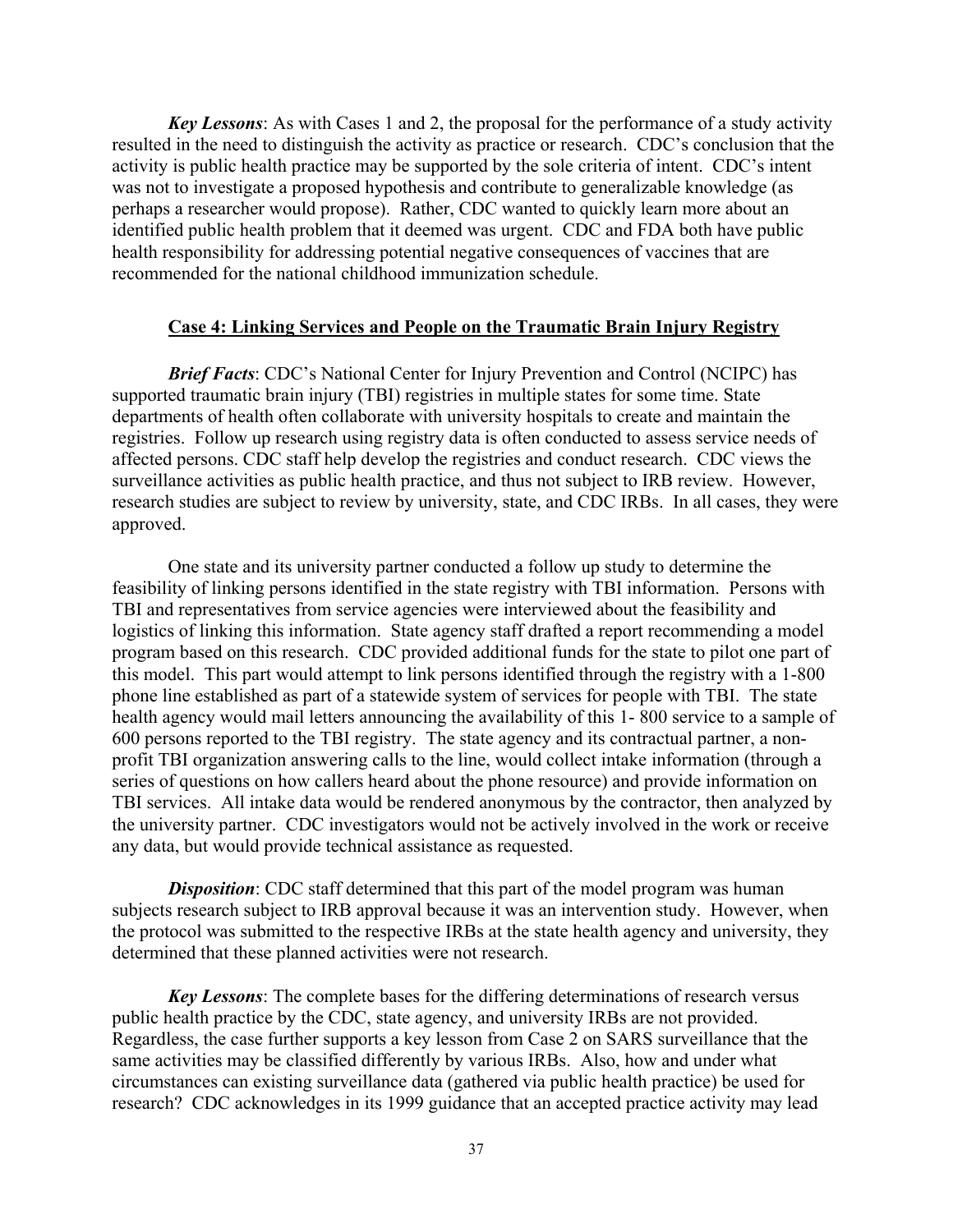*Key Lessons*: As with Cases 1 and 2, the proposal for the performance of a study activity resulted in the need to distinguish the activity as practice or research. CDC's conclusion that the activity is public health practice may be supported by the sole criteria of intent. CDC's intent was not to investigate a proposed hypothesis and contribute to generalizable knowledge (as perhaps a researcher would propose). Rather, CDC wanted to quickly learn more about an identified public health problem that it deemed was urgent. CDC and FDA both have public health responsibility for addressing potential negative consequences of vaccines that are recommended for the national childhood immunization schedule.

## Case 4: Linking Services and People on the Traumatic Brain Injury Registry

***Brief Facts***: CDC's National Center for Injury Prevention and Control (NCIPC) has supported traumatic brain injury (TBI) registries in multiple states for some time. State departments of health often collaborate with university hospitals to create and maintain the registries. Follow up research using registry data is often conducted to assess service needs of affected persons. CDC staff help develop the registries and conduct research. CDC views the surveillance activities as public health practice, and thus not subject to IRB review. However, research studies are subject to review by university, state, and CDC IRBs. In all cases, they were approved.

One state and its university partner conducted a follow up study to determine the feasibility of linking persons identified in the state registry with TBI information. Persons with TBI and representatives from service agencies were interviewed about the feasibility and logistics of linking this information. State agency staff drafted a report recommending a model program based on this research. CDC provided additional funds for the state to pilot one part of this model. This part would attempt to link persons identified through the registry with a 1-800 phone line established as part of a statewide system of services for people with TBI. The state health agency would mail letters announcing the availability of this 1- 800 service to a sample of 600 persons reported to the TBI registry. The state agency and its contractual partner, a non-profit TBI organization answering calls to the line, would collect intake information (through a series of questions on how callers heard about the phone resource) and provide information on TBI services. All intake data would be rendered anonymous by the contractor, then analyzed by the university partner. CDC investigators would not be actively involved in the work or receive any data, but would provide technical assistance as requested.

***Disposition***: CDC staff determined that this part of the model program was human subjects research subject to IRB approval because it was an intervention study. However, when the protocol was submitted to the respective IRBs at the state health agency and university, they determined that these planned activities were not research.

***Key Lessons***: The complete bases for the differing determinations of research versus public health practice by the CDC, state agency, and university IRBs are not provided. Regardless, the case further supports a key lesson from Case 2 on SARS surveillance that the same activities may be classified differently by various IRBs. Also, how and under what circumstances can existing surveillance data (gathered via public health practice) be used for research? CDC acknowledges in its 1999 guidance that an accepted practice activity may lead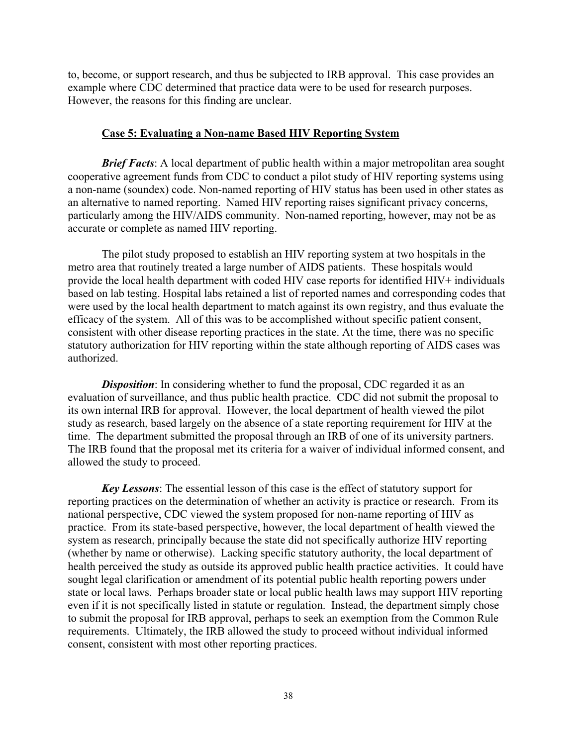to, become, or support research, and thus be subjected to IRB approval. This case provides an example where CDC determined that practice data were to be used for research purposes. However, the reasons for this finding are unclear.

### Case 5: Evaluating a Non-name Based HIV Reporting System

***Brief Facts***: A local department of public health within a major metropolitan area sought cooperative agreement funds from CDC to conduct a pilot study of HIV reporting systems using a non-name (soundex) code. Non-named reporting of HIV status has been used in other states as an alternative to named reporting. Named HIV reporting raises significant privacy concerns, particularly among the HIV/AIDS community. Non-named reporting, however, may not be as accurate or complete as named HIV reporting.

The pilot study proposed to establish an HIV reporting system at two hospitals in the metro area that routinely treated a large number of AIDS patients. These hospitals would provide the local health department with coded HIV case reports for identified HIV+ individuals based on lab testing. Hospital labs retained a list of reported names and corresponding codes that were used by the local health department to match against its own registry, and thus evaluate the efficacy of the system. All of this was to be accomplished without specific patient consent, consistent with other disease reporting practices in the state. At the time, there was no specific statutory authorization for HIV reporting within the state although reporting of AIDS cases was authorized.

***Disposition***: In considering whether to fund the proposal, CDC regarded it as an evaluation of surveillance, and thus public health practice. CDC did not submit the proposal to its own internal IRB for approval. However, the local department of health viewed the pilot study as research, based largely on the absence of a state reporting requirement for HIV at the time. The department submitted the proposal through an IRB of one of its university partners. The IRB found that the proposal met its criteria for a waiver of individual informed consent, and allowed the study to proceed.

***Key Lessons***: The essential lesson of this case is the effect of statutory support for reporting practices on the determination of whether an activity is practice or research. From its national perspective, CDC viewed the system proposed for non-name reporting of HIV as practice. From its state-based perspective, however, the local department of health viewed the system as research, principally because the state did not specifically authorize HIV reporting (whether by name or otherwise). Lacking specific statutory authority, the local department of health perceived the study as outside its approved public health practice activities. It could have sought legal clarification or amendment of its potential public health reporting powers under state or local laws. Perhaps broader state or local public health laws may support HIV reporting even if it is not specifically listed in statute or regulation. Instead, the department simply chose to submit the proposal for IRB approval, perhaps to seek an exemption from the Common Rule requirements. Ultimately, the IRB allowed the study to proceed without individual informed consent, consistent with most other reporting practices.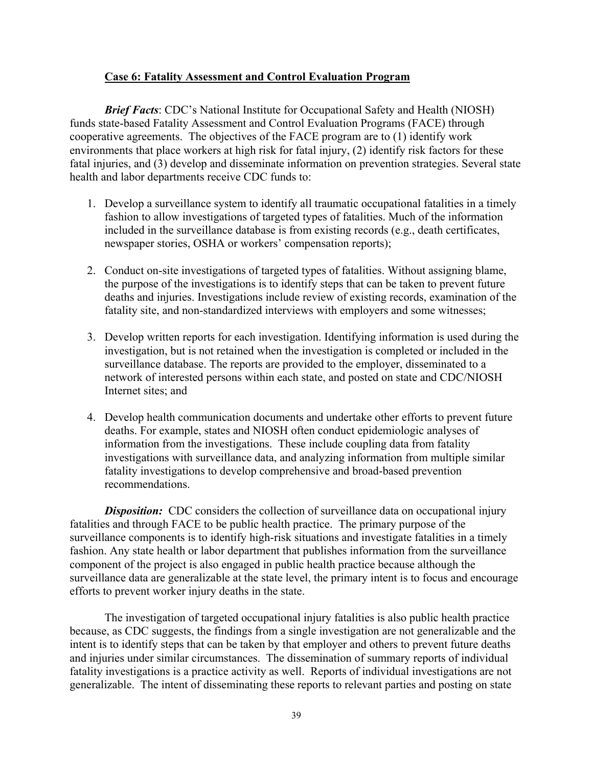## Case 6: Fatality Assessment and Control Evaluation Program

***Brief Facts***: CDC's National Institute for Occupational Safety and Health (NIOSH) funds state-based Fatality Assessment and Control Evaluation Programs (FACE) through cooperative agreements. The objectives of the FACE program are to (1) identify work environments that place workers at high risk for fatal injury, (2) identify risk factors for these fatal injuries, and (3) develop and disseminate information on prevention strategies. Several state health and labor departments receive CDC funds to:

1. Develop a surveillance system to identify all traumatic occupational fatalities in a timely fashion to allow investigations of targeted types of fatalities. Much of the information included in the surveillance database is from existing records (e.g., death certificates, newspaper stories, OSHA or workers' compensation reports);

2. Conduct on-site investigations of targeted types of fatalities. Without assigning blame, the purpose of the investigations is to identify steps that can be taken to prevent future deaths and injuries. Investigations include review of existing records, examination of the fatality site, and non-standardized interviews with employers and some witnesses;

3. Develop written reports for each investigation. Identifying information is used during the investigation, but is not retained when the investigation is completed or included in the surveillance database. The reports are provided to the employer, disseminated to a network of interested persons within each state, and posted on state and CDC/NIOSH Internet sites; and

4. Develop health communication documents and undertake other efforts to prevent future deaths. For example, states and NIOSH often conduct epidemiologic analyses of information from the investigations. These include coupling data from fatality investigations with surveillance data, and analyzing information from multiple similar fatality investigations to develop comprehensive and broad-based prevention recommendations.

***Disposition:*** CDC considers the collection of surveillance data on occupational injury fatalities and through FACE to be public health practice. The primary purpose of the surveillance components is to identify high-risk situations and investigate fatalities in a timely fashion. Any state health or labor department that publishes information from the surveillance component of the project is also engaged in public health practice because although the surveillance data are generalizable at the state level, the primary intent is to focus and encourage efforts to prevent worker injury deaths in the state.

The investigation of targeted occupational injury fatalities is also public health practice because, as CDC suggests, the findings from a single investigation are not generalizable and the intent is to identify steps that can be taken by that employer and others to prevent future deaths and injuries under similar circumstances. The dissemination of summary reports of individual fatality investigations is a practice activity as well. Reports of individual investigations are not generalizable. The intent of disseminating these reports to relevant parties and posting on state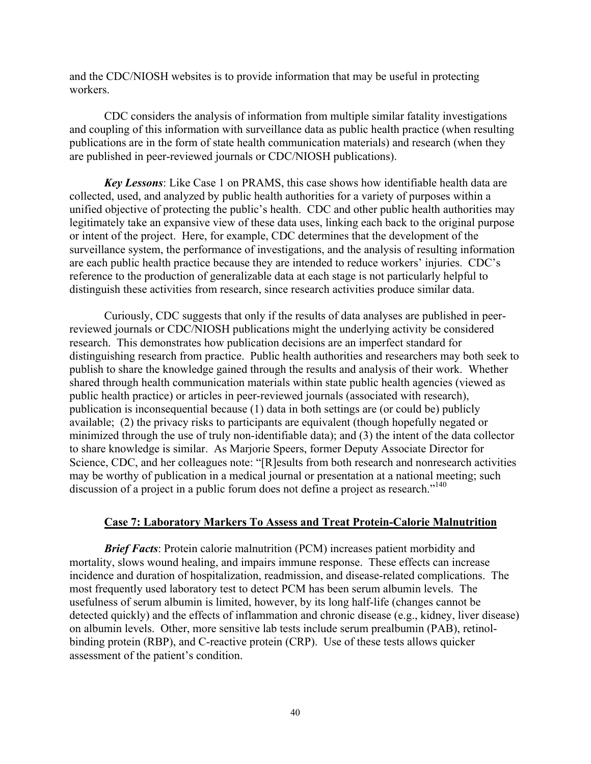and the CDC/NIOSH websites is to provide information that may be useful in protecting workers.

CDC considers the analysis of information from multiple similar fatality investigations and coupling of this information with surveillance data as public health practice (when resulting publications are in the form of state health communication materials) and research (when they are published in peer-reviewed journals or CDC/NIOSH publications).

***Key Lessons***: Like Case 1 on PRAMS, this case shows how identifiable health data are collected, used, and analyzed by public health authorities for a variety of purposes within a unified objective of protecting the public's health. CDC and other public health authorities may legitimately take an expansive view of these data uses, linking each back to the original purpose or intent of the project. Here, for example, CDC determines that the development of the surveillance system, the performance of investigations, and the analysis of resulting information are each public health practice because they are intended to reduce workers' injuries. CDC's reference to the production of generalizable data at each stage is not particularly helpful to distinguish these activities from research, since research activities produce similar data.

Curiously, CDC suggests that only if the results of data analyses are published in peer-reviewed journals or CDC/NIOSH publications might the underlying activity be considered research. This demonstrates how publication decisions are an imperfect standard for distinguishing research from practice. Public health authorities and researchers may both seek to publish to share the knowledge gained through the results and analysis of their work. Whether shared through health communication materials within state public health agencies (viewed as public health practice) or articles in peer-reviewed journals (associated with research), publication is inconsequential because (1) data in both settings are (or could be) publicly available; (2) the privacy risks to participants are equivalent (though hopefully negated or minimized through the use of truly non-identifiable data); and (3) the intent of the data collector to share knowledge is similar. As Marjorie Speers, former Deputy Associate Director for Science, CDC, and her colleagues note: "[R]esults from both research and nonresearch activities may be worthy of publication in a medical journal or presentation at a national meeting; such discussion of a project in a public forum does not define a project as research."[140]

## Case 7: Laboratory Markers To Assess and Treat Protein-Calorie Malnutrition

***Brief Facts***: Protein calorie malnutrition (PCM) increases patient morbidity and mortality, slows wound healing, and impairs immune response. These effects can increase incidence and duration of hospitalization, readmission, and disease-related complications. The most frequently used laboratory test to detect PCM has been serum albumin levels. The usefulness of serum albumin is limited, however, by its long half-life (changes cannot be detected quickly) and the effects of inflammation and chronic disease (e.g., kidney, liver disease) on albumin levels. Other, more sensitive lab tests include serum prealbumin (PAB), retinol-binding protein (RBP), and C-reactive protein (CRP). Use of these tests allows quicker assessment of the patient's condition.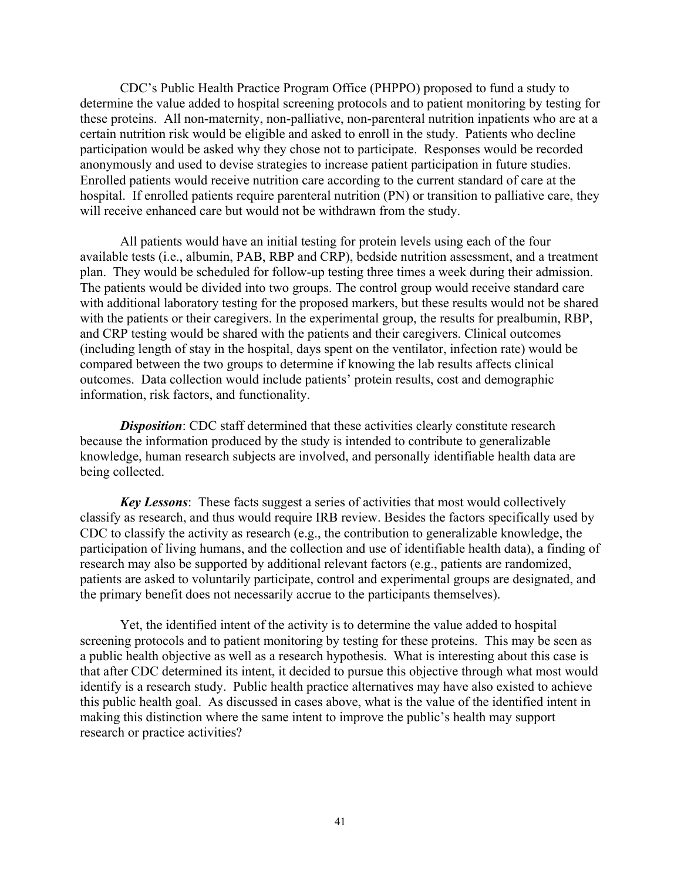CDC's Public Health Practice Program Office (PHPPO) proposed to fund a study to determine the value added to hospital screening protocols and to patient monitoring by testing for these proteins. All non-maternity, non-palliative, non-parenteral nutrition inpatients who are at a certain nutrition risk would be eligible and asked to enroll in the study. Patients who decline participation would be asked why they chose not to participate. Responses would be recorded anonymously and used to devise strategies to increase patient participation in future studies. Enrolled patients would receive nutrition care according to the current standard of care at the hospital. If enrolled patients require parenteral nutrition (PN) or transition to palliative care, they will receive enhanced care but would not be withdrawn from the study.

All patients would have an initial testing for protein levels using each of the four available tests (i.e., albumin, PAB, RBP and CRP), bedside nutrition assessment, and a treatment plan. They would be scheduled for follow-up testing three times a week during their admission. The patients would be divided into two groups. The control group would receive standard care with additional laboratory testing for the proposed markers, but these results would not be shared with the patients or their caregivers. In the experimental group, the results for prealbumin, RBP, and CRP testing would be shared with the patients and their caregivers. Clinical outcomes (including length of stay in the hospital, days spent on the ventilator, infection rate) would be compared between the two groups to determine if knowing the lab results affects clinical outcomes. Data collection would include patients' protein results, cost and demographic information, risk factors, and functionality.

***Disposition***: CDC staff determined that these activities clearly constitute research because the information produced by the study is intended to contribute to generalizable knowledge, human research subjects are involved, and personally identifiable health data are being collected.

***Key Lessons***: These facts suggest a series of activities that most would collectively classify as research, and thus would require IRB review. Besides the factors specifically used by CDC to classify the activity as research (e.g., the contribution to generalizable knowledge, the participation of living humans, and the collection and use of identifiable health data), a finding of research may also be supported by additional relevant factors (e.g., patients are randomized, patients are asked to voluntarily participate, control and experimental groups are designated, and the primary benefit does not necessarily accrue to the participants themselves).

Yet, the identified intent of the activity is to determine the value added to hospital screening protocols and to patient monitoring by testing for these proteins. This may be seen as a public health objective as well as a research hypothesis. What is interesting about this case is that after CDC determined its intent, it decided to pursue this objective through what most would identify is a research study. Public health practice alternatives may have also existed to achieve this public health goal. As discussed in cases above, what is the value of the identified intent in making this distinction where the same intent to improve the public's health may support research or practice activities?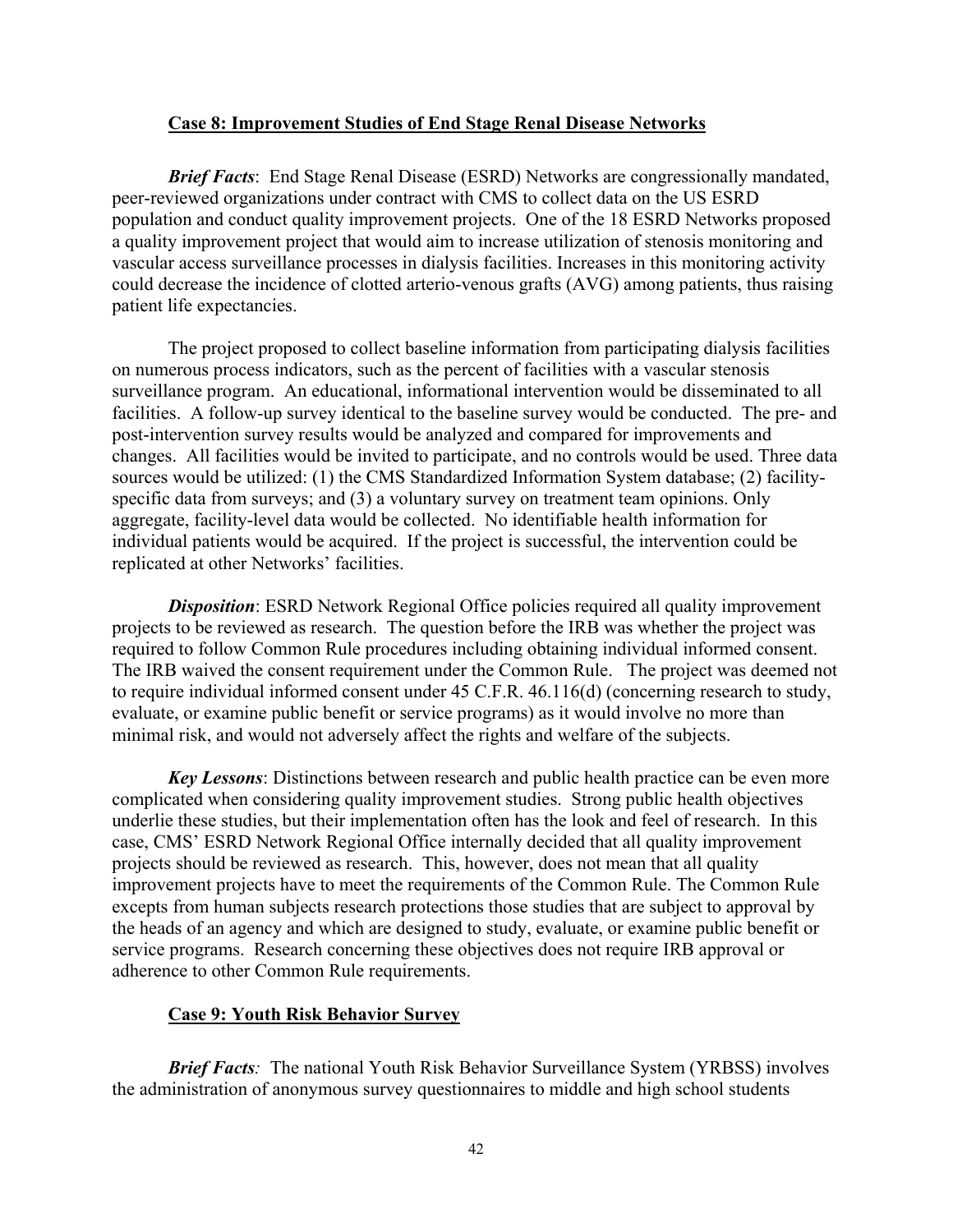**Case 8: Improvement Studies of End Stage Renal Disease Networks**

***Brief Facts***: End Stage Renal Disease (ESRD) Networks are congressionally mandated, peer-reviewed organizations under contract with CMS to collect data on the US ESRD population and conduct quality improvement projects. One of the 18 ESRD Networks proposed a quality improvement project that would aim to increase utilization of stenosis monitoring and vascular access surveillance processes in dialysis facilities. Increases in this monitoring activity could decrease the incidence of clotted arterio-venous grafts (AVG) among patients, thus raising patient life expectancies.

The project proposed to collect baseline information from participating dialysis facilities on numerous process indicators, such as the percent of facilities with a vascular stenosis surveillance program. An educational, informational intervention would be disseminated to all facilities. A follow-up survey identical to the baseline survey would be conducted. The pre- and post-intervention survey results would be analyzed and compared for improvements and changes. All facilities would be invited to participate, and no controls would be used. Three data sources would be utilized: (1) the CMS Standardized Information System database; (2) facility-specific data from surveys; and (3) a voluntary survey on treatment team opinions. Only aggregate, facility-level data would be collected. No identifiable health information for individual patients would be acquired. If the project is successful, the intervention could be replicated at other Networks' facilities.

***Disposition***: ESRD Network Regional Office policies required all quality improvement projects to be reviewed as research. The question before the IRB was whether the project was required to follow Common Rule procedures including obtaining individual informed consent. The IRB waived the consent requirement under the Common Rule. The project was deemed not to require individual informed consent under 45 C.F.R. 46.116(d) (concerning research to study, evaluate, or examine public benefit or service programs) as it would involve no more than minimal risk, and would not adversely affect the rights and welfare of the subjects.

***Key Lessons***: Distinctions between research and public health practice can be even more complicated when considering quality improvement studies. Strong public health objectives underlie these studies, but their implementation often has the look and feel of research. In this case, CMS' ESRD Network Regional Office internally decided that all quality improvement projects should be reviewed as research. This, however, does not mean that all quality improvement projects have to meet the requirements of the Common Rule. The Common Rule excepts from human subjects research protections those studies that are subject to approval by the heads of an agency and which are designed to study, evaluate, or examine public benefit or service programs. Research concerning these objectives does not require IRB approval or adherence to other Common Rule requirements.

**Case 9: Youth Risk Behavior Survey**

***Brief Facts****:* The national Youth Risk Behavior Surveillance System (YRBSS) involves the administration of anonymous survey questionnaires to middle and high school students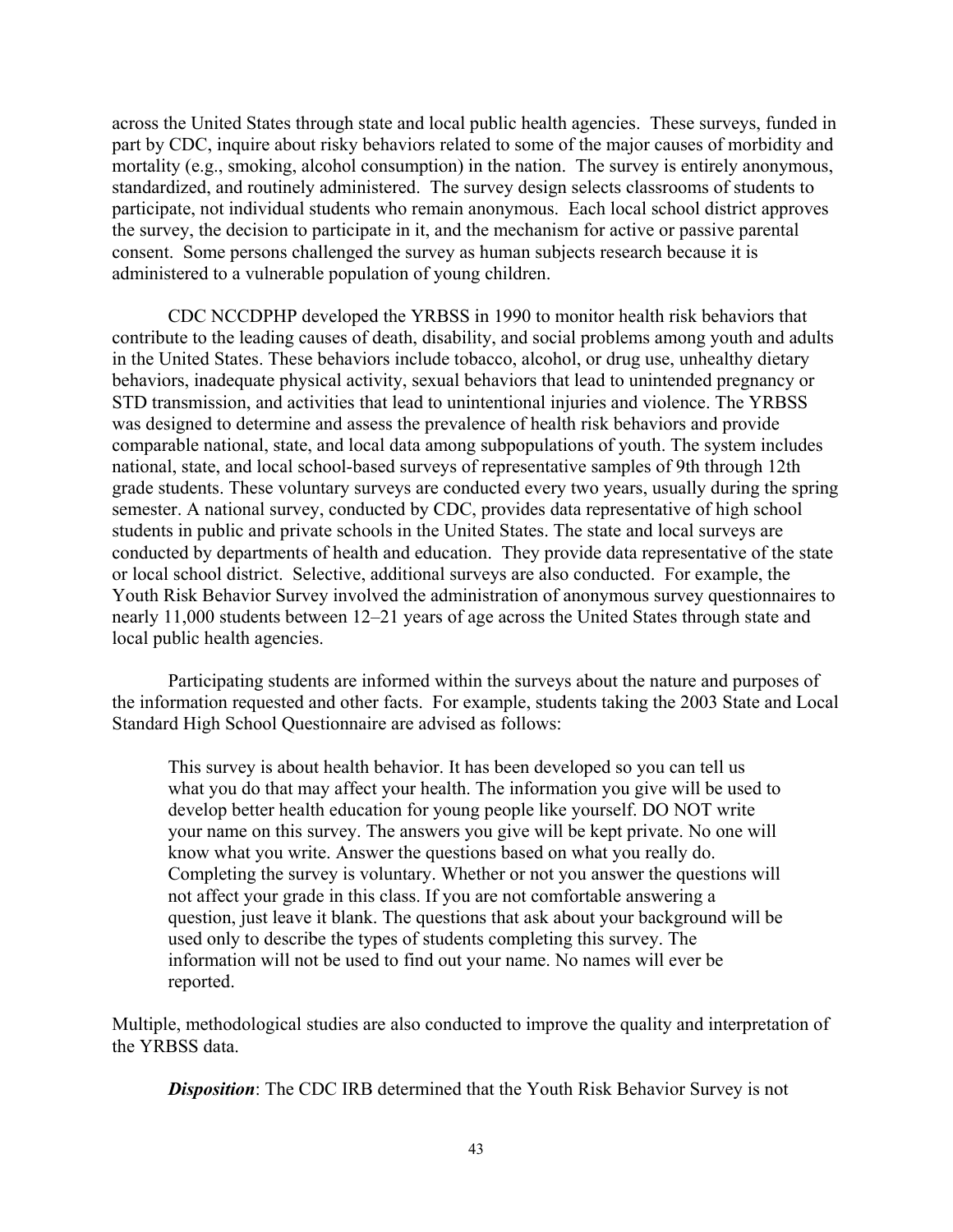across the United States through state and local public health agencies. These surveys, funded in part by CDC, inquire about risky behaviors related to some of the major causes of morbidity and mortality (e.g., smoking, alcohol consumption) in the nation. The survey is entirely anonymous, standardized, and routinely administered. The survey design selects classrooms of students to participate, not individual students who remain anonymous. Each local school district approves the survey, the decision to participate in it, and the mechanism for active or passive parental consent. Some persons challenged the survey as human subjects research because it is administered to a vulnerable population of young children.

CDC NCCDPHP developed the YRBSS in 1990 to monitor health risk behaviors that contribute to the leading causes of death, disability, and social problems among youth and adults in the United States. These behaviors include tobacco, alcohol, or drug use, unhealthy dietary behaviors, inadequate physical activity, sexual behaviors that lead to unintended pregnancy or STD transmission, and activities that lead to unintentional injuries and violence. The YRBSS was designed to determine and assess the prevalence of health risk behaviors and provide comparable national, state, and local data among subpopulations of youth. The system includes national, state, and local school-based surveys of representative samples of 9th through 12th grade students. These voluntary surveys are conducted every two years, usually during the spring semester. A national survey, conducted by CDC, provides data representative of high school students in public and private schools in the United States. The state and local surveys are conducted by departments of health and education. They provide data representative of the state or local school district. Selective, additional surveys are also conducted. For example, the Youth Risk Behavior Survey involved the administration of anonymous survey questionnaires to nearly 11,000 students between 12–21 years of age across the United States through state and local public health agencies.

Participating students are informed within the surveys about the nature and purposes of the information requested and other facts. For example, students taking the 2003 State and Local Standard High School Questionnaire are advised as follows:

> This survey is about health behavior. It has been developed so you can tell us what you do that may affect your health. The information you give will be used to develop better health education for young people like yourself. DO NOT write your name on this survey. The answers you give will be kept private. No one will know what you write. Answer the questions based on what you really do. Completing the survey is voluntary. Whether or not you answer the questions will not affect your grade in this class. If you are not comfortable answering a question, just leave it blank. The questions that ask about your background will be used only to describe the types of students completing this survey. The information will not be used to find out your name. No names will ever be reported.

Multiple, methodological studies are also conducted to improve the quality and interpretation of the YRBSS data.

***Disposition***: The CDC IRB determined that the Youth Risk Behavior Survey is not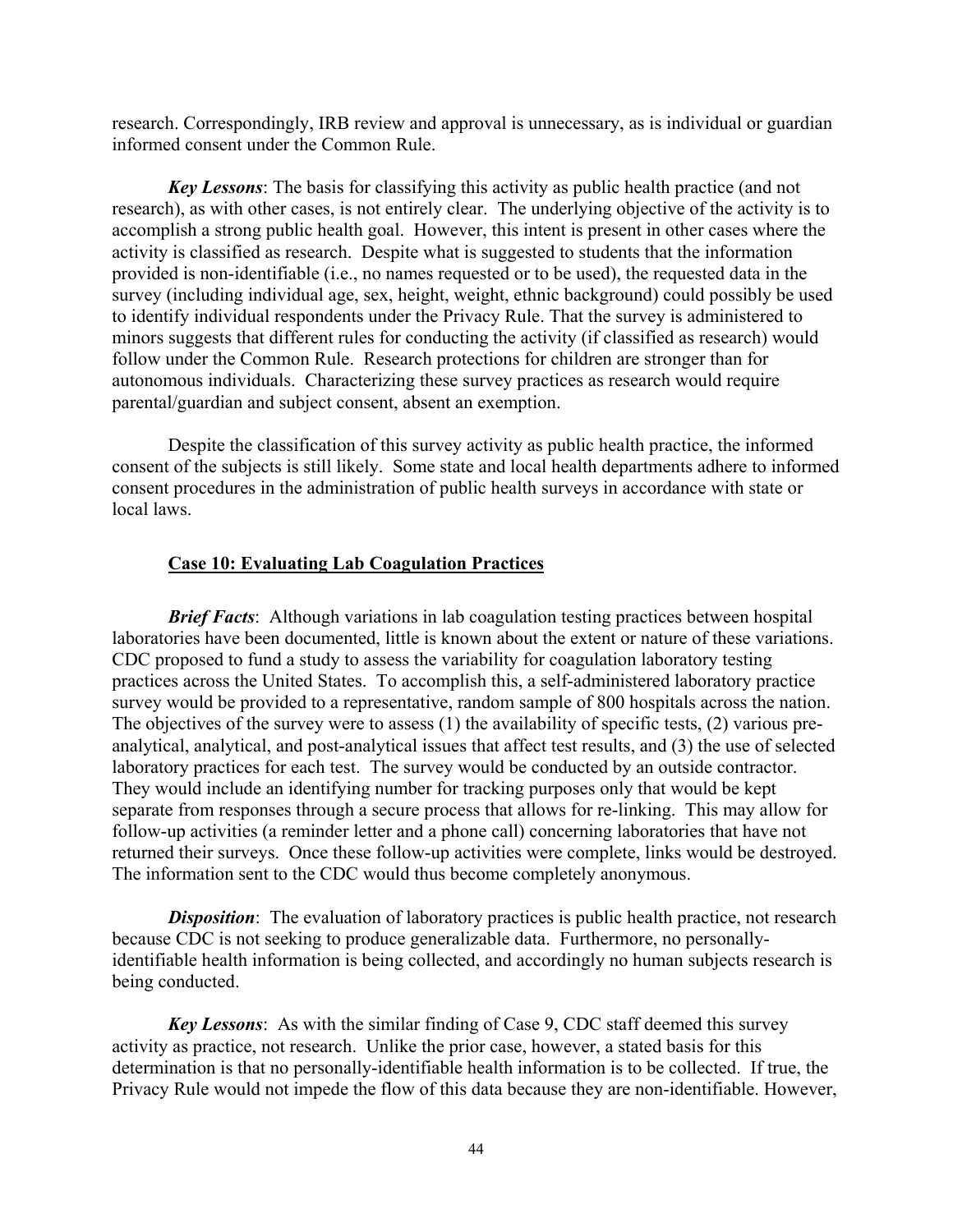research. Correspondingly, IRB review and approval is unnecessary, as is individual or guardian informed consent under the Common Rule.

***Key Lessons***: The basis for classifying this activity as public health practice (and not research), as with other cases, is not entirely clear. The underlying objective of the activity is to accomplish a strong public health goal. However, this intent is present in other cases where the activity is classified as research. Despite what is suggested to students that the information provided is non-identifiable (i.e., no names requested or to be used), the requested data in the survey (including individual age, sex, height, weight, ethnic background) could possibly be used to identify individual respondents under the Privacy Rule. That the survey is administered to minors suggests that different rules for conducting the activity (if classified as research) would follow under the Common Rule. Research protections for children are stronger than for autonomous individuals. Characterizing these survey practices as research would require parental/guardian and subject consent, absent an exemption.

Despite the classification of this survey activity as public health practice, the informed consent of the subjects is still likely. Some state and local health departments adhere to informed consent procedures in the administration of public health surveys in accordance with state or local laws.

### Case 10: Evaluating Lab Coagulation Practices

***Brief Facts***: Although variations in lab coagulation testing practices between hospital laboratories have been documented, little is known about the extent or nature of these variations. CDC proposed to fund a study to assess the variability for coagulation laboratory testing practices across the United States. To accomplish this, a self-administered laboratory practice survey would be provided to a representative, random sample of 800 hospitals across the nation. The objectives of the survey were to assess (1) the availability of specific tests, (2) various pre-analytical, analytical, and post-analytical issues that affect test results, and (3) the use of selected laboratory practices for each test. The survey would be conducted by an outside contractor. They would include an identifying number for tracking purposes only that would be kept separate from responses through a secure process that allows for re-linking. This may allow for follow-up activities (a reminder letter and a phone call) concerning laboratories that have not returned their surveys. Once these follow-up activities were complete, links would be destroyed. The information sent to the CDC would thus become completely anonymous.

***Disposition***: The evaluation of laboratory practices is public health practice, not research because CDC is not seeking to produce generalizable data. Furthermore, no personally-identifiable health information is being collected, and accordingly no human subjects research is being conducted.

***Key Lessons***: As with the similar finding of Case 9, CDC staff deemed this survey activity as practice, not research. Unlike the prior case, however, a stated basis for this determination is that no personally-identifiable health information is to be collected. If true, the Privacy Rule would not impede the flow of this data because they are non-identifiable. However,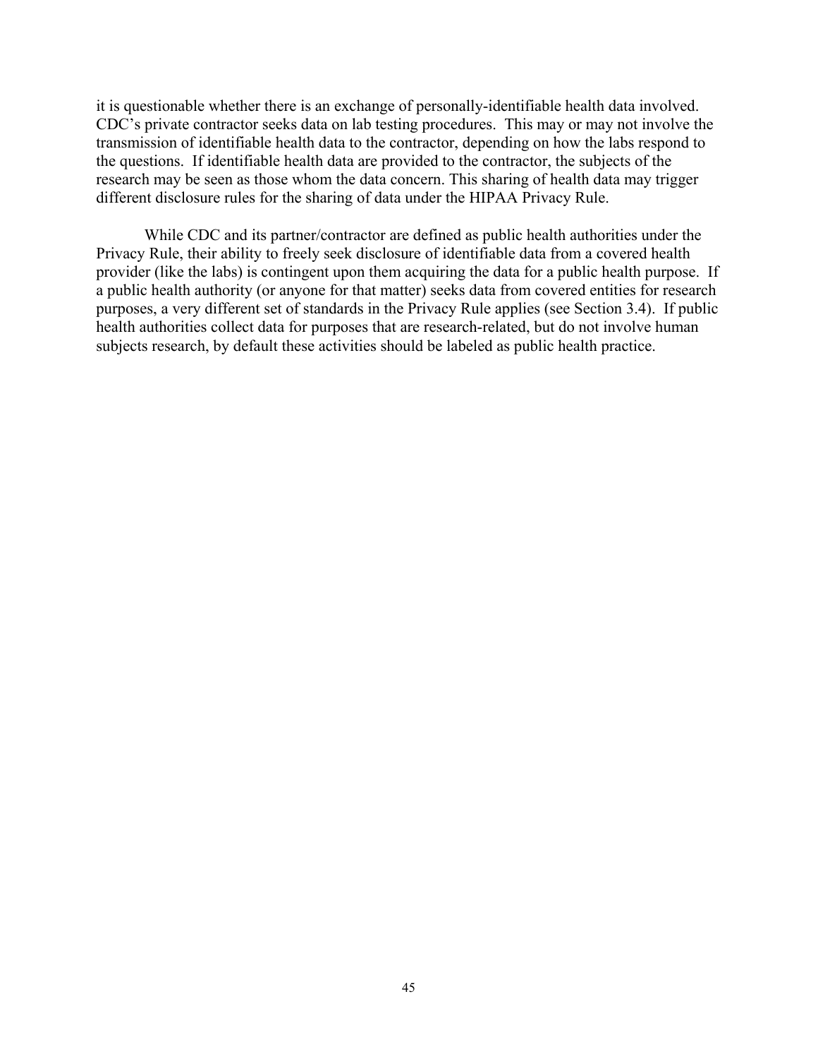it is questionable whether there is an exchange of personally-identifiable health data involved. CDC's private contractor seeks data on lab testing procedures. This may or may not involve the transmission of identifiable health data to the contractor, depending on how the labs respond to the questions. If identifiable health data are provided to the contractor, the subjects of the research may be seen as those whom the data concern. This sharing of health data may trigger different disclosure rules for the sharing of data under the HIPAA Privacy Rule.

While CDC and its partner/contractor are defined as public health authorities under the Privacy Rule, their ability to freely seek disclosure of identifiable data from a covered health provider (like the labs) is contingent upon them acquiring the data for a public health purpose. If a public health authority (or anyone for that matter) seeks data from covered entities for research purposes, a very different set of standards in the Privacy Rule applies (see Section 3.4). If public health authorities collect data for purposes that are research-related, but do not involve human subjects research, by default these activities should be labeled as public health practice.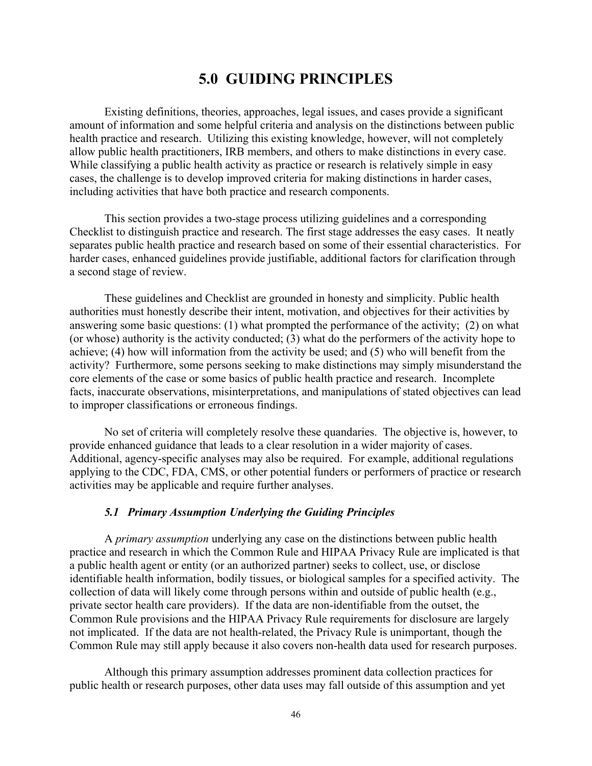# 5.0 GUIDING PRINCIPLES

Existing definitions, theories, approaches, legal issues, and cases provide a significant amount of information and some helpful criteria and analysis on the distinctions between public health practice and research. Utilizing this existing knowledge, however, will not completely allow public health practitioners, IRB members, and others to make distinctions in every case. While classifying a public health activity as practice or research is relatively simple in easy cases, the challenge is to develop improved criteria for making distinctions in harder cases, including activities that have both practice and research components.

This section provides a two-stage process utilizing guidelines and a corresponding Checklist to distinguish practice and research. The first stage addresses the easy cases. It neatly separates public health practice and research based on some of their essential characteristics. For harder cases, enhanced guidelines provide justifiable, additional factors for clarification through a second stage of review.

These guidelines and Checklist are grounded in honesty and simplicity. Public health authorities must honestly describe their intent, motivation, and objectives for their activities by answering some basic questions: (1) what prompted the performance of the activity; (2) on what (or whose) authority is the activity conducted; (3) what do the performers of the activity hope to achieve; (4) how will information from the activity be used; and (5) who will benefit from the activity? Furthermore, some persons seeking to make distinctions may simply misunderstand the core elements of the case or some basics of public health practice and research. Incomplete facts, inaccurate observations, misinterpretations, and manipulations of stated objectives can lead to improper classifications or erroneous findings.

No set of criteria will completely resolve these quandaries. The objective is, however, to provide enhanced guidance that leads to a clear resolution in a wider majority of cases. Additional, agency-specific analyses may also be required. For example, additional regulations applying to the CDC, FDA, CMS, or other potential funders or performers of practice or research activities may be applicable and require further analyses.

### *5.1 Primary Assumption Underlying the Guiding Principles*

A *primary assumption* underlying any case on the distinctions between public health practice and research in which the Common Rule and HIPAA Privacy Rule are implicated is that a public health agent or entity (or an authorized partner) seeks to collect, use, or disclose identifiable health information, bodily tissues, or biological samples for a specified activity. The collection of data will likely come through persons within and outside of public health (e.g., private sector health care providers). If the data are non-identifiable from the outset, the Common Rule provisions and the HIPAA Privacy Rule requirements for disclosure are largely not implicated. If the data are not health-related, the Privacy Rule is unimportant, though the Common Rule may still apply because it also covers non-health data used for research purposes.

Although this primary assumption addresses prominent data collection practices for public health or research purposes, other data uses may fall outside of this assumption and yet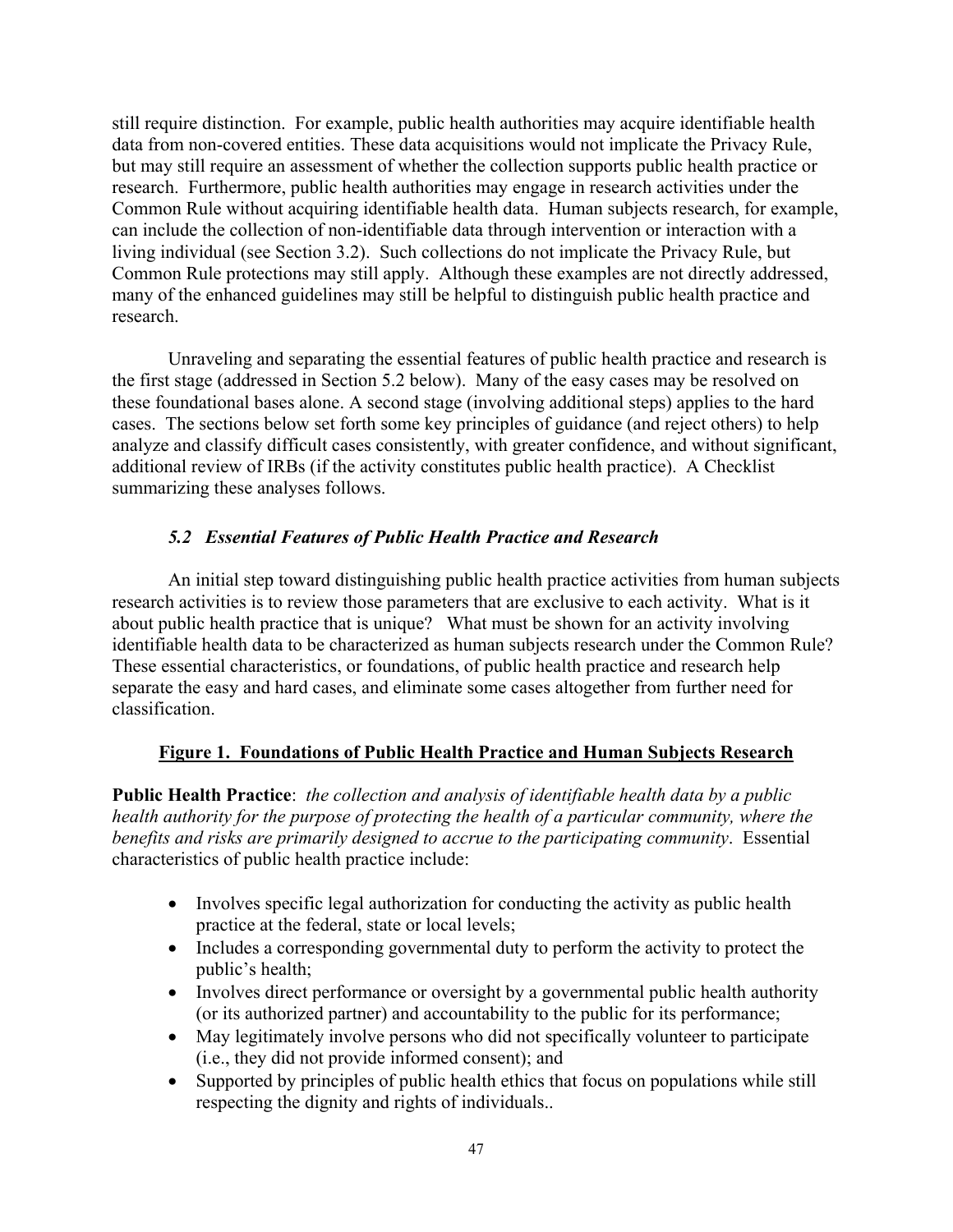still require distinction. For example, public health authorities may acquire identifiable health data from non-covered entities. These data acquisitions would not implicate the Privacy Rule, but may still require an assessment of whether the collection supports public health practice or research. Furthermore, public health authorities may engage in research activities under the Common Rule without acquiring identifiable health data. Human subjects research, for example, can include the collection of non-identifiable data through intervention or interaction with a living individual (see Section 3.2). Such collections do not implicate the Privacy Rule, but Common Rule protections may still apply. Although these examples are not directly addressed, many of the enhanced guidelines may still be helpful to distinguish public health practice and research.

Unraveling and separating the essential features of public health practice and research is the first stage (addressed in Section 5.2 below). Many of the easy cases may be resolved on these foundational bases alone. A second stage (involving additional steps) applies to the hard cases. The sections below set forth some key principles of guidance (and reject others) to help analyze and classify difficult cases consistently, with greater confidence, and without significant, additional review of IRBs (if the activity constitutes public health practice). A Checklist summarizing these analyses follows.

### *5.2 Essential Features of Public Health Practice and Research*

An initial step toward distinguishing public health practice activities from human subjects research activities is to review those parameters that are exclusive to each activity. What is it about public health practice that is unique? What must be shown for an activity involving identifiable health data to be characterized as human subjects research under the Common Rule? These essential characteristics, or foundations, of public health practice and research help separate the easy and hard cases, and eliminate some cases altogether from further need for classification.

**Figure 1. Foundations of Public Health Practice and Human Subjects Research**

**Public Health Practice**: *the collection and analysis of identifiable health data by a public health authority for the purpose of protecting the health of a particular community, where the benefits and risks are primarily designed to accrue to the participating community*. Essential characteristics of public health practice include:

- Involves specific legal authorization for conducting the activity as public health practice at the federal, state or local levels;
- Includes a corresponding governmental duty to perform the activity to protect the public's health;
- Involves direct performance or oversight by a governmental public health authority (or its authorized partner) and accountability to the public for its performance;
- May legitimately involve persons who did not specifically volunteer to participate (i.e., they did not provide informed consent); and
- Supported by principles of public health ethics that focus on populations while still respecting the dignity and rights of individuals..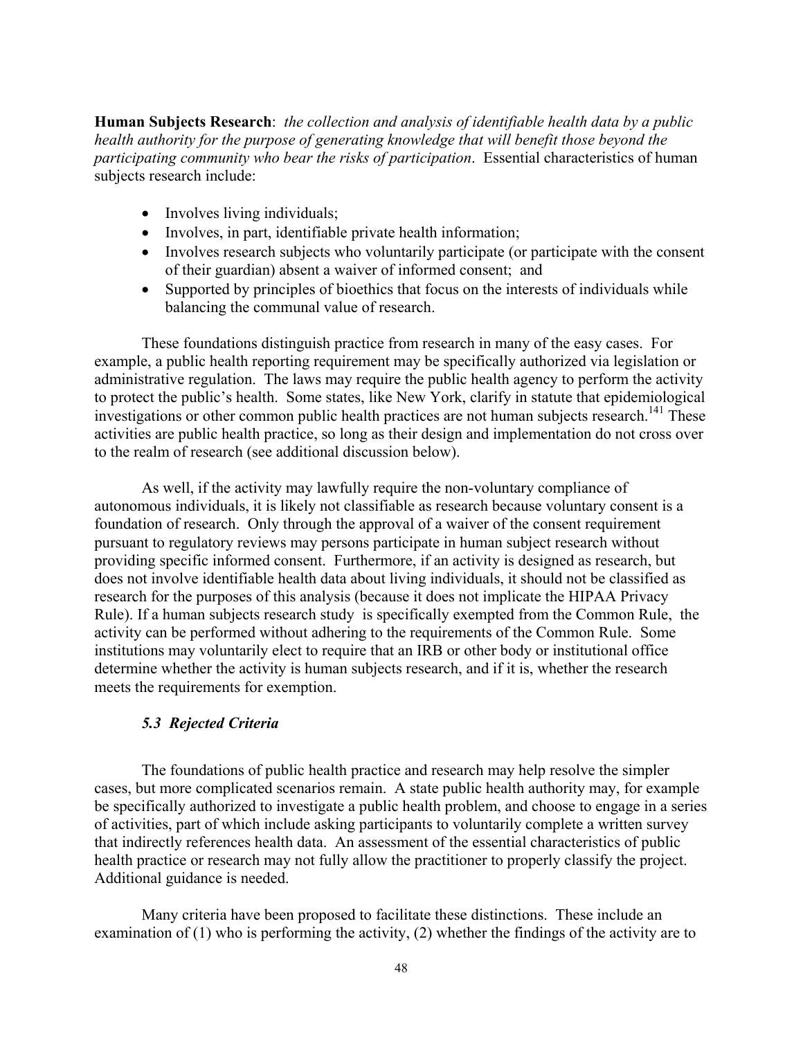**Human Subjects Research**: *the collection and analysis of identifiable health data by a public health authority for the purpose of generating knowledge that will benefit those beyond the participating community who bear the risks of participation*. Essential characteristics of human subjects research include:

- Involves living individuals;
- Involves, in part, identifiable private health information;
- Involves research subjects who voluntarily participate (or participate with the consent of their guardian) absent a waiver of informed consent; and
- Supported by principles of bioethics that focus on the interests of individuals while balancing the communal value of research.

These foundations distinguish practice from research in many of the easy cases. For example, a public health reporting requirement may be specifically authorized via legislation or administrative regulation. The laws may require the public health agency to perform the activity to protect the public's health. Some states, like New York, clarify in statute that epidemiological investigations or other common public health practices are not human subjects research.[141] These activities are public health practice, so long as their design and implementation do not cross over to the realm of research (see additional discussion below).

As well, if the activity may lawfully require the non-voluntary compliance of autonomous individuals, it is likely not classifiable as research because voluntary consent is a foundation of research. Only through the approval of a waiver of the consent requirement pursuant to regulatory reviews may persons participate in human subject research without providing specific informed consent. Furthermore, if an activity is designed as research, but does not involve identifiable health data about living individuals, it should not be classified as research for the purposes of this analysis (because it does not implicate the HIPAA Privacy Rule). If a human subjects research study is specifically exempted from the Common Rule, the activity can be performed without adhering to the requirements of the Common Rule. Some institutions may voluntarily elect to require that an IRB or other body or institutional office determine whether the activity is human subjects research, and if it is, whether the research meets the requirements for exemption.

### *5.3 Rejected Criteria*

The foundations of public health practice and research may help resolve the simpler cases, but more complicated scenarios remain. A state public health authority may, for example be specifically authorized to investigate a public health problem, and choose to engage in a series of activities, part of which include asking participants to voluntarily complete a written survey that indirectly references health data. An assessment of the essential characteristics of public health practice or research may not fully allow the practitioner to properly classify the project. Additional guidance is needed.

Many criteria have been proposed to facilitate these distinctions. These include an examination of (1) who is performing the activity, (2) whether the findings of the activity are to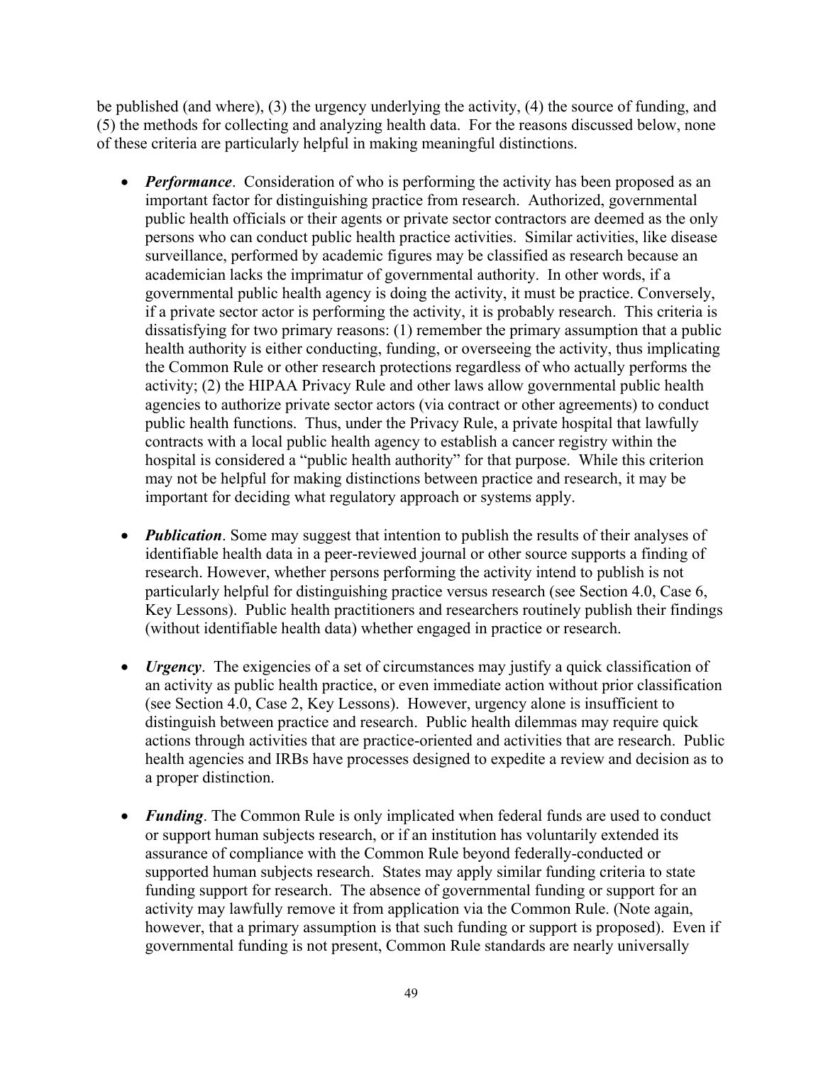be published (and where), (3) the urgency underlying the activity, (4) the source of funding, and (5) the methods for collecting and analyzing health data. For the reasons discussed below, none of these criteria are particularly helpful in making meaningful distinctions.

- ***Performance***. Consideration of who is performing the activity has been proposed as an important factor for distinguishing practice from research. Authorized, governmental public health officials or their agents or private sector contractors are deemed as the only persons who can conduct public health practice activities. Similar activities, like disease surveillance, performed by academic figures may be classified as research because an academician lacks the imprimatur of governmental authority. In other words, if a governmental public health agency is doing the activity, it must be practice. Conversely, if a private sector actor is performing the activity, it is probably research. This criteria is dissatisfying for two primary reasons: (1) remember the primary assumption that a public health authority is either conducting, funding, or overseeing the activity, thus implicating the Common Rule or other research protections regardless of who actually performs the activity; (2) the HIPAA Privacy Rule and other laws allow governmental public health agencies to authorize private sector actors (via contract or other agreements) to conduct public health functions. Thus, under the Privacy Rule, a private hospital that lawfully contracts with a local public health agency to establish a cancer registry within the hospital is considered a "public health authority" for that purpose. While this criterion may not be helpful for making distinctions between practice and research, it may be important for deciding what regulatory approach or systems apply.

- ***Publication***. Some may suggest that intention to publish the results of their analyses of identifiable health data in a peer-reviewed journal or other source supports a finding of research. However, whether persons performing the activity intend to publish is not particularly helpful for distinguishing practice versus research (see Section 4.0, Case 6, Key Lessons). Public health practitioners and researchers routinely publish their findings (without identifiable health data) whether engaged in practice or research.

- ***Urgency***. The exigencies of a set of circumstances may justify a quick classification of an activity as public health practice, or even immediate action without prior classification (see Section 4.0, Case 2, Key Lessons). However, urgency alone is insufficient to distinguish between practice and research. Public health dilemmas may require quick actions through activities that are practice-oriented and activities that are research. Public health agencies and IRBs have processes designed to expedite a review and decision as to a proper distinction.

- ***Funding***. The Common Rule is only implicated when federal funds are used to conduct or support human subjects research, or if an institution has voluntarily extended its assurance of compliance with the Common Rule beyond federally-conducted or supported human subjects research. States may apply similar funding criteria to state funding support for research. The absence of governmental funding or support for an activity may lawfully remove it from application via the Common Rule. (Note again, however, that a primary assumption is that such funding or support is proposed). Even if governmental funding is not present, Common Rule standards are nearly universally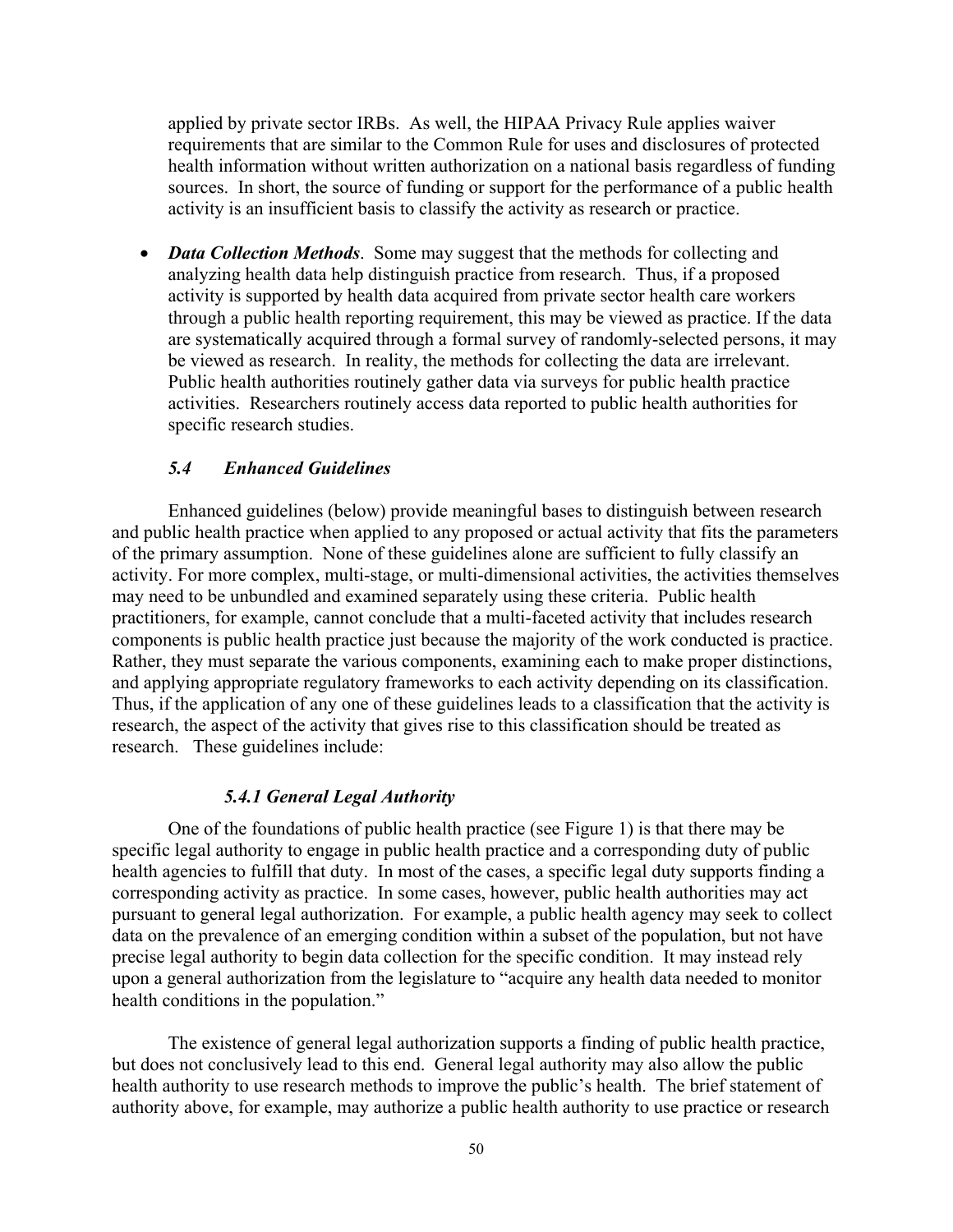applied by private sector IRBs. As well, the HIPAA Privacy Rule applies waiver requirements that are similar to the Common Rule for uses and disclosures of protected health information without written authorization on a national basis regardless of funding sources. In short, the source of funding or support for the performance of a public health activity is an insufficient basis to classify the activity as research or practice.

- ***Data Collection Methods***. Some may suggest that the methods for collecting and analyzing health data help distinguish practice from research. Thus, if a proposed activity is supported by health data acquired from private sector health care workers through a public health reporting requirement, this may be viewed as practice. If the data are systematically acquired through a formal survey of randomly-selected persons, it may be viewed as research. In reality, the methods for collecting the data are irrelevant. Public health authorities routinely gather data via surveys for public health practice activities. Researchers routinely access data reported to public health authorities for specific research studies.

### *5.4 Enhanced Guidelines*

Enhanced guidelines (below) provide meaningful bases to distinguish between research and public health practice when applied to any proposed or actual activity that fits the parameters of the primary assumption. None of these guidelines alone are sufficient to fully classify an activity. For more complex, multi-stage, or multi-dimensional activities, the activities themselves may need to be unbundled and examined separately using these criteria. Public health practitioners, for example, cannot conclude that a multi-faceted activity that includes research components is public health practice just because the majority of the work conducted is practice. Rather, they must separate the various components, examining each to make proper distinctions, and applying appropriate regulatory frameworks to each activity depending on its classification. Thus, if the application of any one of these guidelines leads to a classification that the activity is research, the aspect of the activity that gives rise to this classification should be treated as research. These guidelines include:

#### *5.4.1 General Legal Authority*

One of the foundations of public health practice (see Figure 1) is that there may be specific legal authority to engage in public health practice and a corresponding duty of public health agencies to fulfill that duty. In most of the cases, a specific legal duty supports finding a corresponding activity as practice. In some cases, however, public health authorities may act pursuant to general legal authorization. For example, a public health agency may seek to collect data on the prevalence of an emerging condition within a subset of the population, but not have precise legal authority to begin data collection for the specific condition. It may instead rely upon a general authorization from the legislature to "acquire any health data needed to monitor health conditions in the population."

The existence of general legal authorization supports a finding of public health practice, but does not conclusively lead to this end. General legal authority may also allow the public health authority to use research methods to improve the public's health. The brief statement of authority above, for example, may authorize a public health authority to use practice or research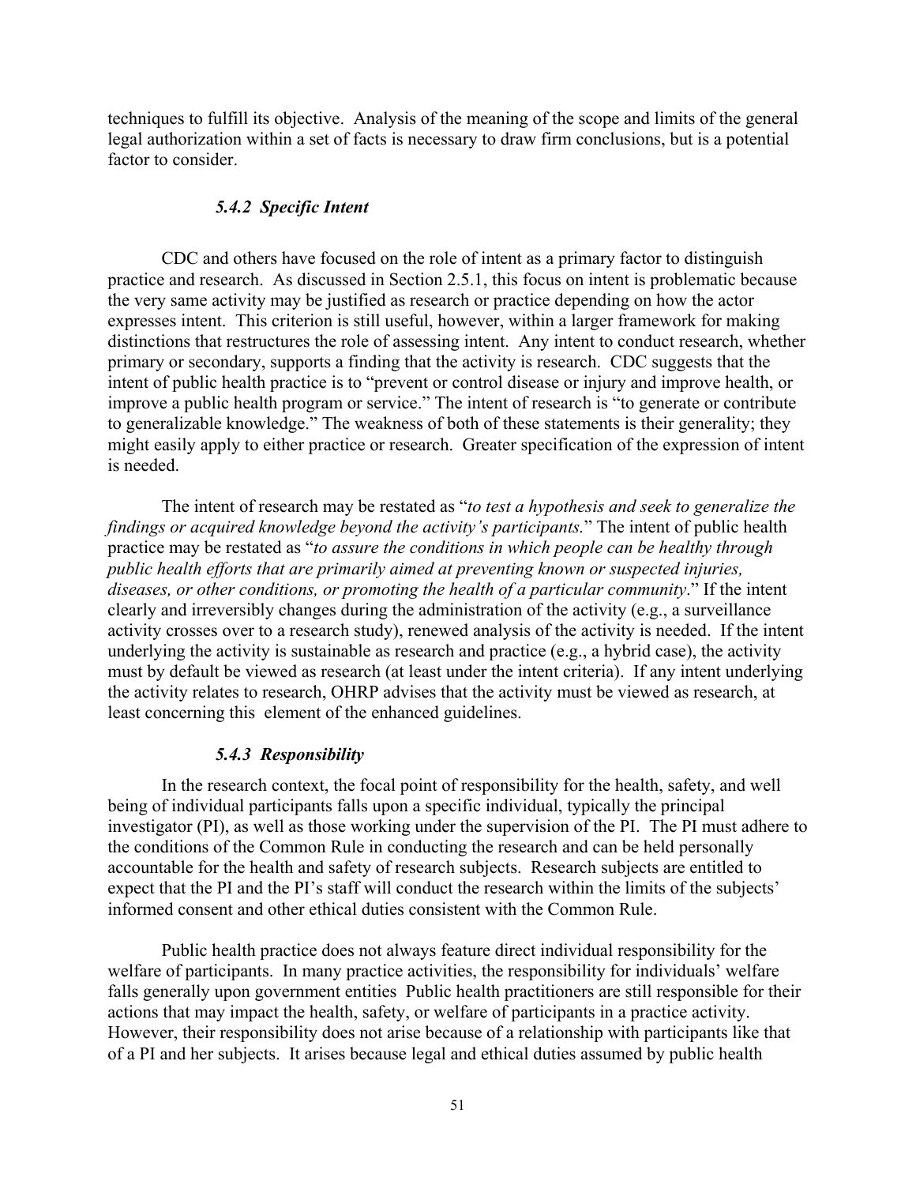techniques to fulfill its objective. Analysis of the meaning of the scope and limits of the general legal authorization within a set of facts is necessary to draw firm conclusions, but is a potential factor to consider.

#### *5.4.2 Specific Intent*

CDC and others have focused on the role of intent as a primary factor to distinguish practice and research. As discussed in Section 2.5.1, this focus on intent is problematic because the very same activity may be justified as research or practice depending on how the actor expresses intent. This criterion is still useful, however, within a larger framework for making distinctions that restructures the role of assessing intent. Any intent to conduct research, whether primary or secondary, supports a finding that the activity is research. CDC suggests that the intent of public health practice is to "prevent or control disease or injury and improve health, or improve a public health program or service." The intent of research is "to generate or contribute to generalizable knowledge." The weakness of both of these statements is their generality; they might easily apply to either practice or research. Greater specification of the expression of intent is needed.

The intent of research may be restated as "*to test a hypothesis and seek to generalize the findings or acquired knowledge beyond the activity's participants.*" The intent of public health practice may be restated as "*to assure the conditions in which people can be healthy through public health efforts that are primarily aimed at preventing known or suspected injuries, diseases, or other conditions, or promoting the health of a particular community*." If the intent clearly and irreversibly changes during the administration of the activity (e.g., a surveillance activity crosses over to a research study), renewed analysis of the activity is needed. If the intent underlying the activity is sustainable as research and practice (e.g., a hybrid case), the activity must by default be viewed as research (at least under the intent criteria). If any intent underlying the activity relates to research, OHRP advises that the activity must be viewed as research, at least concerning this element of the enhanced guidelines.

#### *5.4.3 Responsibility*

In the research context, the focal point of responsibility for the health, safety, and well being of individual participants falls upon a specific individual, typically the principal investigator (PI), as well as those working under the supervision of the PI. The PI must adhere to the conditions of the Common Rule in conducting the research and can be held personally accountable for the health and safety of research subjects. Research subjects are entitled to expect that the PI and the PI's staff will conduct the research within the limits of the subjects' informed consent and other ethical duties consistent with the Common Rule.

Public health practice does not always feature direct individual responsibility for the welfare of participants. In many practice activities, the responsibility for individuals' welfare falls generally upon government entities Public health practitioners are still responsible for their actions that may impact the health, safety, or welfare of participants in a practice activity. However, their responsibility does not arise because of a relationship with participants like that of a PI and her subjects. It arises because legal and ethical duties assumed by public health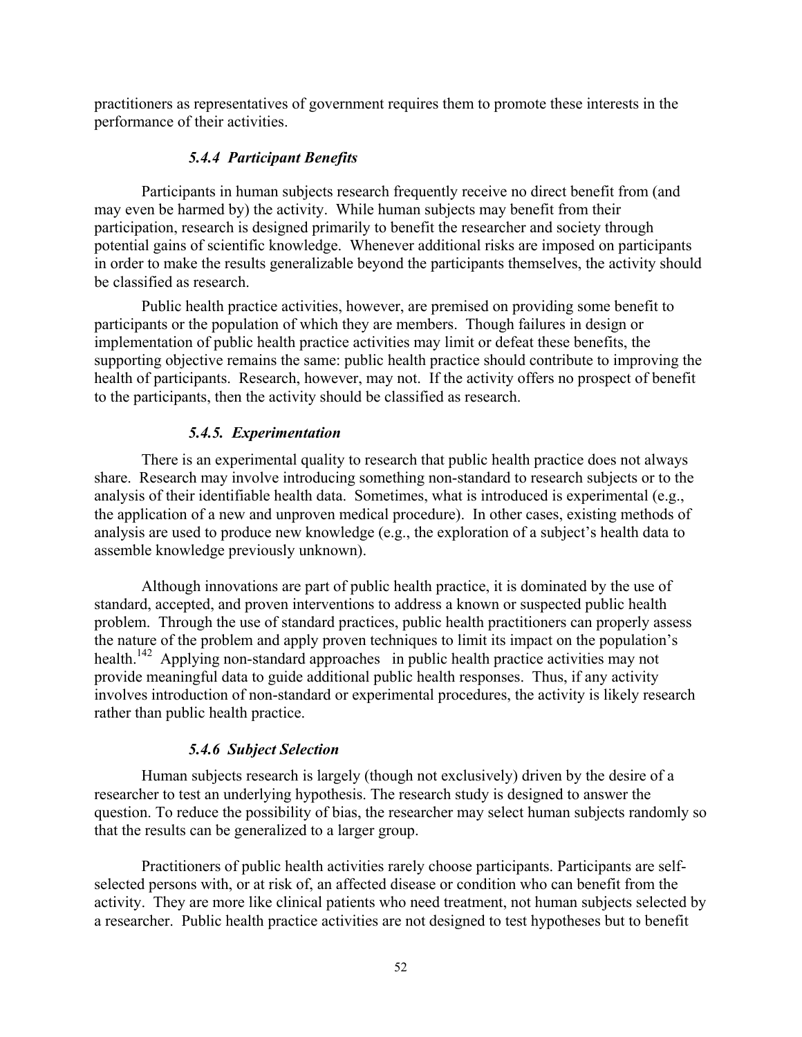practitioners as representatives of government requires them to promote these interests in the performance of their activities.

#### *5.4.4 Participant Benefits*

Participants in human subjects research frequently receive no direct benefit from (and may even be harmed by) the activity. While human subjects may benefit from their participation, research is designed primarily to benefit the researcher and society through potential gains of scientific knowledge. Whenever additional risks are imposed on participants in order to make the results generalizable beyond the participants themselves, the activity should be classified as research.

Public health practice activities, however, are premised on providing some benefit to participants or the population of which they are members. Though failures in design or implementation of public health practice activities may limit or defeat these benefits, the supporting objective remains the same: public health practice should contribute to improving the health of participants. Research, however, may not. If the activity offers no prospect of benefit to the participants, then the activity should be classified as research.

#### *5.4.5. Experimentation*

There is an experimental quality to research that public health practice does not always share. Research may involve introducing something non-standard to research subjects or to the analysis of their identifiable health data. Sometimes, what is introduced is experimental (e.g., the application of a new and unproven medical procedure). In other cases, existing methods of analysis are used to produce new knowledge (e.g., the exploration of a subject's health data to assemble knowledge previously unknown).

Although innovations are part of public health practice, it is dominated by the use of standard, accepted, and proven interventions to address a known or suspected public health problem. Through the use of standard practices, public health practitioners can properly assess the nature of the problem and apply proven techniques to limit its impact on the population's health.[142] Applying non-standard approaches in public health practice activities may not provide meaningful data to guide additional public health responses. Thus, if any activity involves introduction of non-standard or experimental procedures, the activity is likely research rather than public health practice.

#### *5.4.6 Subject Selection*

Human subjects research is largely (though not exclusively) driven by the desire of a researcher to test an underlying hypothesis. The research study is designed to answer the question. To reduce the possibility of bias, the researcher may select human subjects randomly so that the results can be generalized to a larger group.

Practitioners of public health activities rarely choose participants. Participants are self-selected persons with, or at risk of, an affected disease or condition who can benefit from the activity. They are more like clinical patients who need treatment, not human subjects selected by a researcher. Public health practice activities are not designed to test hypotheses but to benefit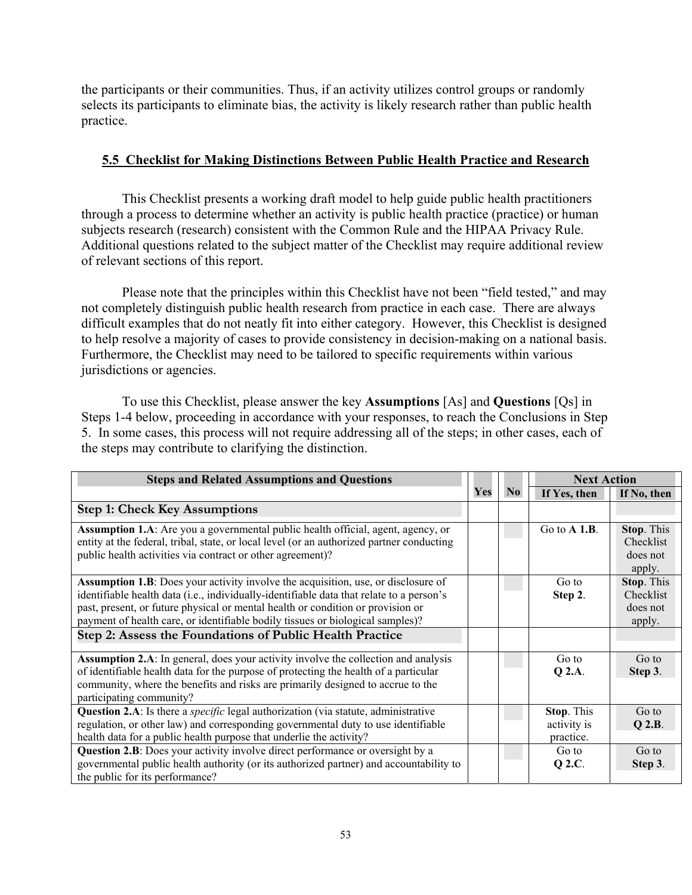the participants or their communities. Thus, if an activity utilizes control groups or randomly selects its participants to eliminate bias, the activity is likely research rather than public health practice.

## 5.5 Checklist for Making Distinctions Between Public Health Practice and Research

This Checklist presents a working draft model to help guide public health practitioners through a process to determine whether an activity is public health practice (practice) or human subjects research (research) consistent with the Common Rule and the HIPAA Privacy Rule. Additional questions related to the subject matter of the Checklist may require additional review of relevant sections of this report.

Please note that the principles within this Checklist have not been "field tested," and may not completely distinguish public health research from practice in each case. There are always difficult examples that do not neatly fit into either category. However, this Checklist is designed to help resolve a majority of cases to provide consistency in decision-making on a national basis. Furthermore, the Checklist may need to be tailored to specific requirements within various jurisdictions or agencies.

To use this Checklist, please answer the key **Assumptions** [As] and **Questions** [Qs] in Steps 1-4 below, proceeding in accordance with your responses, to reach the Conclusions in Step 5. In some cases, this process will not require addressing all of the steps; in other cases, each of the steps may contribute to clarifying the distinction.

| Steps and Related Assumptions and Questions | Yes | No | Next Action | |
|---|---|---|---|---|
| | | | **If Yes, then** | **If No, then** |
| **Step 1: Check Key Assumptions** | | | | |
| **Assumption 1.A**: Are you a governmental public health official, agent, agency, or entity at the federal, tribal, state, or local level (or an authorized partner conducting public health activities via contract or other agreement)? | | | Go to **A 1.B**. | **Stop**. This Checklist does not apply. |
| **Assumption 1.B**: Does your activity involve the acquisition, use, or disclosure of identifiable health data (i.e., individually-identifiable data that relate to a person's past, present, or future physical or mental health or condition or provision or payment of health care, or identifiable bodily tissues or biological samples)? | | | Go to **Step 2**. | **Stop**. This Checklist does not apply. |
| **Step 2: Assess the Foundations of Public Health Practice** | | | | |
| **Assumption 2.A**: In general, does your activity involve the collection and analysis of identifiable health data for the purpose of protecting the health of a particular community, where the benefits and risks are primarily designed to accrue to the participating community? | | | Go to **Q 2.A**. | Go to **Step 3**. |
| **Question 2.A**: Is there a *specific* legal authorization (via statute, administrative regulation, or other law) and corresponding governmental duty to use identifiable health data for a public health purpose that underlie the activity? | | | **Stop**. This activity is practice. | Go to **Q 2.B**. |
| **Question 2.B**: Does your activity involve direct performance or oversight by a governmental public health authority (or its authorized partner) and accountability to the public for its performance? | | | Go to **Q 2.C**. | Go to **Step 3**. |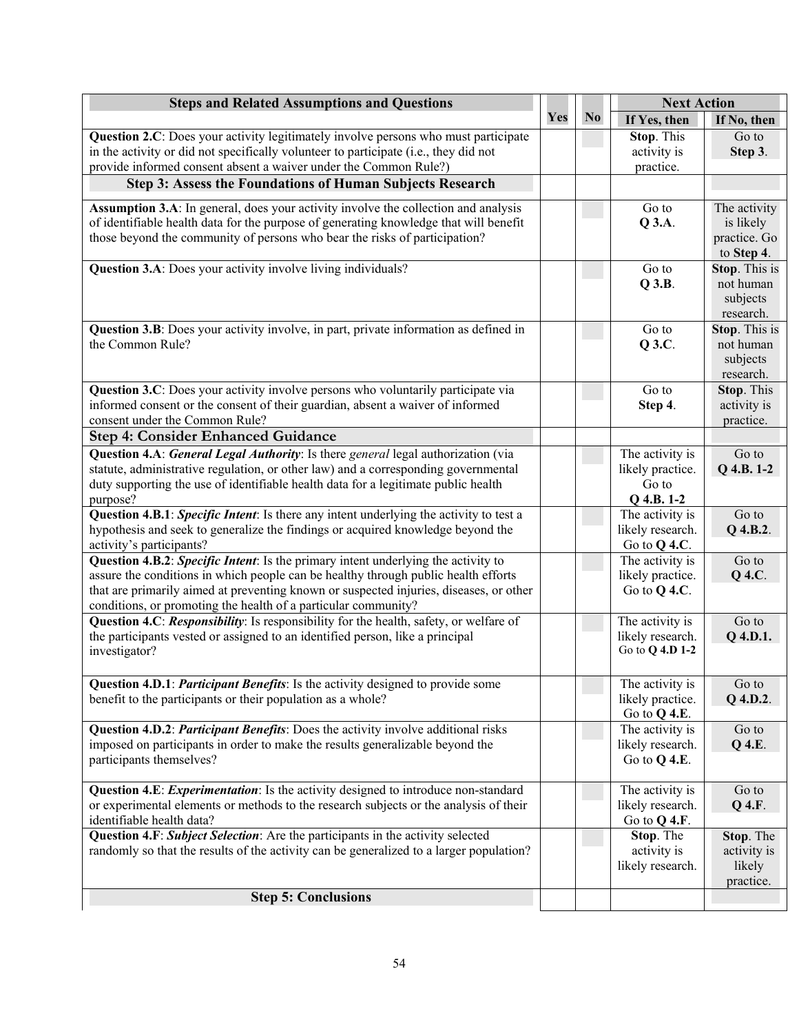| Steps and Related Assumptions and Questions | Yes | No | Next Action | |
|---|---|---|---|---|
| | | | **If Yes, then** | **If No, then** |
| **Question 2.C**: Does your activity legitimately involve persons who must participate in the activity or did not specifically volunteer to participate (i.e., they did not provide informed consent absent a waiver under the Common Rule?) | | | **Stop**. This activity is practice. | Go to **Step 3**. |
| **Step 3: Assess the Foundations of Human Subjects Research** | | | | |
| **Assumption 3.A**: In general, does your activity involve the collection and analysis of identifiable health data for the purpose of generating knowledge that will benefit those beyond the community of persons who bear the risks of participation? | | | Go to **Q 3.A**. | The activity is likely practice. Go to **Step 4**. |
| **Question 3.A**: Does your activity involve living individuals? | | | Go to **Q 3.B**. | **Stop**. This is not human subjects research. |
| **Question 3.B**: Does your activity involve, in part, private information as defined in the Common Rule? | | | Go to **Q 3.C**. | **Stop**. This is not human subjects research. |
| **Question 3.C**: Does your activity involve persons who voluntarily participate via informed consent or the consent of their guardian, absent a waiver of informed consent under the Common Rule? | | | Go to **Step 4**. | **Stop**. This activity is practice. |
| **Step 4: Consider Enhanced Guidance** | | | | |
| **Question 4.A**: ***General Legal Authority***: Is there *general* legal authorization (via statute, administrative regulation, or other law) and a corresponding governmental duty supporting the use of identifiable health data for a legitimate public health purpose? | | | The activity is likely practice. Go to **Q 4.B. 1-2** | Go to **Q 4.B. 1-2** |
| **Question 4.B.1**: ***Specific Intent***: Is there any intent underlying the activity to test a hypothesis and seek to generalize the findings or acquired knowledge beyond the activity's participants? | | | The activity is likely research. Go to **Q 4.C**. | Go to **Q 4.B.2**. |
| **Question 4.B.2**: ***Specific Intent***: Is the primary intent underlying the activity to assure the conditions in which people can be healthy through public health efforts that are primarily aimed at preventing known or suspected injuries, diseases, or other conditions, or promoting the health of a particular community? | | | The activity is likely practice. Go to **Q 4.C**. | Go to **Q 4.C**. |
| **Question 4.C**: ***Responsibility***: Is responsibility for the health, safety, or welfare of the participants vested or assigned to an identified person, like a principal investigator? | | | The activity is likely research. Go to **Q 4.D 1-2** | Go to **Q 4.D.1.** |
| **Question 4.D.1**: ***Participant Benefits***: Is the activity designed to provide some benefit to the participants or their population as a whole? | | | The activity is likely practice. Go to **Q 4.E**. | Go to **Q 4.D.2**. |
| **Question 4.D.2**: ***Participant Benefits***: Does the activity involve additional risks imposed on participants in order to make the results generalizable beyond the participants themselves? | | | The activity is likely research. Go to **Q 4.E**. | Go to **Q 4.E**. |
| **Question 4.E**: ***Experimentation***: Is the activity designed to introduce non-standard or experimental elements or methods to the research subjects or the analysis of their identifiable health data? | | | The activity is likely research. Go to **Q 4.F**. | Go to **Q 4.F**. |
| **Question 4.F**: ***Subject Selection***: Are the participants in the activity selected randomly so that the results of the activity can be generalized to a larger population? | | | **Stop**. The activity is likely research. | **Stop**. The activity is likely practice. |
| **Step 5: Conclusions** | | | | |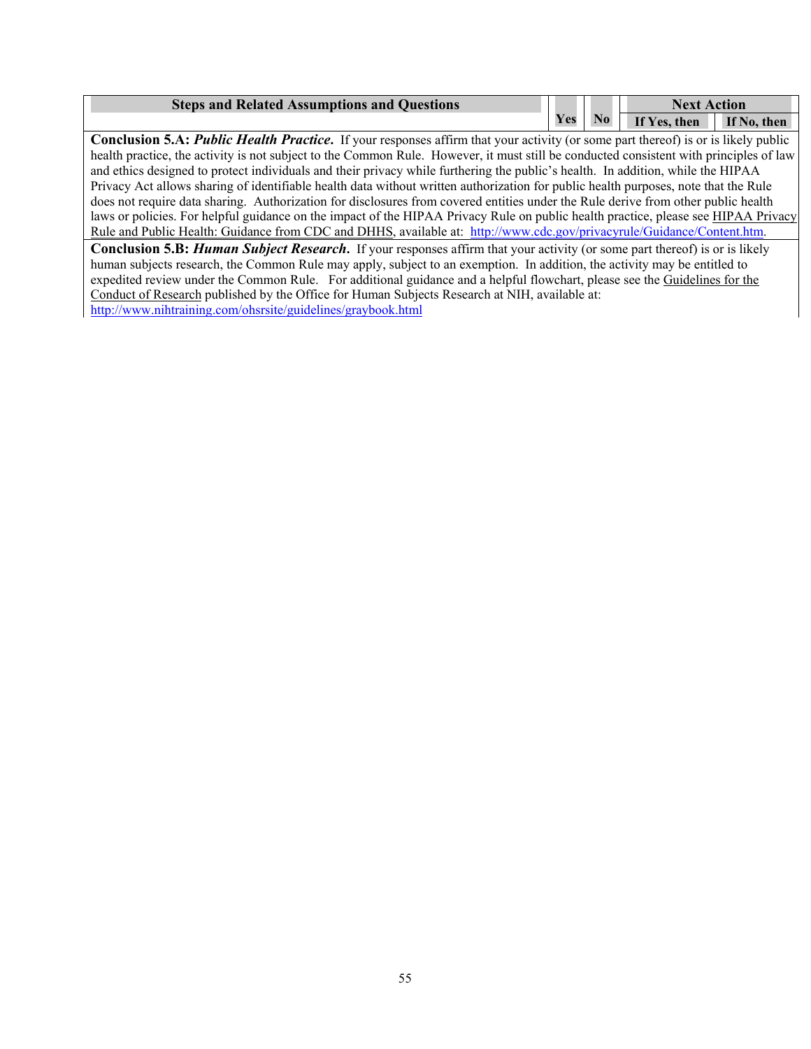| Steps and Related Assumptions and Questions | Yes | No | Next Action | |
|---|---|---|---|---|
| | | | If Yes, then | If No, then |
| **Conclusion 5.A:** ***Public Health Practice.*** If your responses affirm that your activity (or some part thereof) is or is likely public health practice, the activity is not subject to the Common Rule. However, it must still be conducted consistent with principles of law and ethics designed to protect individuals and their privacy while furthering the public's health. In addition, while the HIPAA Privacy Act allows sharing of identifiable health data without written authorization for public health purposes, note that the Rule does not require data sharing. Authorization for disclosures from covered entities under the Rule derive from other public health laws or policies. For helpful guidance on the impact of the HIPAA Privacy Rule on public health practice, please see HIPAA Privacy Rule and Public Health: Guidance from CDC and DHHS, available at: http://www.cdc.gov/privacyrule/Guidance/Content.htm. | | | | |
| **Conclusion 5.B:** ***Human Subject Research.*** If your responses affirm that your activity (or some part thereof) is or is likely human subjects research, the Common Rule may apply, subject to an exemption. In addition, the activity may be entitled to expedited review under the Common Rule. For additional guidance and a helpful flowchart, please see the Guidelines for the Conduct of Research published by the Office for Human Subjects Research at NIH, available at: http://www.nihtraining.com/ohsrsite/guidelines/graybook.html | | | | |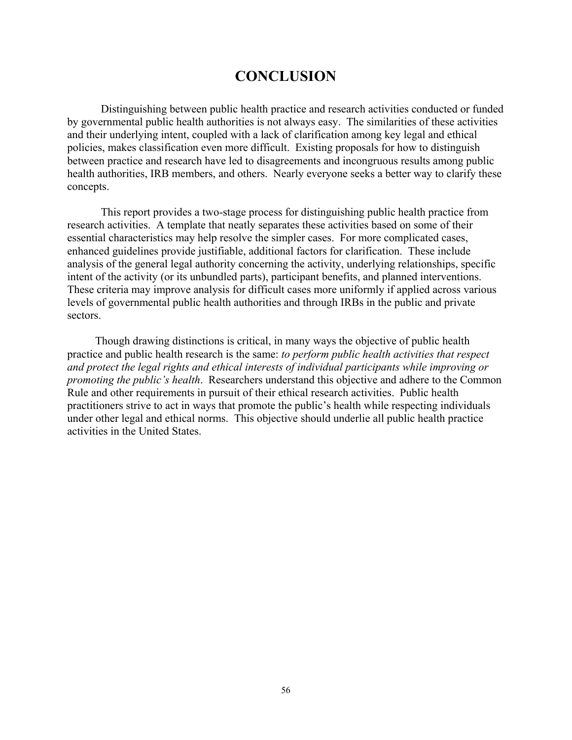# CONCLUSION

Distinguishing between public health practice and research activities conducted or funded by governmental public health authorities is not always easy. The similarities of these activities and their underlying intent, coupled with a lack of clarification among key legal and ethical policies, makes classification even more difficult. Existing proposals for how to distinguish between practice and research have led to disagreements and incongruous results among public health authorities, IRB members, and others. Nearly everyone seeks a better way to clarify these concepts.

This report provides a two-stage process for distinguishing public health practice from research activities. A template that neatly separates these activities based on some of their essential characteristics may help resolve the simpler cases. For more complicated cases, enhanced guidelines provide justifiable, additional factors for clarification. These include analysis of the general legal authority concerning the activity, underlying relationships, specific intent of the activity (or its unbundled parts), participant benefits, and planned interventions. These criteria may improve analysis for difficult cases more uniformly if applied across various levels of governmental public health authorities and through IRBs in the public and private sectors.

Though drawing distinctions is critical, in many ways the objective of public health practice and public health research is the same: *to perform public health activities that respect and protect the legal rights and ethical interests of individual participants while improving or promoting the public's health*. Researchers understand this objective and adhere to the Common Rule and other requirements in pursuit of their ethical research activities. Public health practitioners strive to act in ways that promote the public's health while respecting individuals under other legal and ethical norms. This objective should underlie all public health practice activities in the United States.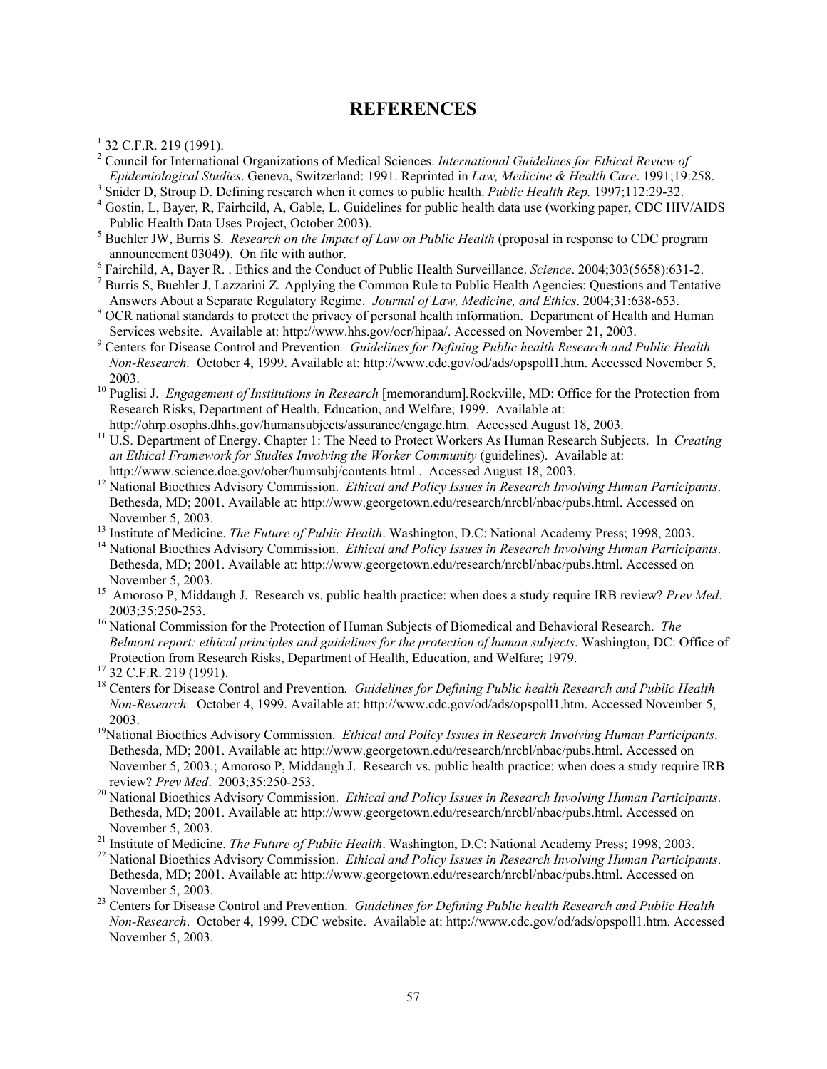## REFERENCES

[1] 32 C.F.R. 219 (1991).

[2] Council for International Organizations of Medical Sciences. *International Guidelines for Ethical Review of Epidemiological Studies*. Geneva, Switzerland: 1991. Reprinted in *Law, Medicine & Health Care*. 1991;19:258.

[3] Snider D, Stroup D. Defining research when it comes to public health. *Public Health Rep.* 1997;112:29-32.

[4] Gostin, L, Bayer, R, Fairhcild, A, Gable, L. Guidelines for public health data use (working paper, CDC HIV/AIDS Public Health Data Uses Project, October 2003).

[5] Buehler JW, Burris S. *Research on the Impact of Law on Public Health* (proposal in response to CDC program announcement 03049). On file with author.

[6] Fairchild, A, Bayer R. . Ethics and the Conduct of Public Health Surveillance. *Science*. 2004;303(5658):631-2.

[7] Burris S, Buehler J, Lazzarini Z. Applying the Common Rule to Public Health Agencies: Questions and Tentative Answers About a Separate Regulatory Regime. *Journal of Law, Medicine, and Ethics*. 2004;31:638-653.

[8] OCR national standards to protect the privacy of personal health information. Department of Health and Human Services website. Available at: http://www.hhs.gov/ocr/hipaa/. Accessed on November 21, 2003.

[9] Centers for Disease Control and Prevention*. Guidelines for Defining Public health Research and Public Health Non-Research.* October 4, 1999. Available at: http://www.cdc.gov/od/ads/opspoll1.htm. Accessed November 5, 2003.

[10] Puglisi J. *Engagement of Institutions in Research* [memorandum].Rockville, MD: Office for the Protection from Research Risks, Department of Health, Education, and Welfare; 1999. Available at: http://ohrp.osophs.dhhs.gov/humansubjects/assurance/engage.htm. Accessed August 18, 2003.

[11] U.S. Department of Energy. Chapter 1: The Need to Protect Workers As Human Research Subjects. In *Creating an Ethical Framework for Studies Involving the Worker Community* (guidelines). Available at: http://www.science.doe.gov/ober/humsubj/contents.html . Accessed August 18, 2003.

[12] National Bioethics Advisory Commission. *Ethical and Policy Issues in Research Involving Human Participants*. Bethesda, MD; 2001. Available at: http://www.georgetown.edu/research/nrcbl/nbac/pubs.html. Accessed on November 5, 2003.

[13] Institute of Medicine. *The Future of Public Health*. Washington, D.C: National Academy Press; 1998, 2003.

[14] National Bioethics Advisory Commission. *Ethical and Policy Issues in Research Involving Human Participants*. Bethesda, MD; 2001. Available at: http://www.georgetown.edu/research/nrcbl/nbac/pubs.html. Accessed on November 5, 2003.

[15] Amoroso P, Middaugh J. Research vs. public health practice: when does a study require IRB review? *Prev Med*. 2003;35:250-253.

[16] National Commission for the Protection of Human Subjects of Biomedical and Behavioral Research. *The Belmont report: ethical principles and guidelines for the protection of human subjects*. Washington, DC: Office of Protection from Research Risks, Department of Health, Education, and Welfare; 1979.

[17] 32 C.F.R. 219 (1991).

[18] Centers for Disease Control and Prevention*. Guidelines for Defining Public health Research and Public Health Non-Research.* October 4, 1999. Available at: http://www.cdc.gov/od/ads/opspoll1.htm. Accessed November 5, 2003.

[19] National Bioethics Advisory Commission. *Ethical and Policy Issues in Research Involving Human Participants*. Bethesda, MD; 2001. Available at: http://www.georgetown.edu/research/nrcbl/nbac/pubs.html. Accessed on November 5, 2003.; Amoroso P, Middaugh J. Research vs. public health practice: when does a study require IRB review? *Prev Med*. 2003;35:250-253.

[20] National Bioethics Advisory Commission. *Ethical and Policy Issues in Research Involving Human Participants*. Bethesda, MD; 2001. Available at: http://www.georgetown.edu/research/nrcbl/nbac/pubs.html. Accessed on November 5, 2003.

[21] Institute of Medicine. *The Future of Public Health*. Washington, D.C: National Academy Press; 1998, 2003.

[22] National Bioethics Advisory Commission. *Ethical and Policy Issues in Research Involving Human Participants*. Bethesda, MD; 2001. Available at: http://www.georgetown.edu/research/nrcbl/nbac/pubs.html. Accessed on November 5, 2003.

[23] Centers for Disease Control and Prevention. *Guidelines for Defining Public health Research and Public Health Non-Research*. October 4, 1999. CDC website. Available at: http://www.cdc.gov/od/ads/opspoll1.htm. Accessed November 5, 2003.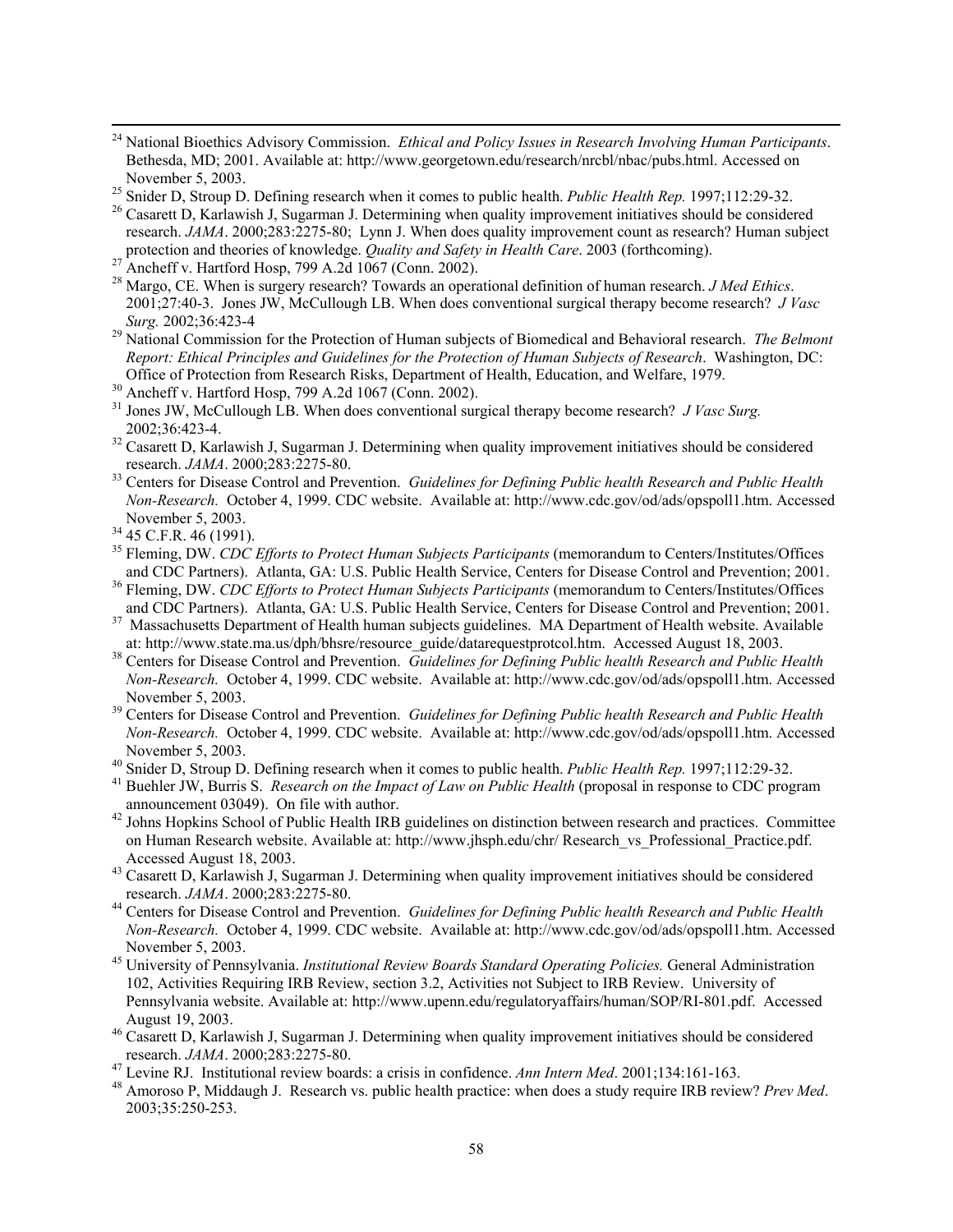[24] National Bioethics Advisory Commission. *Ethical and Policy Issues in Research Involving Human Participants*. Bethesda, MD; 2001. Available at: http://www.georgetown.edu/research/nrcbl/nbac/pubs.html. Accessed on November 5, 2003.

[25] Snider D, Stroup D. Defining research when it comes to public health. *Public Health Rep.* 1997;112:29-32.

[26] Casarett D, Karlawish J, Sugarman J. Determining when quality improvement initiatives should be considered research. *JAMA*. 2000;283:2275-80; Lynn J. When does quality improvement count as research? Human subject protection and theories of knowledge. *Quality and Safety in Health Care*. 2003 (forthcoming).

[27] Ancheff v. Hartford Hosp, 799 A.2d 1067 (Conn. 2002).

[28] Margo, CE. When is surgery research? Towards an operational definition of human research. *J Med Ethics*. 2001;27:40-3. Jones JW, McCullough LB. When does conventional surgical therapy become research? *J Vasc Surg.* 2002;36:423-4

[29] National Commission for the Protection of Human subjects of Biomedical and Behavioral research. *The Belmont Report: Ethical Principles and Guidelines for the Protection of Human Subjects of Research*. Washington, DC: Office of Protection from Research Risks, Department of Health, Education, and Welfare, 1979.

[30] Ancheff v. Hartford Hosp, 799 A.2d 1067 (Conn. 2002).

[31] Jones JW, McCullough LB. When does conventional surgical therapy become research? *J Vasc Surg.* 2002;36:423-4.

[32] Casarett D, Karlawish J, Sugarman J. Determining when quality improvement initiatives should be considered research. *JAMA*. 2000;283:2275-80.

[33] Centers for Disease Control and Prevention. *Guidelines for Defining Public health Research and Public Health Non-Research.* October 4, 1999. CDC website. Available at: http://www.cdc.gov/od/ads/opspoll1.htm. Accessed November 5, 2003.

[34] 45 C.F.R. 46 (1991).

[35] Fleming, DW. *CDC Efforts to Protect Human Subjects Participants* (memorandum to Centers/Institutes/Offices and CDC Partners). Atlanta, GA: U.S. Public Health Service, Centers for Disease Control and Prevention; 2001.

[36] Fleming, DW. *CDC Efforts to Protect Human Subjects Participants* (memorandum to Centers/Institutes/Offices and CDC Partners). Atlanta, GA: U.S. Public Health Service, Centers for Disease Control and Prevention; 2001.

[37] Massachusetts Department of Health human subjects guidelines. MA Department of Health website. Available at: http://www.state.ma.us/dph/bhsre/resource_guide/datarequestprotcol.htm. Accessed August 18, 2003.

[38] Centers for Disease Control and Prevention. *Guidelines for Defining Public health Research and Public Health Non-Research.* October 4, 1999. CDC website. Available at: http://www.cdc.gov/od/ads/opspoll1.htm. Accessed November 5, 2003.

[39] Centers for Disease Control and Prevention. *Guidelines for Defining Public health Research and Public Health Non-Research.* October 4, 1999. CDC website. Available at: http://www.cdc.gov/od/ads/opspoll1.htm. Accessed November 5, 2003.

[40] Snider D, Stroup D. Defining research when it comes to public health. *Public Health Rep.* 1997;112:29-32.

[41] Buehler JW, Burris S. *Research on the Impact of Law on Public Health* (proposal in response to CDC program announcement 03049). On file with author.

[42] Johns Hopkins School of Public Health IRB guidelines on distinction between research and practices. Committee on Human Research website. Available at: http://www.jhsph.edu/chr/ Research_vs_Professional_Practice.pdf. Accessed August 18, 2003.

[43] Casarett D, Karlawish J, Sugarman J. Determining when quality improvement initiatives should be considered research. *JAMA*. 2000;283:2275-80.

[44] Centers for Disease Control and Prevention. *Guidelines for Defining Public health Research and Public Health Non-Research.* October 4, 1999. CDC website. Available at: http://www.cdc.gov/od/ads/opspoll1.htm. Accessed November 5, 2003.

[45] University of Pennsylvania. *Institutional Review Boards Standard Operating Policies.* General Administration 102, Activities Requiring IRB Review, section 3.2, Activities not Subject to IRB Review. University of Pennsylvania website. Available at: http://www.upenn.edu/regulatoryaffairs/human/SOP/RI-801.pdf. Accessed August 19, 2003.

[46] Casarett D, Karlawish J, Sugarman J. Determining when quality improvement initiatives should be considered research. *JAMA*. 2000;283:2275-80.

[47] Levine RJ. Institutional review boards: a crisis in confidence. *Ann Intern Med*. 2001;134:161-163.

[48] Amoroso P, Middaugh J. Research vs. public health practice: when does a study require IRB review? *Prev Med*. 2003;35:250-253.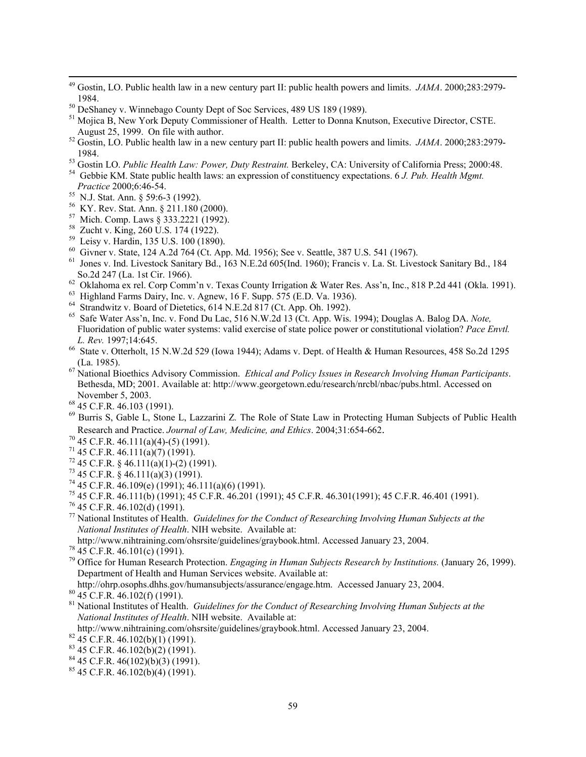[49] Gostin, LO. Public health law in a new century part II: public health powers and limits. *JAMA*. 2000;283:2979-1984.

[50] DeShaney v. Winnebago County Dept of Soc Services, 489 US 189 (1989).

[51] Mojica B, New York Deputy Commissioner of Health. Letter to Donna Knutson, Executive Director, CSTE. August 25, 1999. On file with author.

[52] Gostin, LO. Public health law in a new century part II: public health powers and limits. *JAMA*. 2000;283:2979-1984.

[53] Gostin LO. *Public Health Law: Power, Duty Restraint.* Berkeley, CA: University of California Press; 2000:48.

[54] Gebbie KM. State public health laws: an expression of constituency expectations. 6 *J. Pub. Health Mgmt. Practice* 2000;6:46-54.

[55] N.J. Stat. Ann. § 59:6-3 (1992).

[56] KY. Rev. Stat. Ann. § 211.180 (2000).

[57] Mich. Comp. Laws § 333.2221 (1992).

[58] Zucht v. King, 260 U.S. 174 (1922).

[59] Leisy v. Hardin, 135 U.S. 100 (1890).

[60] Givner v. State, 124 A.2d 764 (Ct. App. Md. 1956); See v. Seattle, 387 U.S. 541 (1967).

[61] Jones v. Ind. Livestock Sanitary Bd., 163 N.E.2d 605(Ind. 1960); Francis v. La. St. Livestock Sanitary Bd., 184 So.2d 247 (La. 1st Cir. 1966).

[62] Oklahoma ex rel. Corp Comm'n v. Texas County Irrigation & Water Res. Ass'n, Inc., 818 P.2d 441 (Okla. 1991).

[63] Highland Farms Dairy, Inc. v. Agnew, 16 F. Supp. 575 (E.D. Va. 1936).

[64] Strandwitz v. Board of Dietetics, 614 N.E.2d 817 (Ct. App. Oh. 1992).

[65] Safe Water Ass'n, Inc. v. Fond Du Lac, 516 N.W.2d 13 (Ct. App. Wis. 1994); Douglas A. Balog DA. *Note,* Fluoridation of public water systems: valid exercise of state police power or constitutional violation? *Pace Envtl. L. Rev.* 1997;14:645.

[66] State v. Otterholt, 15 N.W.2d 529 (Iowa 1944); Adams v. Dept. of Health & Human Resources, 458 So.2d 1295 (La. 1985).

[67] National Bioethics Advisory Commission. *Ethical and Policy Issues in Research Involving Human Participants*. Bethesda, MD; 2001. Available at: http://www.georgetown.edu/research/nrcbl/nbac/pubs.html. Accessed on November 5, 2003.

[68] 45 C.F.R. 46.103 (1991).

[69] Burris S, Gable L, Stone L, Lazzarini Z. The Role of State Law in Protecting Human Subjects of Public Health Research and Practice. *Journal of Law, Medicine, and Ethics*. 2004;31:654-662.

[70] 45 C.F.R. 46.111(a)(4)-(5) (1991).

[71] 45 C.F.R. 46.111(a)(7) (1991).

[72] 45 C.F.R. § 46.111(a)(1)-(2) (1991).

[73] 45 C.F.R. § 46.111(a)(3) (1991).

[74] 45 C.F.R. 46.109(e) (1991); 46.111(a)(6) (1991).

[75] 45 C.F.R. 46.111(b) (1991); 45 C.F.R. 46.201 (1991); 45 C.F.R. 46.301(1991); 45 C.F.R. 46.401 (1991).

[76] 45 C.F.R. 46.102(d) (1991).

[77] National Institutes of Health. *Guidelines for the Conduct of Researching Involving Human Subjects at the National Institutes of Health*. NIH website. Available at: http://www.nihtraining.com/ohsrsite/guidelines/graybook.html. Accessed January 23, 2004.

[78] 45 C.F.R. 46.101(c) (1991).

[79] Office for Human Research Protection. *Engaging in Human Subjects Research by Institutions.* (January 26, 1999). Department of Health and Human Services website. Available at: http://ohrp.osophs.dhhs.gov/humansubjects/assurance/engage.htm. Accessed January 23, 2004.

[80] 45 C.F.R. 46.102(f) (1991).

[81] National Institutes of Health. *Guidelines for the Conduct of Researching Involving Human Subjects at the National Institutes of Health*. NIH website. Available at: http://www.nihtraining.com/ohsrsite/guidelines/graybook.html. Accessed January 23, 2004.

[82] 45 C.F.R. 46.102(b)(1) (1991).

[83] 45 C.F.R. 46.102(b)(2) (1991).

[84] 45 C.F.R. 46(102)(b)(3) (1991).

[85] 45 C.F.R. 46.102(b)(4) (1991).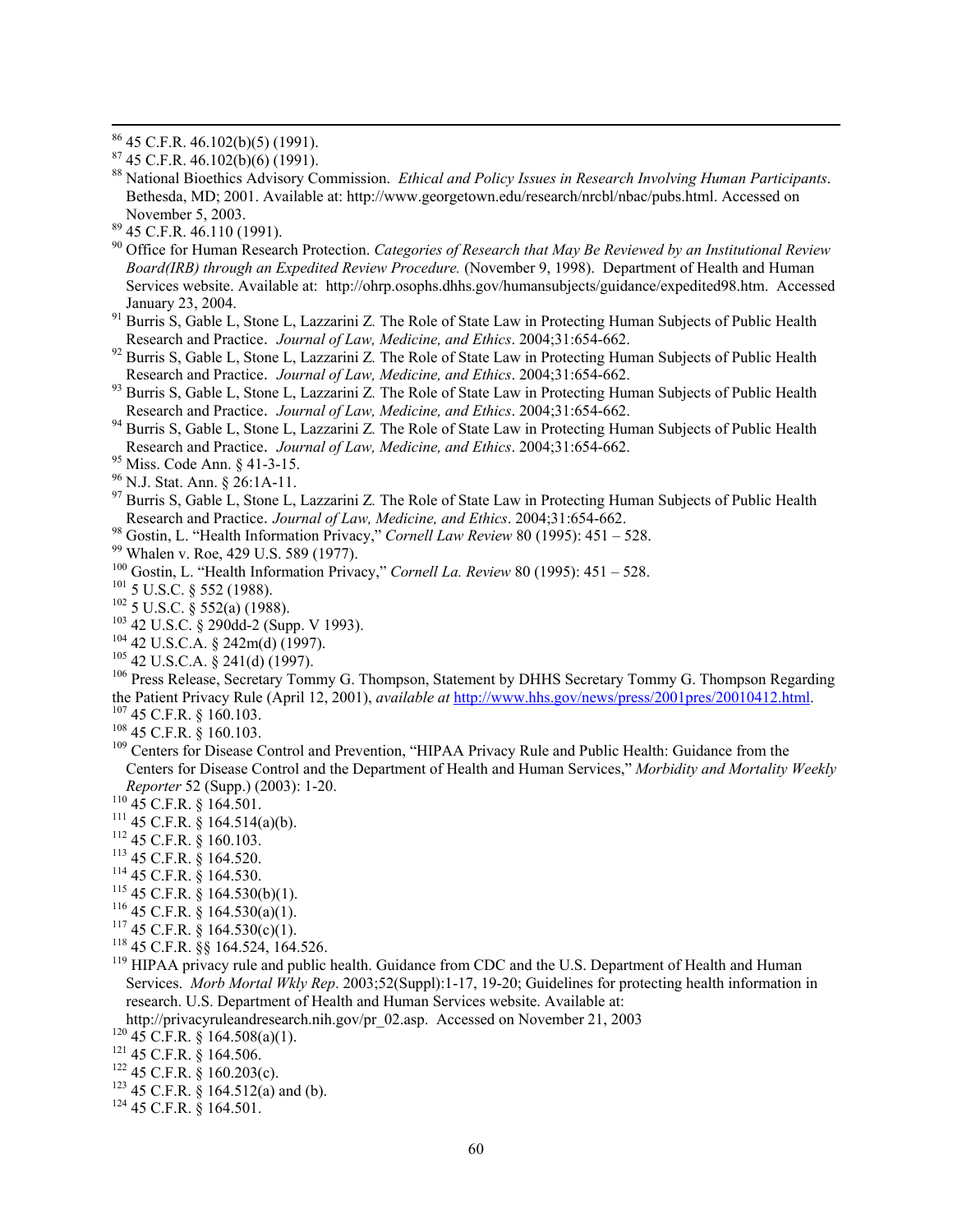[86] 45 C.F.R. 46.102(b)(5) (1991).

[87] 45 C.F.R. 46.102(b)(6) (1991).

[88] National Bioethics Advisory Commission. *Ethical and Policy Issues in Research Involving Human Participants*. Bethesda, MD; 2001. Available at: http://www.georgetown.edu/research/nrcbl/nbac/pubs.html. Accessed on November 5, 2003.

[89] 45 C.F.R. 46.110 (1991).

[90] Office for Human Research Protection. *Categories of Research that May Be Reviewed by an Institutional Review Board(IRB) through an Expedited Review Procedure.* (November 9, 1998). Department of Health and Human Services website. Available at: http://ohrp.osophs.dhhs.gov/humansubjects/guidance/expedited98.htm. Accessed January 23, 2004.

[91] Burris S, Gable L, Stone L, Lazzarini Z. The Role of State Law in Protecting Human Subjects of Public Health Research and Practice. *Journal of Law, Medicine, and Ethics*. 2004;31:654-662.

[92] Burris S, Gable L, Stone L, Lazzarini Z. The Role of State Law in Protecting Human Subjects of Public Health Research and Practice. *Journal of Law, Medicine, and Ethics*. 2004;31:654-662.

[93] Burris S, Gable L, Stone L, Lazzarini Z. The Role of State Law in Protecting Human Subjects of Public Health Research and Practice. *Journal of Law, Medicine, and Ethics*. 2004;31:654-662.

[94] Burris S, Gable L, Stone L, Lazzarini Z. The Role of State Law in Protecting Human Subjects of Public Health Research and Practice. *Journal of Law, Medicine, and Ethics*. 2004;31:654-662.

[95] Miss. Code Ann. § 41-3-15.

[96] N.J. Stat. Ann. § 26:1A-11.

[97] Burris S, Gable L, Stone L, Lazzarini Z. The Role of State Law in Protecting Human Subjects of Public Health Research and Practice. *Journal of Law, Medicine, and Ethics*. 2004;31:654-662.

[98] Gostin, L. "Health Information Privacy," *Cornell Law Review* 80 (1995): 451 – 528.

[99] Whalen v. Roe, 429 U.S. 589 (1977).

[100] Gostin, L. "Health Information Privacy," *Cornell La. Review* 80 (1995): 451 – 528.

[101] 5 U.S.C. § 552 (1988).

[102] 5 U.S.C. § 552(a) (1988).

[103] 42 U.S.C. § 290dd-2 (Supp. V 1993).

[104] 42 U.S.C.A. § 242m(d) (1997).

[105] 42 U.S.C.A. § 241(d) (1997).

[106] Press Release, Secretary Tommy G. Thompson, Statement by DHHS Secretary Tommy G. Thompson Regarding the Patient Privacy Rule (April 12, 2001), *available at* http://www.hhs.gov/news/press/2001pres/20010412.html.

[107] 45 C.F.R. § 160.103.

[108] 45 C.F.R. § 160.103.

[109] Centers for Disease Control and Prevention, "HIPAA Privacy Rule and Public Health: Guidance from the Centers for Disease Control and the Department of Health and Human Services," *Morbidity and Mortality Weekly Reporter* 52 (Supp.) (2003): 1-20.

[110] 45 C.F.R. § 164.501.

[111] 45 C.F.R. § 164.514(a)(b).

[112] 45 C.F.R. § 160.103.

[113] 45 C.F.R. § 164.520.

[114] 45 C.F.R. § 164.530.

[115] 45 C.F.R. § 164.530(b)(1).

[116] 45 C.F.R. § 164.530(a)(1).

[117] 45 C.F.R. § 164.530(c)(1).

[118] 45 C.F.R. §§ 164.524, 164.526.

[119] HIPAA privacy rule and public health. Guidance from CDC and the U.S. Department of Health and Human Services. *Morb Mortal Wkly Rep*. 2003;52(Suppl):1-17, 19-20; Guidelines for protecting health information in research. U.S. Department of Health and Human Services website. Available at: http://privacyruleandresearch.nih.gov/pr_02.asp. Accessed on November 21, 2003

[120] 45 C.F.R. § 164.508(a)(1).

[121] 45 C.F.R. § 164.506.

[122] 45 C.F.R. § 160.203(c).

[123] 45 C.F.R. § 164.512(a) and (b).

[124] 45 C.F.R. § 164.501.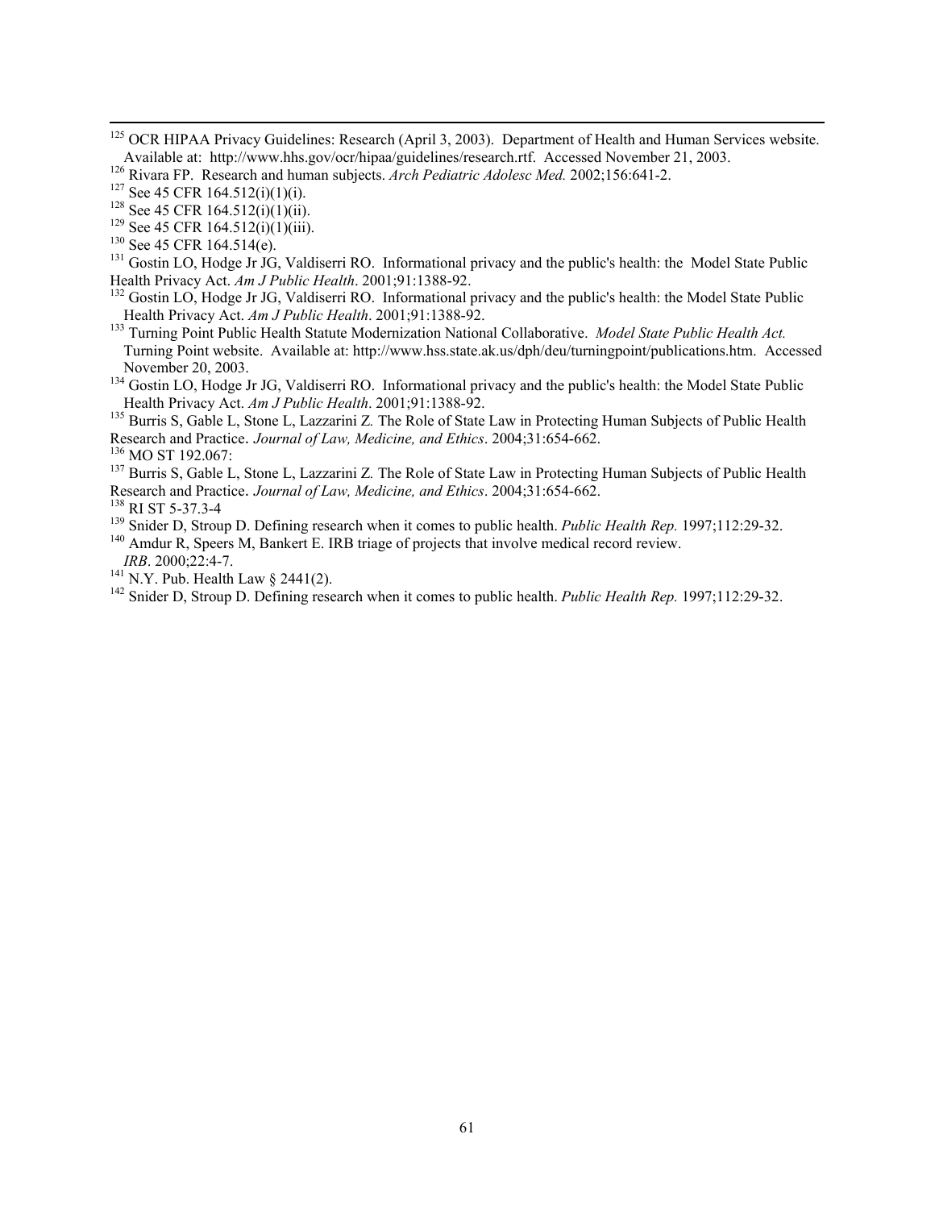[125] OCR HIPAA Privacy Guidelines: Research (April 3, 2003). Department of Health and Human Services website. Available at: http://www.hhs.gov/ocr/hipaa/guidelines/research.rtf. Accessed November 21, 2003.

[126] Rivara FP. Research and human subjects. *Arch Pediatric Adolesc Med.* 2002;156:641-2.

[127] See 45 CFR 164.512(i)(1)(i).

[128] See 45 CFR 164.512(i)(1)(ii).

[129] See 45 CFR 164.512(i)(1)(iii).

[130] See 45 CFR 164.514(e).

[131] Gostin LO, Hodge Jr JG, Valdiserri RO. Informational privacy and the public's health: the Model State Public Health Privacy Act. *Am J Public Health*. 2001;91:1388-92.

[132] Gostin LO, Hodge Jr JG, Valdiserri RO. Informational privacy and the public's health: the Model State Public Health Privacy Act. *Am J Public Health*. 2001;91:1388-92.

[133] Turning Point Public Health Statute Modernization National Collaborative. *Model State Public Health Act.* Turning Point website. Available at: http://www.hss.state.ak.us/dph/deu/turningpoint/publications.htm. Accessed November 20, 2003.

[134] Gostin LO, Hodge Jr JG, Valdiserri RO. Informational privacy and the public's health: the Model State Public Health Privacy Act. *Am J Public Health*. 2001;91:1388-92.

[135] Burris S, Gable L, Stone L, Lazzarini Z. The Role of State Law in Protecting Human Subjects of Public Health Research and Practice. *Journal of Law, Medicine, and Ethics*. 2004;31:654-662.

[136] MO ST 192.067:

[137] Burris S, Gable L, Stone L, Lazzarini Z. The Role of State Law in Protecting Human Subjects of Public Health Research and Practice. *Journal of Law, Medicine, and Ethics*. 2004;31:654-662.

[138] RI ST 5-37.3-4

[139] Snider D, Stroup D. Defining research when it comes to public health. *Public Health Rep.* 1997;112:29-32.

[140] Amdur R, Speers M, Bankert E. IRB triage of projects that involve medical record review. *IRB*. 2000;22:4-7.

[141] N.Y. Pub. Health Law § 2441(2).

[142] Snider D, Stroup D. Defining research when it comes to public health. *Public Health Rep.* 1997;112:29-32.